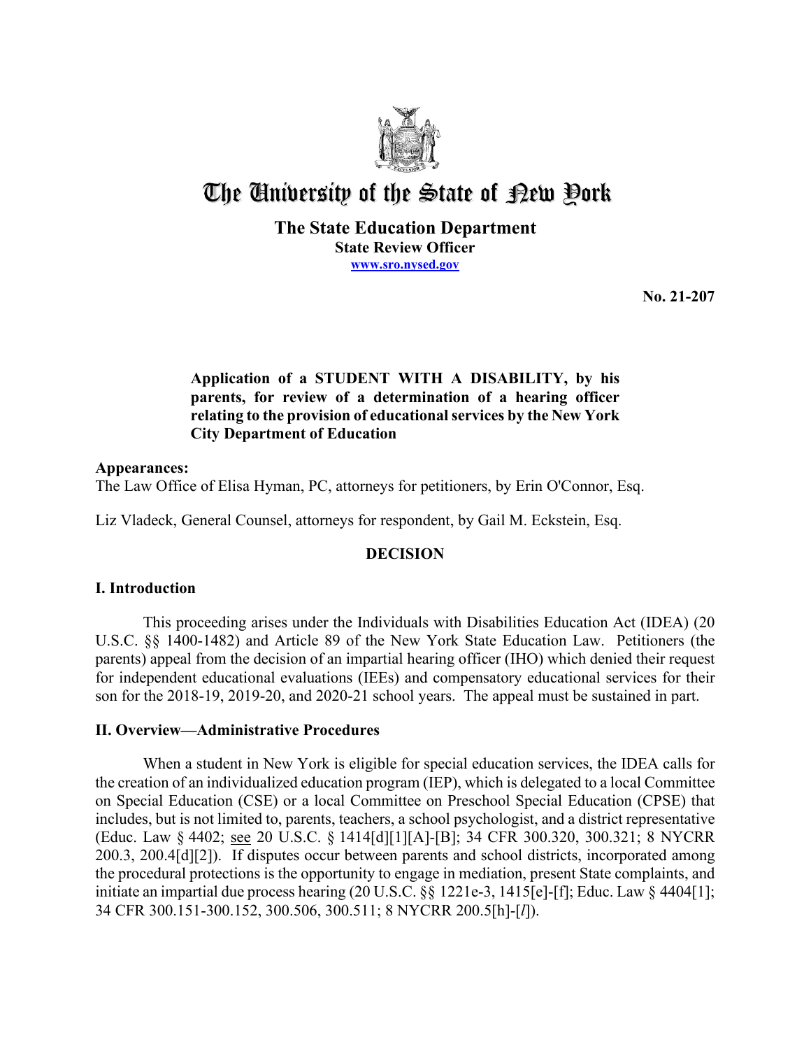# The University of the State of New York

**The State Education Department**
**State Review Officer**
**www.sro.nysed.gov**

**No. 21-207**

**Application of a STUDENT WITH A DISABILITY, by his parents, for review of a determination of a hearing officer relating to the provision of educational services by the New York City Department of Education**

**Appearances:**
The Law Office of Elisa Hyman, PC, attorneys for petitioners, by Erin O'Connor, Esq.

Liz Vladeck, General Counsel, attorneys for respondent, by Gail M. Eckstein, Esq.

## DECISION

### I. Introduction

This proceeding arises under the Individuals with Disabilities Education Act (IDEA) (20 U.S.C. §§ 1400-1482) and Article 89 of the New York State Education Law. Petitioners (the parents) appeal from the decision of an impartial hearing officer (IHO) which denied their request for independent educational evaluations (IEEs) and compensatory educational services for their son for the 2018-19, 2019-20, and 2020-21 school years. The appeal must be sustained in part.

### II. Overview—Administrative Procedures

When a student in New York is eligible for special education services, the IDEA calls for the creation of an individualized education program (IEP), which is delegated to a local Committee on Special Education (CSE) or a local Committee on Preschool Special Education (CPSE) that includes, but is not limited to, parents, teachers, a school psychologist, and a district representative (Educ. Law § 4402; see 20 U.S.C. § 1414[d][1][A]-[B]; 34 CFR 300.320, 300.321; 8 NYCRR 200.3, 200.4[d][2]). If disputes occur between parents and school districts, incorporated among the procedural protections is the opportunity to engage in mediation, present State complaints, and initiate an impartial due process hearing (20 U.S.C. §§ 1221e-3, 1415[e]-[f]; Educ. Law § 4404[1]; 34 CFR 300.151-300.152, 300.506, 300.511; 8 NYCRR 200.5[h]-[*l*]).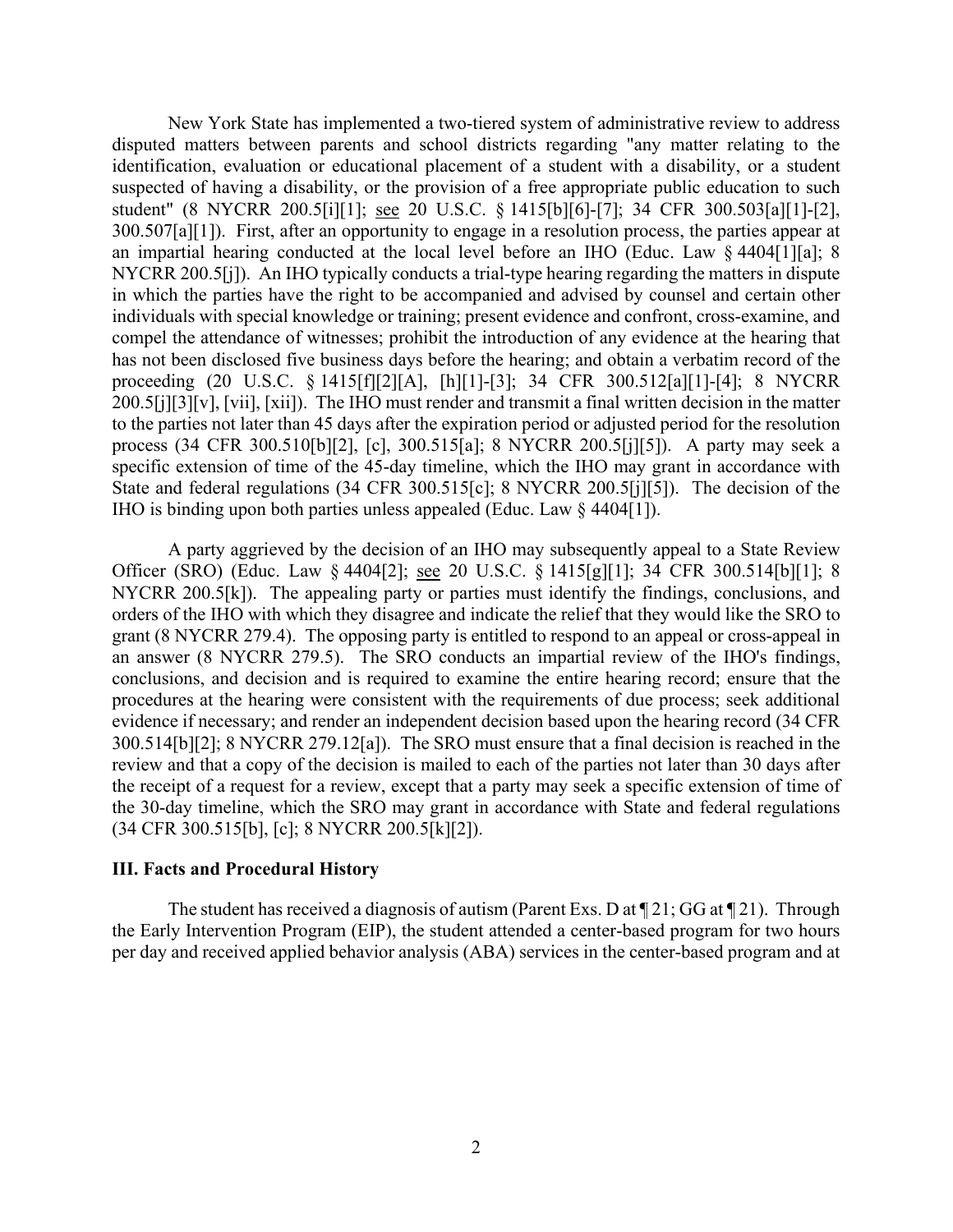New York State has implemented a two-tiered system of administrative review to address disputed matters between parents and school districts regarding "any matter relating to the identification, evaluation or educational placement of a student with a disability, or a student suspected of having a disability, or the provision of a free appropriate public education to such student" (8 NYCRR 200.5[i][1]; see 20 U.S.C. § 1415[b][6]-[7]; 34 CFR 300.503[a][1]-[2], 300.507[a][1]). First, after an opportunity to engage in a resolution process, the parties appear at an impartial hearing conducted at the local level before an IHO (Educ. Law § 4404[1][a]; 8 NYCRR 200.5[j]). An IHO typically conducts a trial-type hearing regarding the matters in dispute in which the parties have the right to be accompanied and advised by counsel and certain other individuals with special knowledge or training; present evidence and confront, cross-examine, and compel the attendance of witnesses; prohibit the introduction of any evidence at the hearing that has not been disclosed five business days before the hearing; and obtain a verbatim record of the proceeding (20 U.S.C. § 1415[f][2][A], [h][1]-[3]; 34 CFR 300.512[a][1]-[4]; 8 NYCRR 200.5[j][3][v], [vii], [xii]). The IHO must render and transmit a final written decision in the matter to the parties not later than 45 days after the expiration period or adjusted period for the resolution process (34 CFR 300.510[b][2], [c], 300.515[a]; 8 NYCRR 200.5[j][5]). A party may seek a specific extension of time of the 45-day timeline, which the IHO may grant in accordance with State and federal regulations (34 CFR 300.515[c]; 8 NYCRR 200.5[j][5]). The decision of the IHO is binding upon both parties unless appealed (Educ. Law § 4404[1]).

A party aggrieved by the decision of an IHO may subsequently appeal to a State Review Officer (SRO) (Educ. Law § 4404[2]; see 20 U.S.C. § 1415[g][1]; 34 CFR 300.514[b][1]; 8 NYCRR 200.5[k]). The appealing party or parties must identify the findings, conclusions, and orders of the IHO with which they disagree and indicate the relief that they would like the SRO to grant (8 NYCRR 279.4). The opposing party is entitled to respond to an appeal or cross-appeal in an answer (8 NYCRR 279.5). The SRO conducts an impartial review of the IHO's findings, conclusions, and decision and is required to examine the entire hearing record; ensure that the procedures at the hearing were consistent with the requirements of due process; seek additional evidence if necessary; and render an independent decision based upon the hearing record (34 CFR 300.514[b][2]; 8 NYCRR 279.12[a]). The SRO must ensure that a final decision is reached in the review and that a copy of the decision is mailed to each of the parties not later than 30 days after the receipt of a request for a review, except that a party may seek a specific extension of time of the 30-day timeline, which the SRO may grant in accordance with State and federal regulations (34 CFR 300.515[b], [c]; 8 NYCRR 200.5[k][2]).

## III. Facts and Procedural History

The student has received a diagnosis of autism (Parent Exs. D at ¶ 21; GG at ¶ 21). Through the Early Intervention Program (EIP), the student attended a center-based program for two hours per day and received applied behavior analysis (ABA) services in the center-based program and at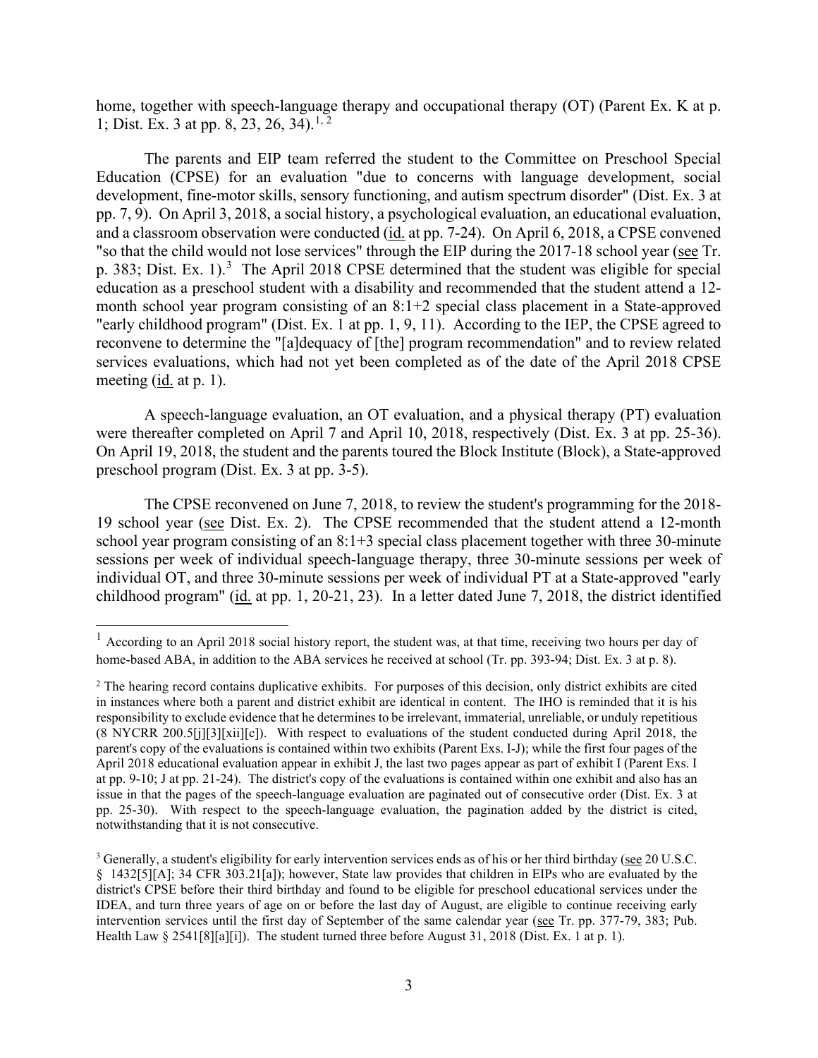home, together with speech-language therapy and occupational therapy (OT) (Parent Ex. K at p. 1; Dist. Ex. 3 at pp. 8, 23, 26, 34).[1, 2]

The parents and EIP team referred the student to the Committee on Preschool Special Education (CPSE) for an evaluation "due to concerns with language development, social development, fine-motor skills, sensory functioning, and autism spectrum disorder" (Dist. Ex. 3 at pp. 7, 9). On April 3, 2018, a social history, a psychological evaluation, an educational evaluation, and a classroom observation were conducted (id. at pp. 7-24). On April 6, 2018, a CPSE convened "so that the child would not lose services" through the EIP during the 2017-18 school year (see Tr. p. 383; Dist. Ex. 1).[3] The April 2018 CPSE determined that the student was eligible for special education as a preschool student with a disability and recommended that the student attend a 12-month school year program consisting of an 8:1+2 special class placement in a State-approved "early childhood program" (Dist. Ex. 1 at pp. 1, 9, 11). According to the IEP, the CPSE agreed to reconvene to determine the "[a]dequacy of [the] program recommendation" and to review related services evaluations, which had not yet been completed as of the date of the April 2018 CPSE meeting (id. at p. 1).

A speech-language evaluation, an OT evaluation, and a physical therapy (PT) evaluation were thereafter completed on April 7 and April 10, 2018, respectively (Dist. Ex. 3 at pp. 25-36). On April 19, 2018, the student and the parents toured the Block Institute (Block), a State-approved preschool program (Dist. Ex. 3 at pp. 3-5).

The CPSE reconvened on June 7, 2018, to review the student's programming for the 2018-19 school year (see Dist. Ex. 2). The CPSE recommended that the student attend a 12-month school year program consisting of an 8:1+3 special class placement together with three 30-minute sessions per week of individual speech-language therapy, three 30-minute sessions per week of individual OT, and three 30-minute sessions per week of individual PT at a State-approved "early childhood program" (id. at pp. 1, 20-21, 23). In a letter dated June 7, 2018, the district identified

---

[1] According to an April 2018 social history report, the student was, at that time, receiving two hours per day of home-based ABA, in addition to the ABA services he received at school (Tr. pp. 393-94; Dist. Ex. 3 at p. 8).

[2] The hearing record contains duplicative exhibits. For purposes of this decision, only district exhibits are cited in instances where both a parent and district exhibit are identical in content. The IHO is reminded that it is his responsibility to exclude evidence that he determines to be irrelevant, immaterial, unreliable, or unduly repetitious (8 NYCRR 200.5[j][3][xii][c]). With respect to evaluations of the student conducted during April 2018, the parent's copy of the evaluations is contained within two exhibits (Parent Exs. I-J); while the first four pages of the April 2018 educational evaluation appear in exhibit J, the last two pages appear as part of exhibit I (Parent Exs. I at pp. 9-10; J at pp. 21-24). The district's copy of the evaluations is contained within one exhibit and also has an issue in that the pages of the speech-language evaluation are paginated out of consecutive order (Dist. Ex. 3 at pp. 25-30). With respect to the speech-language evaluation, the pagination added by the district is cited, notwithstanding that it is not consecutive.

[3] Generally, a student's eligibility for early intervention services ends as of his or her third birthday (see 20 U.S.C. § 1432[5][A]; 34 CFR 303.21[a]); however, State law provides that children in EIPs who are evaluated by the district's CPSE before their third birthday and found to be eligible for preschool educational services under the IDEA, and turn three years of age on or before the last day of August, are eligible to continue receiving early intervention services until the first day of September of the same calendar year (see Tr. pp. 377-79, 383; Pub. Health Law § 2541[8][a][i]). The student turned three before August 31, 2018 (Dist. Ex. 1 at p. 1).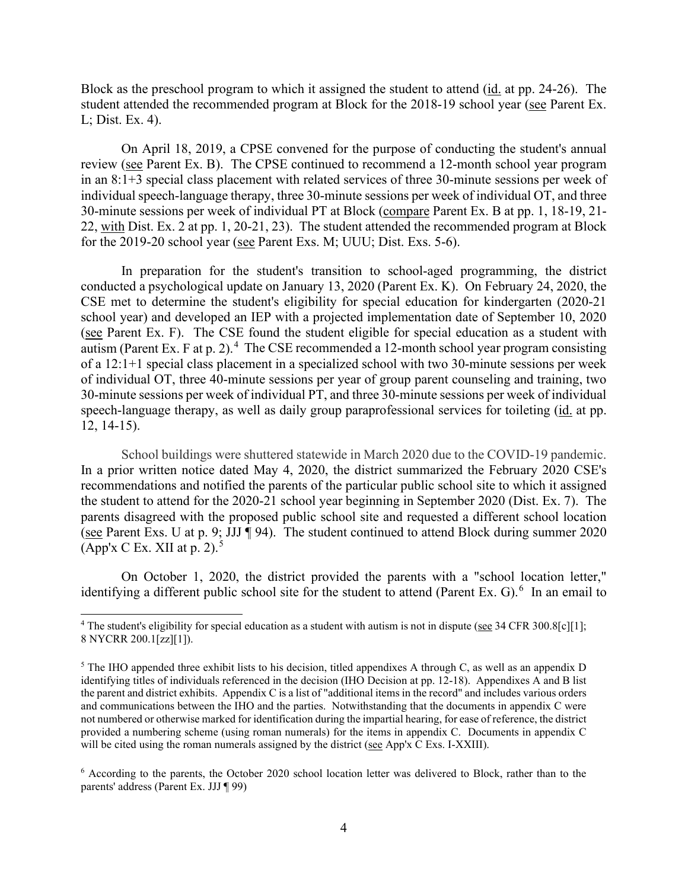Block as the preschool program to which it assigned the student to attend (id. at pp. 24-26). The student attended the recommended program at Block for the 2018-19 school year (see Parent Ex. L; Dist. Ex. 4).

On April 18, 2019, a CPSE convened for the purpose of conducting the student's annual review (see Parent Ex. B). The CPSE continued to recommend a 12-month school year program in an 8:1+3 special class placement with related services of three 30-minute sessions per week of individual speech-language therapy, three 30-minute sessions per week of individual OT, and three 30-minute sessions per week of individual PT at Block (compare Parent Ex. B at pp. 1, 18-19, 21-22, with Dist. Ex. 2 at pp. 1, 20-21, 23). The student attended the recommended program at Block for the 2019-20 school year (see Parent Exs. M; UUU; Dist. Exs. 5-6).

In preparation for the student's transition to school-aged programming, the district conducted a psychological update on January 13, 2020 (Parent Ex. K). On February 24, 2020, the CSE met to determine the student's eligibility for special education for kindergarten (2020-21 school year) and developed an IEP with a projected implementation date of September 10, 2020 (see Parent Ex. F). The CSE found the student eligible for special education as a student with autism (Parent Ex. F at p. 2).[4] The CSE recommended a 12-month school year program consisting of a 12:1+1 special class placement in a specialized school with two 30-minute sessions per week of individual OT, three 40-minute sessions per year of group parent counseling and training, two 30-minute sessions per week of individual PT, and three 30-minute sessions per week of individual speech-language therapy, as well as daily group paraprofessional services for toileting (id. at pp. 12, 14-15).

School buildings were shuttered statewide in March 2020 due to the COVID-19 pandemic. In a prior written notice dated May 4, 2020, the district summarized the February 2020 CSE's recommendations and notified the parents of the particular public school site to which it assigned the student to attend for the 2020-21 school year beginning in September 2020 (Dist. Ex. 7). The parents disagreed with the proposed public school site and requested a different school location (see Parent Exs. U at p. 9; JJJ ¶ 94). The student continued to attend Block during summer 2020 (App'x C Ex. XII at p. 2).[5]

On October 1, 2020, the district provided the parents with a "school location letter," identifying a different public school site for the student to attend (Parent Ex. G).[6] In an email to

---

[4] The student's eligibility for special education as a student with autism is not in dispute (see 34 CFR 300.8[c][1]; 8 NYCRR 200.1[zz][1]).

[5] The IHO appended three exhibit lists to his decision, titled appendixes A through C, as well as an appendix D identifying titles of individuals referenced in the decision (IHO Decision at pp. 12-18). Appendixes A and B list the parent and district exhibits. Appendix C is a list of "additional items in the record" and includes various orders and communications between the IHO and the parties. Notwithstanding that the documents in appendix C were not numbered or otherwise marked for identification during the impartial hearing, for ease of reference, the district provided a numbering scheme (using roman numerals) for the items in appendix C. Documents in appendix C will be cited using the roman numerals assigned by the district (see App'x C Exs. I-XXIII).

[6] According to the parents, the October 2020 school location letter was delivered to Block, rather than to the parents' address (Parent Ex. JJJ ¶ 99)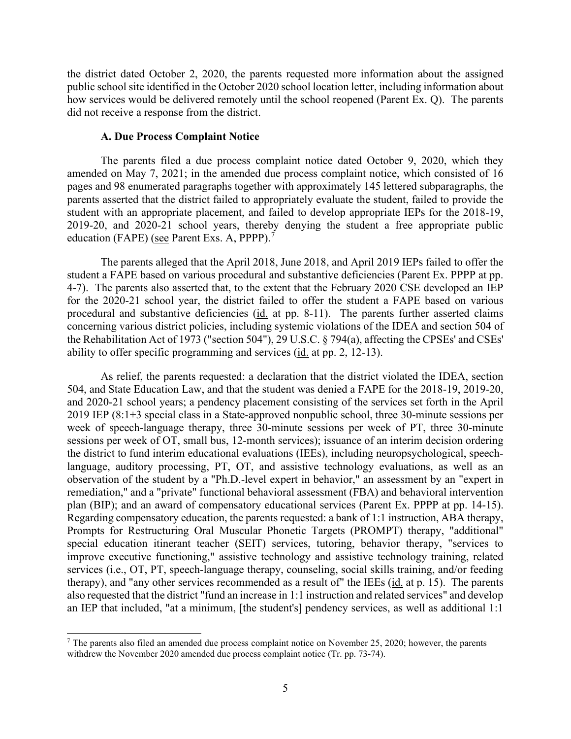the district dated October 2, 2020, the parents requested more information about the assigned public school site identified in the October 2020 school location letter, including information about how services would be delivered remotely until the school reopened (Parent Ex. Q). The parents did not receive a response from the district.

### A. Due Process Complaint Notice

The parents filed a due process complaint notice dated October 9, 2020, which they amended on May 7, 2021; in the amended due process complaint notice, which consisted of 16 pages and 98 enumerated paragraphs together with approximately 145 lettered subparagraphs, the parents asserted that the district failed to appropriately evaluate the student, failed to provide the student with an appropriate placement, and failed to develop appropriate IEPs for the 2018-19, 2019-20, and 2020-21 school years, thereby denying the student a free appropriate public education (FAPE) (see Parent Exs. A, PPPP).[7]

The parents alleged that the April 2018, June 2018, and April 2019 IEPs failed to offer the student a FAPE based on various procedural and substantive deficiencies (Parent Ex. PPPP at pp. 4-7). The parents also asserted that, to the extent that the February 2020 CSE developed an IEP for the 2020-21 school year, the district failed to offer the student a FAPE based on various procedural and substantive deficiencies (id. at pp. 8-11). The parents further asserted claims concerning various district policies, including systemic violations of the IDEA and section 504 of the Rehabilitation Act of 1973 ("section 504"), 29 U.S.C. § 794(a), affecting the CPSEs' and CSEs' ability to offer specific programming and services (id. at pp. 2, 12-13).

As relief, the parents requested: a declaration that the district violated the IDEA, section 504, and State Education Law, and that the student was denied a FAPE for the 2018-19, 2019-20, and 2020-21 school years; a pendency placement consisting of the services set forth in the April 2019 IEP (8:1+3 special class in a State-approved nonpublic school, three 30-minute sessions per week of speech-language therapy, three 30-minute sessions per week of PT, three 30-minute sessions per week of OT, small bus, 12-month services); issuance of an interim decision ordering the district to fund interim educational evaluations (IEEs), including neuropsychological, speech-language, auditory processing, PT, OT, and assistive technology evaluations, as well as an observation of the student by a "Ph.D.-level expert in behavior," an assessment by an "expert in remediation," and a "private" functional behavioral assessment (FBA) and behavioral intervention plan (BIP); and an award of compensatory educational services (Parent Ex. PPPP at pp. 14-15). Regarding compensatory education, the parents requested: a bank of 1:1 instruction, ABA therapy, Prompts for Restructuring Oral Muscular Phonetic Targets (PROMPT) therapy, "additional" special education itinerant teacher (SEIT) services, tutoring, behavior therapy, "services to improve executive functioning," assistive technology and assistive technology training, related services (i.e., OT, PT, speech-language therapy, counseling, social skills training, and/or feeding therapy), and "any other services recommended as a result of" the IEEs (id. at p. 15). The parents also requested that the district "fund an increase in 1:1 instruction and related services" and develop an IEP that included, "at a minimum, [the student's] pendency services, as well as additional 1:1

---

[7] The parents also filed an amended due process complaint notice on November 25, 2020; however, the parents withdrew the November 2020 amended due process complaint notice (Tr. pp. 73-74).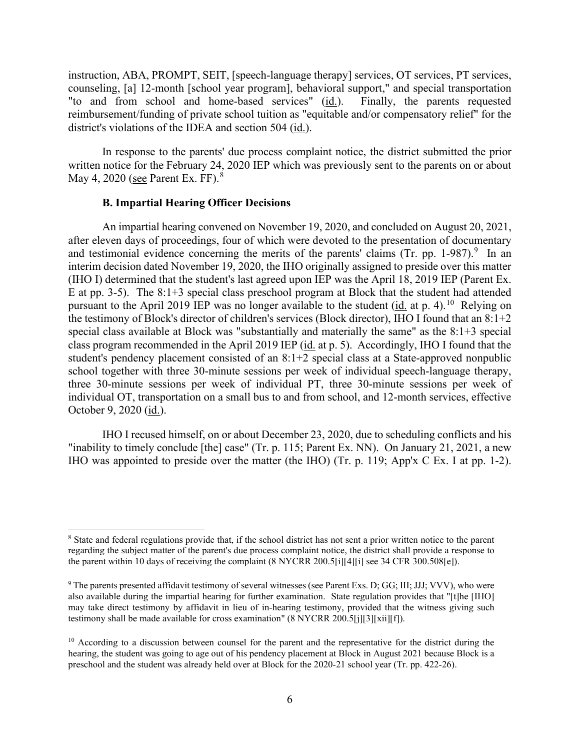instruction, ABA, PROMPT, SEIT, [speech-language therapy] services, OT services, PT services, counseling, [a] 12-month [school year program], behavioral support," and special transportation "to and from school and home-based services" (id.). Finally, the parents requested reimbursement/funding of private school tuition as "equitable and/or compensatory relief" for the district's violations of the IDEA and section 504 (id.).

In response to the parents' due process complaint notice, the district submitted the prior written notice for the February 24, 2020 IEP which was previously sent to the parents on or about May 4, 2020 (see Parent Ex. FF).[8]

### B. Impartial Hearing Officer Decisions

An impartial hearing convened on November 19, 2020, and concluded on August 20, 2021, after eleven days of proceedings, four of which were devoted to the presentation of documentary and testimonial evidence concerning the merits of the parents' claims (Tr. pp. 1-987).[9] In an interim decision dated November 19, 2020, the IHO originally assigned to preside over this matter (IHO I) determined that the student's last agreed upon IEP was the April 18, 2019 IEP (Parent Ex. E at pp. 3-5). The 8:1+3 special class preschool program at Block that the student had attended pursuant to the April 2019 IEP was no longer available to the student (id. at p. 4).[10] Relying on the testimony of Block's director of children's services (Block director), IHO I found that an 8:1+2 special class available at Block was "substantially and materially the same" as the 8:1+3 special class program recommended in the April 2019 IEP (id. at p. 5). Accordingly, IHO I found that the student's pendency placement consisted of an 8:1+2 special class at a State-approved nonpublic school together with three 30-minute sessions per week of individual speech-language therapy, three 30-minute sessions per week of individual PT, three 30-minute sessions per week of individual OT, transportation on a small bus to and from school, and 12-month services, effective October 9, 2020 (id.).

IHO I recused himself, on or about December 23, 2020, due to scheduling conflicts and his "inability to timely conclude [the] case" (Tr. p. 115; Parent Ex. NN). On January 21, 2021, a new IHO was appointed to preside over the matter (the IHO) (Tr. p. 119; App'x C Ex. I at pp. 1-2).

---

[8] State and federal regulations provide that, if the school district has not sent a prior written notice to the parent regarding the subject matter of the parent's due process complaint notice, the district shall provide a response to the parent within 10 days of receiving the complaint (8 NYCRR 200.5[i][4][i] see 34 CFR 300.508[e]).

[9] The parents presented affidavit testimony of several witnesses (see Parent Exs. D; GG; III; JJJ; VVV), who were also available during the impartial hearing for further examination. State regulation provides that "[t]he [IHO] may take direct testimony by affidavit in lieu of in-hearing testimony, provided that the witness giving such testimony shall be made available for cross examination" (8 NYCRR 200.5[j][3][xii][f]).

[10] According to a discussion between counsel for the parent and the representative for the district during the hearing, the student was going to age out of his pendency placement at Block in August 2021 because Block is a preschool and the student was already held over at Block for the 2020-21 school year (Tr. pp. 422-26).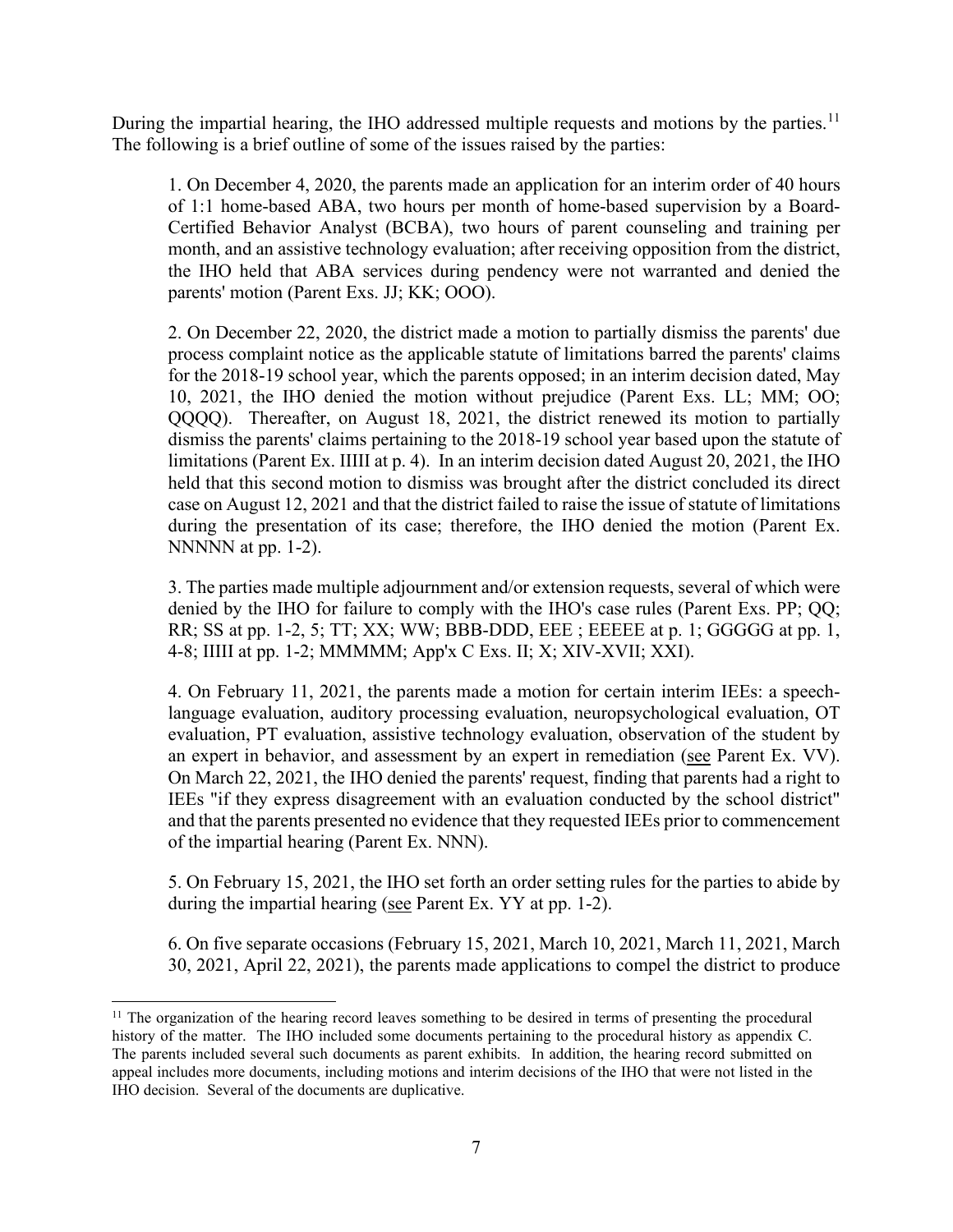During the impartial hearing, the IHO addressed multiple requests and motions by the parties.[11] The following is a brief outline of some of the issues raised by the parties:

1. On December 4, 2020, the parents made an application for an interim order of 40 hours of 1:1 home-based ABA, two hours per month of home-based supervision by a Board-Certified Behavior Analyst (BCBA), two hours of parent counseling and training per month, and an assistive technology evaluation; after receiving opposition from the district, the IHO held that ABA services during pendency were not warranted and denied the parents' motion (Parent Exs. JJ; KK; OOO).

2. On December 22, 2020, the district made a motion to partially dismiss the parents' due process complaint notice as the applicable statute of limitations barred the parents' claims for the 2018-19 school year, which the parents opposed; in an interim decision dated, May 10, 2021, the IHO denied the motion without prejudice (Parent Exs. LL; MM; OO; QQQQ). Thereafter, on August 18, 2021, the district renewed its motion to partially dismiss the parents' claims pertaining to the 2018-19 school year based upon the statute of limitations (Parent Ex. IIIII at p. 4). In an interim decision dated August 20, 2021, the IHO held that this second motion to dismiss was brought after the district concluded its direct case on August 12, 2021 and that the district failed to raise the issue of statute of limitations during the presentation of its case; therefore, the IHO denied the motion (Parent Ex. NNNNN at pp. 1-2).

3. The parties made multiple adjournment and/or extension requests, several of which were denied by the IHO for failure to comply with the IHO's case rules (Parent Exs. PP; QQ; RR; SS at pp. 1-2, 5; TT; XX; WW; BBB-DDD, EEE ; EEEEE at p. 1; GGGGG at pp. 1, 4-8; IIIII at pp. 1-2; MMMMM; App'x C Exs. II; X; XIV-XVII; XXI).

4. On February 11, 2021, the parents made a motion for certain interim IEEs: a speech-language evaluation, auditory processing evaluation, neuropsychological evaluation, OT evaluation, PT evaluation, assistive technology evaluation, observation of the student by an expert in behavior, and assessment by an expert in remediation (see Parent Ex. VV). On March 22, 2021, the IHO denied the parents' request, finding that parents had a right to IEEs "if they express disagreement with an evaluation conducted by the school district" and that the parents presented no evidence that they requested IEEs prior to commencement of the impartial hearing (Parent Ex. NNN).

5. On February 15, 2021, the IHO set forth an order setting rules for the parties to abide by during the impartial hearing (see Parent Ex. YY at pp. 1-2).

6. On five separate occasions (February 15, 2021, March 10, 2021, March 11, 2021, March 30, 2021, April 22, 2021), the parents made applications to compel the district to produce

[11] The organization of the hearing record leaves something to be desired in terms of presenting the procedural history of the matter. The IHO included some documents pertaining to the procedural history as appendix C. The parents included several such documents as parent exhibits. In addition, the hearing record submitted on appeal includes more documents, including motions and interim decisions of the IHO that were not listed in the IHO decision. Several of the documents are duplicative.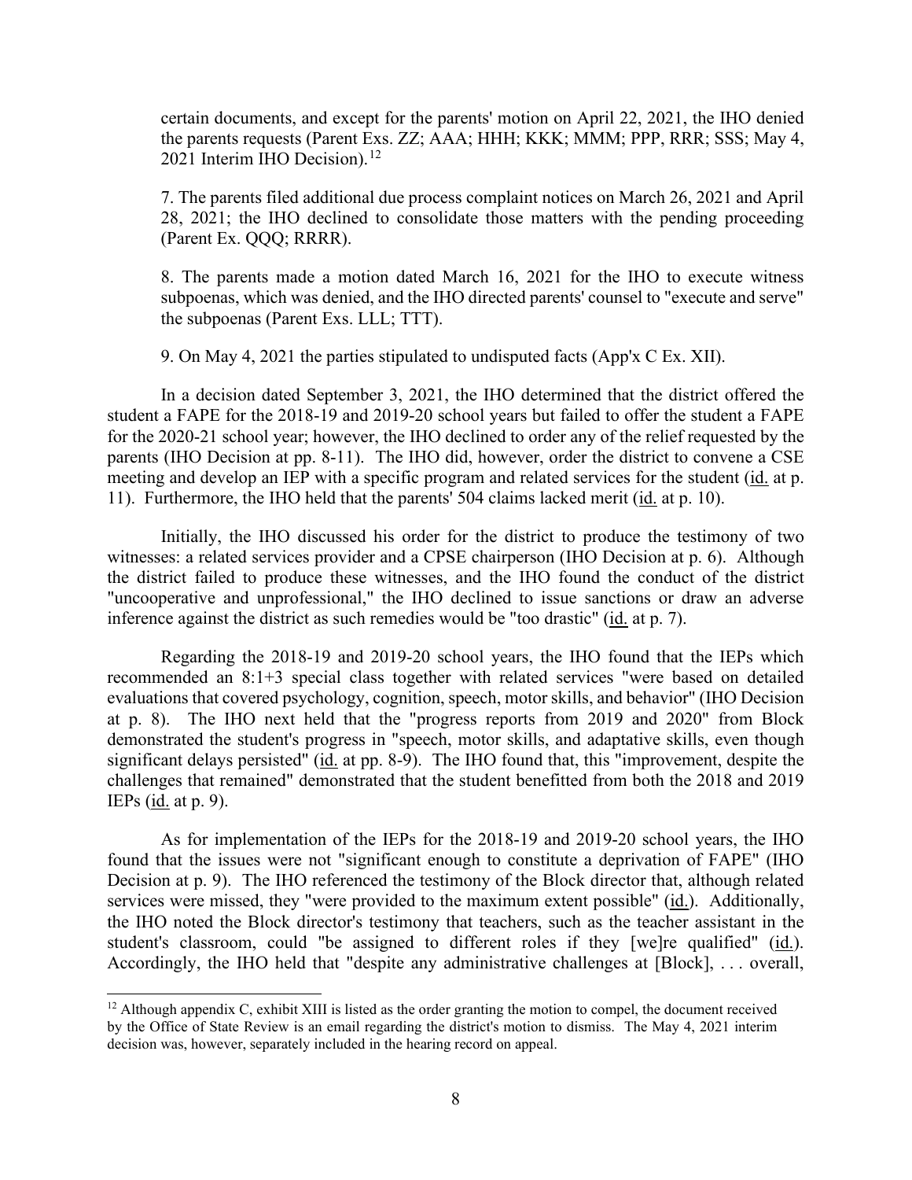certain documents, and except for the parents' motion on April 22, 2021, the IHO denied the parents requests (Parent Exs. ZZ; AAA; HHH; KKK; MMM; PPP, RRR; SSS; May 4, 2021 Interim IHO Decision).[12]

7. The parents filed additional due process complaint notices on March 26, 2021 and April 28, 2021; the IHO declined to consolidate those matters with the pending proceeding (Parent Ex. QQQ; RRRR).

8. The parents made a motion dated March 16, 2021 for the IHO to execute witness subpoenas, which was denied, and the IHO directed parents' counsel to "execute and serve" the subpoenas (Parent Exs. LLL; TTT).

9. On May 4, 2021 the parties stipulated to undisputed facts (App'x C Ex. XII).

In a decision dated September 3, 2021, the IHO determined that the district offered the student a FAPE for the 2018-19 and 2019-20 school years but failed to offer the student a FAPE for the 2020-21 school year; however, the IHO declined to order any of the relief requested by the parents (IHO Decision at pp. 8-11). The IHO did, however, order the district to convene a CSE meeting and develop an IEP with a specific program and related services for the student (id. at p. 11). Furthermore, the IHO held that the parents' 504 claims lacked merit (id. at p. 10).

Initially, the IHO discussed his order for the district to produce the testimony of two witnesses: a related services provider and a CPSE chairperson (IHO Decision at p. 6). Although the district failed to produce these witnesses, and the IHO found the conduct of the district "uncooperative and unprofessional," the IHO declined to issue sanctions or draw an adverse inference against the district as such remedies would be "too drastic" (id. at p. 7).

Regarding the 2018-19 and 2019-20 school years, the IHO found that the IEPs which recommended an 8:1+3 special class together with related services "were based on detailed evaluations that covered psychology, cognition, speech, motor skills, and behavior" (IHO Decision at p. 8). The IHO next held that the "progress reports from 2019 and 2020" from Block demonstrated the student's progress in "speech, motor skills, and adaptative skills, even though significant delays persisted" (id. at pp. 8-9). The IHO found that, this "improvement, despite the challenges that remained" demonstrated that the student benefitted from both the 2018 and 2019 IEPs (id. at p. 9).

As for implementation of the IEPs for the 2018-19 and 2019-20 school years, the IHO found that the issues were not "significant enough to constitute a deprivation of FAPE" (IHO Decision at p. 9). The IHO referenced the testimony of the Block director that, although related services were missed, they "were provided to the maximum extent possible" (id.). Additionally, the IHO noted the Block director's testimony that teachers, such as the teacher assistant in the student's classroom, could "be assigned to different roles if they [we]re qualified" (id.). Accordingly, the IHO held that "despite any administrative challenges at [Block], . . . overall,

[12] Although appendix C, exhibit XIII is listed as the order granting the motion to compel, the document received by the Office of State Review is an email regarding the district's motion to dismiss. The May 4, 2021 interim decision was, however, separately included in the hearing record on appeal.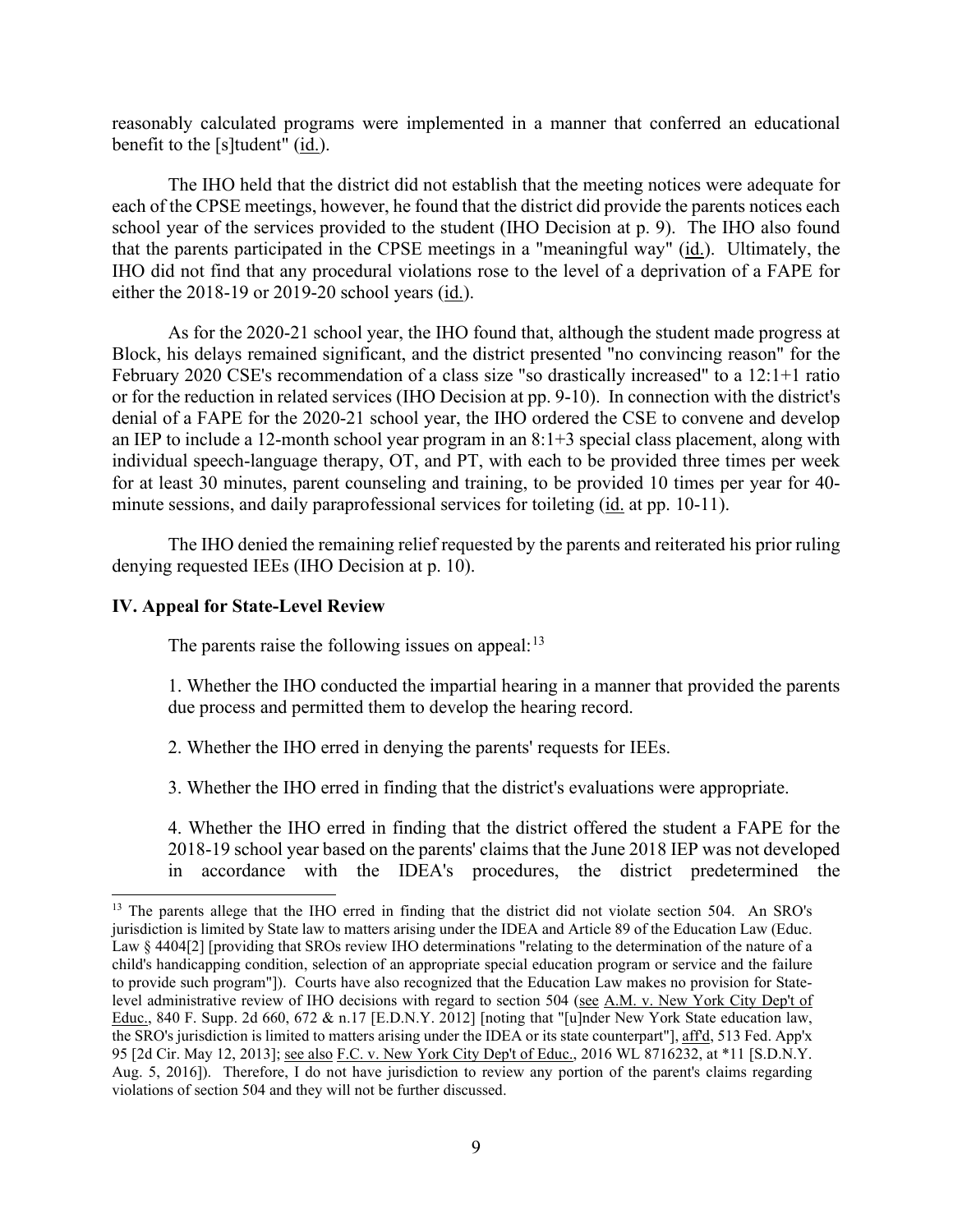reasonably calculated programs were implemented in a manner that conferred an educational benefit to the [s]tudent" (id.).

The IHO held that the district did not establish that the meeting notices were adequate for each of the CPSE meetings, however, he found that the district did provide the parents notices each school year of the services provided to the student (IHO Decision at p. 9). The IHO also found that the parents participated in the CPSE meetings in a "meaningful way" (id.). Ultimately, the IHO did not find that any procedural violations rose to the level of a deprivation of a FAPE for either the 2018-19 or 2019-20 school years (id.).

As for the 2020-21 school year, the IHO found that, although the student made progress at Block, his delays remained significant, and the district presented "no convincing reason" for the February 2020 CSE's recommendation of a class size "so drastically increased" to a 12:1+1 ratio or for the reduction in related services (IHO Decision at pp. 9-10). In connection with the district's denial of a FAPE for the 2020-21 school year, the IHO ordered the CSE to convene and develop an IEP to include a 12-month school year program in an 8:1+3 special class placement, along with individual speech-language therapy, OT, and PT, with each to be provided three times per week for at least 30 minutes, parent counseling and training, to be provided 10 times per year for 40-minute sessions, and daily paraprofessional services for toileting (id. at pp. 10-11).

The IHO denied the remaining relief requested by the parents and reiterated his prior ruling denying requested IEEs (IHO Decision at p. 10).

## IV. Appeal for State-Level Review

The parents raise the following issues on appeal:[13]

1. Whether the IHO conducted the impartial hearing in a manner that provided the parents due process and permitted them to develop the hearing record.

2. Whether the IHO erred in denying the parents' requests for IEEs.

3. Whether the IHO erred in finding that the district's evaluations were appropriate.

4. Whether the IHO erred in finding that the district offered the student a FAPE for the 2018-19 school year based on the parents' claims that the June 2018 IEP was not developed in accordance with the IDEA's procedures, the district predetermined the

---

[13] The parents allege that the IHO erred in finding that the district did not violate section 504. An SRO's jurisdiction is limited by State law to matters arising under the IDEA and Article 89 of the Education Law (Educ. Law § 4404[2] [providing that SROs review IHO determinations "relating to the determination of the nature of a child's handicapping condition, selection of an appropriate special education program or service and the failure to provide such program"]). Courts have also recognized that the Education Law makes no provision for State-level administrative review of IHO decisions with regard to section 504 (see A.M. v. New York City Dep't of Educ., 840 F. Supp. 2d 660, 672 & n.17 [E.D.N.Y. 2012] [noting that "[u]nder New York State education law, the SRO's jurisdiction is limited to matters arising under the IDEA or its state counterpart"], aff'd, 513 Fed. App'x 95 [2d Cir. May 12, 2013]; see also F.C. v. New York City Dep't of Educ., 2016 WL 8716232, at *11 [S.D.N.Y. Aug. 5, 2016]). Therefore, I do not have jurisdiction to review any portion of the parent's claims regarding violations of section 504 and they will not be further discussed.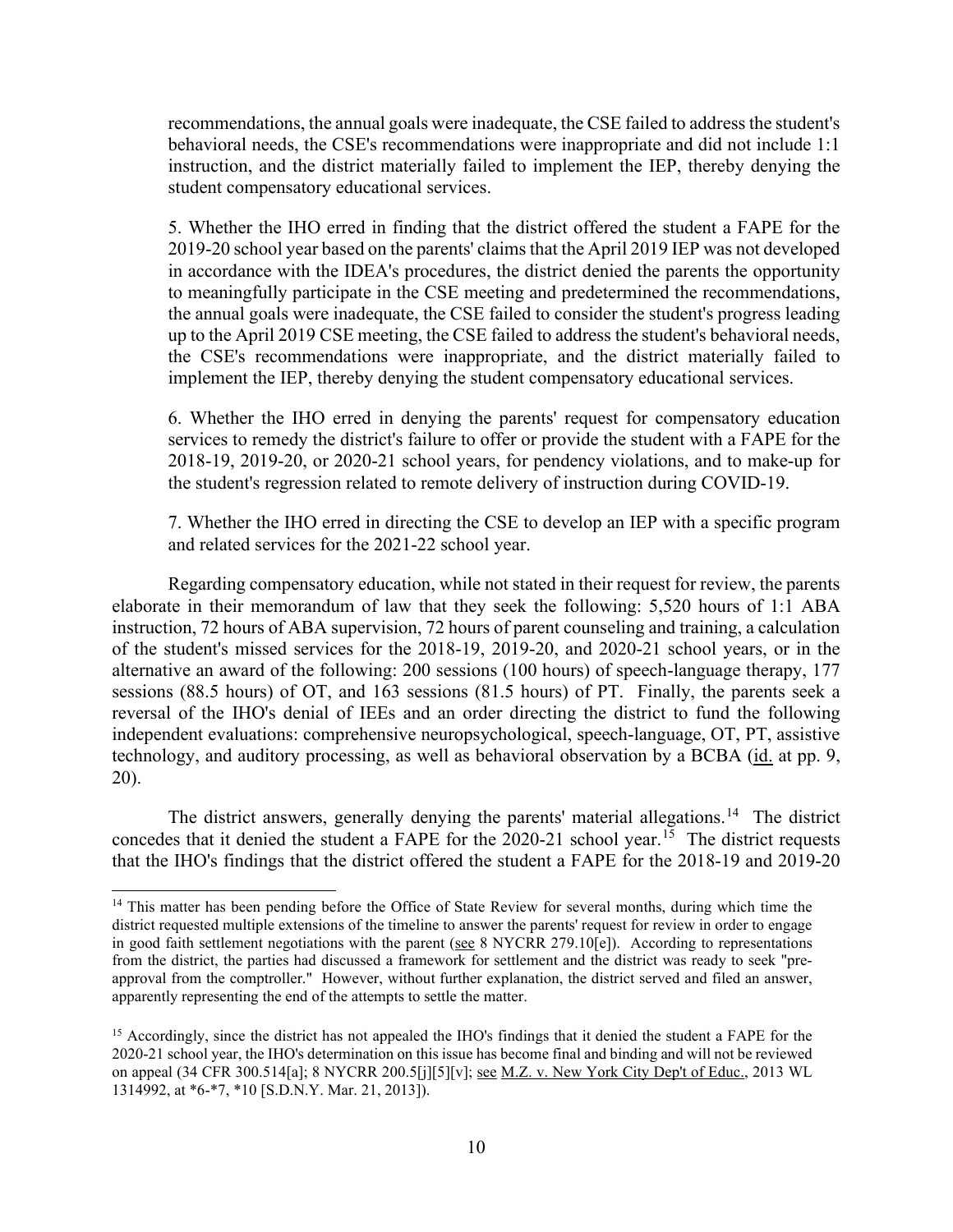recommendations, the annual goals were inadequate, the CSE failed to address the student's behavioral needs, the CSE's recommendations were inappropriate and did not include 1:1 instruction, and the district materially failed to implement the IEP, thereby denying the student compensatory educational services.

5. Whether the IHO erred in finding that the district offered the student a FAPE for the 2019-20 school year based on the parents' claims that the April 2019 IEP was not developed in accordance with the IDEA's procedures, the district denied the parents the opportunity to meaningfully participate in the CSE meeting and predetermined the recommendations, the annual goals were inadequate, the CSE failed to consider the student's progress leading up to the April 2019 CSE meeting, the CSE failed to address the student's behavioral needs, the CSE's recommendations were inappropriate, and the district materially failed to implement the IEP, thereby denying the student compensatory educational services.

6. Whether the IHO erred in denying the parents' request for compensatory education services to remedy the district's failure to offer or provide the student with a FAPE for the 2018-19, 2019-20, or 2020-21 school years, for pendency violations, and to make-up for the student's regression related to remote delivery of instruction during COVID-19.

7. Whether the IHO erred in directing the CSE to develop an IEP with a specific program and related services for the 2021-22 school year.

Regarding compensatory education, while not stated in their request for review, the parents elaborate in their memorandum of law that they seek the following: 5,520 hours of 1:1 ABA instruction, 72 hours of ABA supervision, 72 hours of parent counseling and training, a calculation of the student's missed services for the 2018-19, 2019-20, and 2020-21 school years, or in the alternative an award of the following: 200 sessions (100 hours) of speech-language therapy, 177 sessions (88.5 hours) of OT, and 163 sessions (81.5 hours) of PT. Finally, the parents seek a reversal of the IHO's denial of IEEs and an order directing the district to fund the following independent evaluations: comprehensive neuropsychological, speech-language, OT, PT, assistive technology, and auditory processing, as well as behavioral observation by a BCBA (id. at pp. 9, 20).

The district answers, generally denying the parents' material allegations.[14] The district concedes that it denied the student a FAPE for the 2020-21 school year.[15] The district requests that the IHO's findings that the district offered the student a FAPE for the 2018-19 and 2019-20

[14] This matter has been pending before the Office of State Review for several months, during which time the district requested multiple extensions of the timeline to answer the parents' request for review in order to engage in good faith settlement negotiations with the parent (see 8 NYCRR 279.10[e]). According to representations from the district, the parties had discussed a framework for settlement and the district was ready to seek "pre-approval from the comptroller." However, without further explanation, the district served and filed an answer, apparently representing the end of the attempts to settle the matter.

[15] Accordingly, since the district has not appealed the IHO's findings that it denied the student a FAPE for the 2020-21 school year, the IHO's determination on this issue has become final and binding and will not be reviewed on appeal (34 CFR 300.514[a]; 8 NYCRR 200.5[j][5][v]; see M.Z. v. New York City Dep't of Educ., 2013 WL 1314992, at *6-*7, *10 [S.D.N.Y. Mar. 21, 2013]).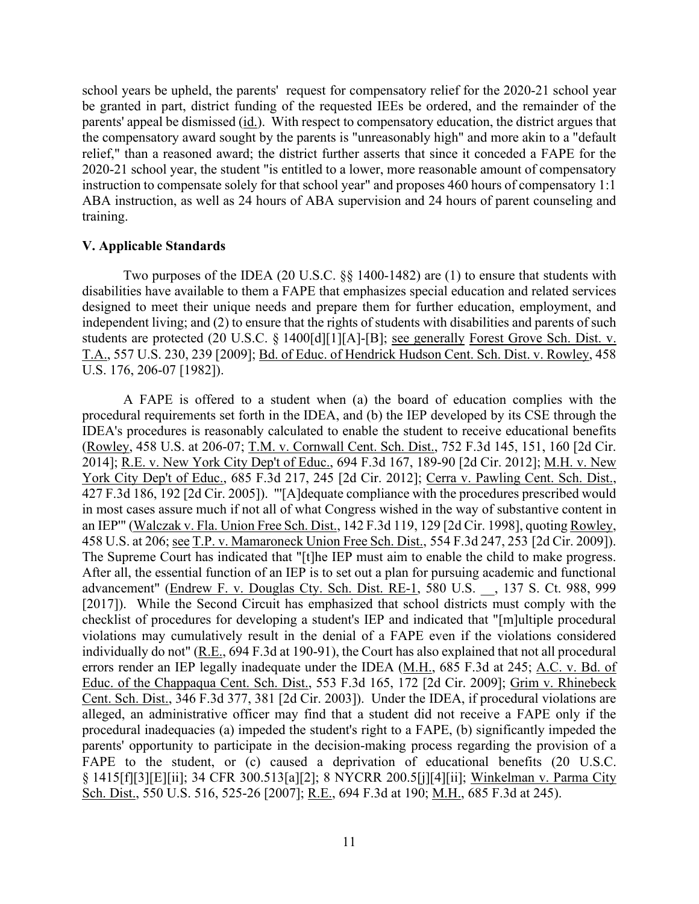school years be upheld, the parents' request for compensatory relief for the 2020-21 school year be granted in part, district funding of the requested IEEs be ordered, and the remainder of the parents' appeal be dismissed (id.). With respect to compensatory education, the district argues that the compensatory award sought by the parents is "unreasonably high" and more akin to a "default relief," than a reasoned award; the district further asserts that since it conceded a FAPE for the 2020-21 school year, the student "is entitled to a lower, more reasonable amount of compensatory instruction to compensate solely for that school year" and proposes 460 hours of compensatory 1:1 ABA instruction, as well as 24 hours of ABA supervision and 24 hours of parent counseling and training.

### V. Applicable Standards

Two purposes of the IDEA (20 U.S.C. §§ 1400-1482) are (1) to ensure that students with disabilities have available to them a FAPE that emphasizes special education and related services designed to meet their unique needs and prepare them for further education, employment, and independent living; and (2) to ensure that the rights of students with disabilities and parents of such students are protected (20 U.S.C. § 1400[d][1][A]-[B]; see generally Forest Grove Sch. Dist. v. T.A., 557 U.S. 230, 239 [2009]; Bd. of Educ. of Hendrick Hudson Cent. Sch. Dist. v. Rowley, 458 U.S. 176, 206-07 [1982]).

A FAPE is offered to a student when (a) the board of education complies with the procedural requirements set forth in the IDEA, and (b) the IEP developed by its CSE through the IDEA's procedures is reasonably calculated to enable the student to receive educational benefits (Rowley, 458 U.S. at 206-07; T.M. v. Cornwall Cent. Sch. Dist., 752 F.3d 145, 151, 160 [2d Cir. 2014]; R.E. v. New York City Dep't of Educ., 694 F.3d 167, 189-90 [2d Cir. 2012]; M.H. v. New York City Dep't of Educ., 685 F.3d 217, 245 [2d Cir. 2012]; Cerra v. Pawling Cent. Sch. Dist., 427 F.3d 186, 192 [2d Cir. 2005]). "'[A]dequate compliance with the procedures prescribed would in most cases assure much if not all of what Congress wished in the way of substantive content in an IEP'" (Walczak v. Fla. Union Free Sch. Dist., 142 F.3d 119, 129 [2d Cir. 1998], quoting Rowley, 458 U.S. at 206; see T.P. v. Mamaroneck Union Free Sch. Dist., 554 F.3d 247, 253 [2d Cir. 2009]). The Supreme Court has indicated that "[t]he IEP must aim to enable the child to make progress. After all, the essential function of an IEP is to set out a plan for pursuing academic and functional advancement" (Endrew F. v. Douglas Cty. Sch. Dist. RE-1, 580 U.S. __, 137 S. Ct. 988, 999 [2017]). While the Second Circuit has emphasized that school districts must comply with the checklist of procedures for developing a student's IEP and indicated that "[m]ultiple procedural violations may cumulatively result in the denial of a FAPE even if the violations considered individually do not" (R.E., 694 F.3d at 190-91), the Court has also explained that not all procedural errors render an IEP legally inadequate under the IDEA (M.H., 685 F.3d at 245; A.C. v. Bd. of Educ. of the Chappaqua Cent. Sch. Dist., 553 F.3d 165, 172 [2d Cir. 2009]; Grim v. Rhinebeck Cent. Sch. Dist., 346 F.3d 377, 381 [2d Cir. 2003]). Under the IDEA, if procedural violations are alleged, an administrative officer may find that a student did not receive a FAPE only if the procedural inadequacies (a) impeded the student's right to a FAPE, (b) significantly impeded the parents' opportunity to participate in the decision-making process regarding the provision of a FAPE to the student, or (c) caused a deprivation of educational benefits (20 U.S.C. § 1415[f][3][E][ii]; 34 CFR 300.513[a][2]; 8 NYCRR 200.5[j][4][ii]; Winkelman v. Parma City Sch. Dist., 550 U.S. 516, 525-26 [2007]; R.E., 694 F.3d at 190; M.H., 685 F.3d at 245).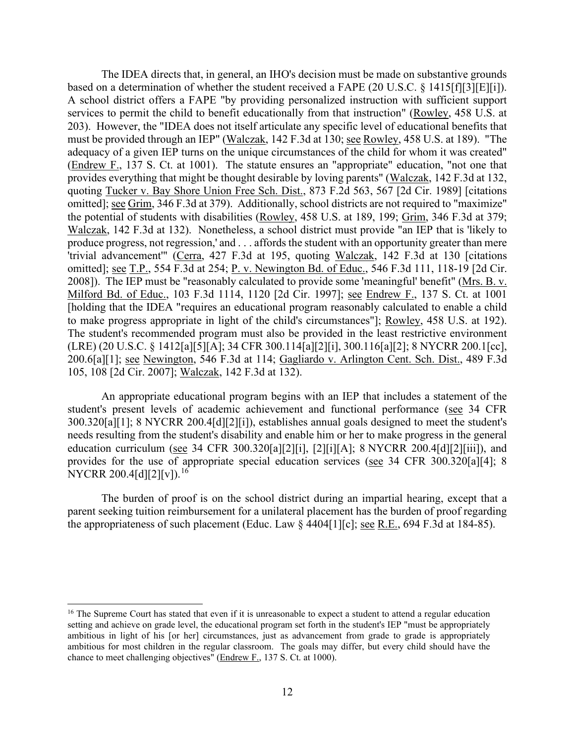The IDEA directs that, in general, an IHO's decision must be made on substantive grounds based on a determination of whether the student received a FAPE (20 U.S.C. § 1415[f][3][E][i]). A school district offers a FAPE "by providing personalized instruction with sufficient support services to permit the child to benefit educationally from that instruction" (Rowley, 458 U.S. at 203). However, the "IDEA does not itself articulate any specific level of educational benefits that must be provided through an IEP" (Walczak, 142 F.3d at 130; see Rowley, 458 U.S. at 189). "The adequacy of a given IEP turns on the unique circumstances of the child for whom it was created" (Endrew F., 137 S. Ct. at 1001). The statute ensures an "appropriate" education, "not one that provides everything that might be thought desirable by loving parents" (Walczak, 142 F.3d at 132, quoting Tucker v. Bay Shore Union Free Sch. Dist., 873 F.2d 563, 567 [2d Cir. 1989] [citations omitted]; see Grim, 346 F.3d at 379). Additionally, school districts are not required to "maximize" the potential of students with disabilities (Rowley, 458 U.S. at 189, 199; Grim, 346 F.3d at 379; Walczak, 142 F.3d at 132). Nonetheless, a school district must provide "an IEP that is 'likely to produce progress, not regression,' and . . . affords the student with an opportunity greater than mere 'trivial advancement'" (Cerra, 427 F.3d at 195, quoting Walczak, 142 F.3d at 130 [citations omitted]; see T.P., 554 F.3d at 254; P. v. Newington Bd. of Educ., 546 F.3d 111, 118-19 [2d Cir. 2008]). The IEP must be "reasonably calculated to provide some 'meaningful' benefit" (Mrs. B. v. Milford Bd. of Educ., 103 F.3d 1114, 1120 [2d Cir. 1997]; see Endrew F., 137 S. Ct. at 1001 [holding that the IDEA "requires an educational program reasonably calculated to enable a child to make progress appropriate in light of the child's circumstances"]; Rowley, 458 U.S. at 192). The student's recommended program must also be provided in the least restrictive environment (LRE) (20 U.S.C. § 1412[a][5][A]; 34 CFR 300.114[a][2][i], 300.116[a][2]; 8 NYCRR 200.1[cc], 200.6[a][1]; see Newington, 546 F.3d at 114; Gagliardo v. Arlington Cent. Sch. Dist., 489 F.3d 105, 108 [2d Cir. 2007]; Walczak, 142 F.3d at 132).

An appropriate educational program begins with an IEP that includes a statement of the student's present levels of academic achievement and functional performance (see 34 CFR 300.320[a][1]; 8 NYCRR 200.4[d][2][i]), establishes annual goals designed to meet the student's needs resulting from the student's disability and enable him or her to make progress in the general education curriculum (see 34 CFR 300.320[a][2][i], [2][i][A]; 8 NYCRR 200.4[d][2][iii]), and provides for the use of appropriate special education services (see 34 CFR 300.320[a][4]; 8 NYCRR 200.4[d][2][v]).[16]

The burden of proof is on the school district during an impartial hearing, except that a parent seeking tuition reimbursement for a unilateral placement has the burden of proof regarding the appropriateness of such placement (Educ. Law § 4404[1][c]; see R.E., 694 F.3d at 184-85).

---

[16] The Supreme Court has stated that even if it is unreasonable to expect a student to attend a regular education setting and achieve on grade level, the educational program set forth in the student's IEP "must be appropriately ambitious in light of his [or her] circumstances, just as advancement from grade to grade is appropriately ambitious for most children in the regular classroom. The goals may differ, but every child should have the chance to meet challenging objectives" (Endrew F., 137 S. Ct. at 1000).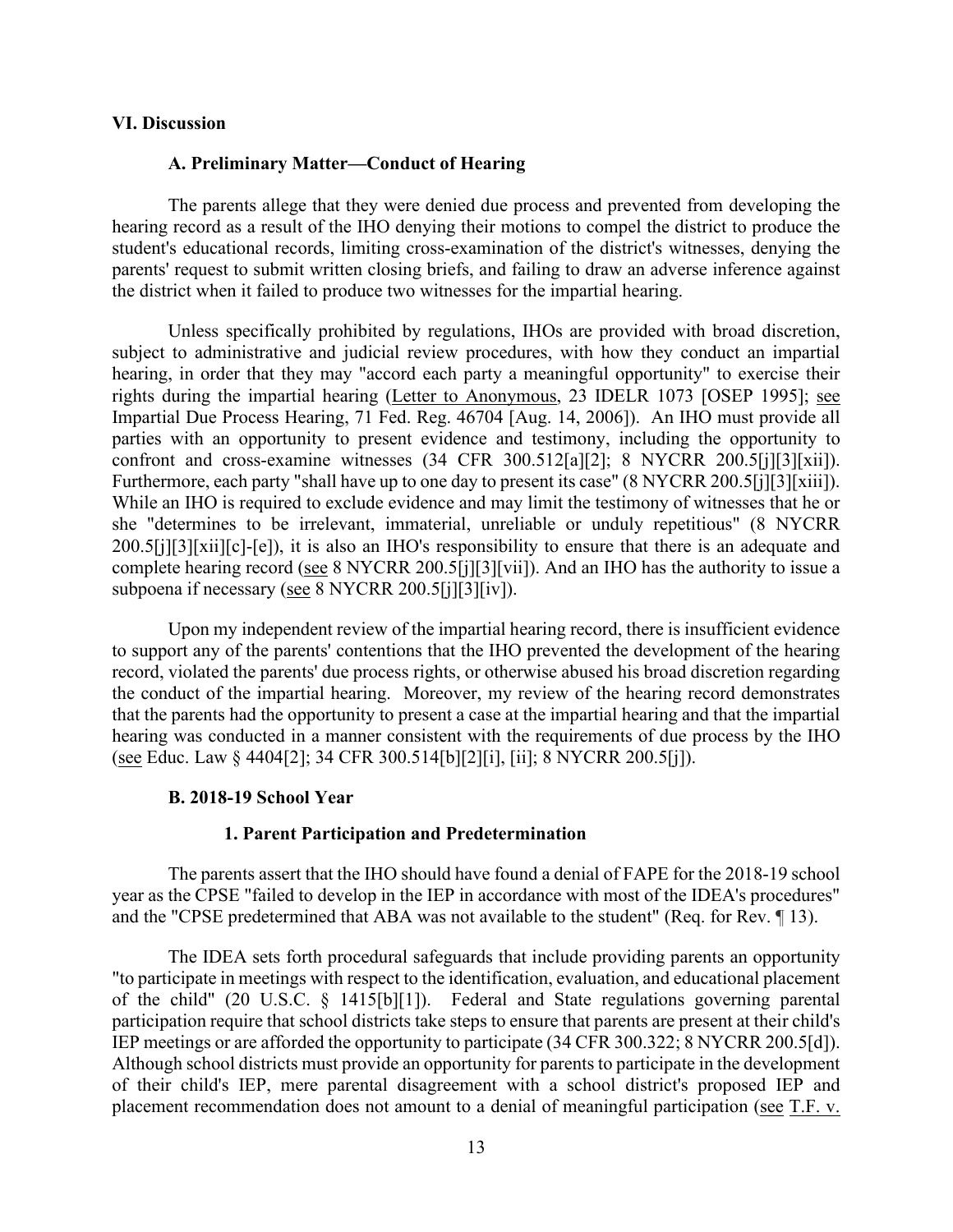## VI. Discussion

### A. Preliminary Matter—Conduct of Hearing

The parents allege that they were denied due process and prevented from developing the hearing record as a result of the IHO denying their motions to compel the district to produce the student's educational records, limiting cross-examination of the district's witnesses, denying the parents' request to submit written closing briefs, and failing to draw an adverse inference against the district when it failed to produce two witnesses for the impartial hearing.

Unless specifically prohibited by regulations, IHOs are provided with broad discretion, subject to administrative and judicial review procedures, with how they conduct an impartial hearing, in order that they may "accord each party a meaningful opportunity" to exercise their rights during the impartial hearing (Letter to Anonymous, 23 IDELR 1073 [OSEP 1995]; see Impartial Due Process Hearing, 71 Fed. Reg. 46704 [Aug. 14, 2006]). An IHO must provide all parties with an opportunity to present evidence and testimony, including the opportunity to confront and cross-examine witnesses (34 CFR 300.512[a][2]; 8 NYCRR 200.5[j][3][xii]). Furthermore, each party "shall have up to one day to present its case" (8 NYCRR 200.5[j][3][xiii]). While an IHO is required to exclude evidence and may limit the testimony of witnesses that he or she "determines to be irrelevant, immaterial, unreliable or unduly repetitious" (8 NYCRR 200.5[j][3][xii][c]-[e]), it is also an IHO's responsibility to ensure that there is an adequate and complete hearing record (see 8 NYCRR 200.5[j][3][vii]). And an IHO has the authority to issue a subpoena if necessary (see 8 NYCRR 200.5[j][3][iv]).

Upon my independent review of the impartial hearing record, there is insufficient evidence to support any of the parents' contentions that the IHO prevented the development of the hearing record, violated the parents' due process rights, or otherwise abused his broad discretion regarding the conduct of the impartial hearing. Moreover, my review of the hearing record demonstrates that the parents had the opportunity to present a case at the impartial hearing and that the impartial hearing was conducted in a manner consistent with the requirements of due process by the IHO (see Educ. Law § 4404[2]; 34 CFR 300.514[b][2][i], [ii]; 8 NYCRR 200.5[j]).

### B. 2018-19 School Year

#### 1. Parent Participation and Predetermination

The parents assert that the IHO should have found a denial of FAPE for the 2018-19 school year as the CPSE "failed to develop in the IEP in accordance with most of the IDEA's procedures" and the "CPSE predetermined that ABA was not available to the student" (Req. for Rev. ¶ 13).

The IDEA sets forth procedural safeguards that include providing parents an opportunity "to participate in meetings with respect to the identification, evaluation, and educational placement of the child" (20 U.S.C. § 1415[b][1]). Federal and State regulations governing parental participation require that school districts take steps to ensure that parents are present at their child's IEP meetings or are afforded the opportunity to participate (34 CFR 300.322; 8 NYCRR 200.5[d]). Although school districts must provide an opportunity for parents to participate in the development of their child's IEP, mere parental disagreement with a school district's proposed IEP and placement recommendation does not amount to a denial of meaningful participation (see T.F. v.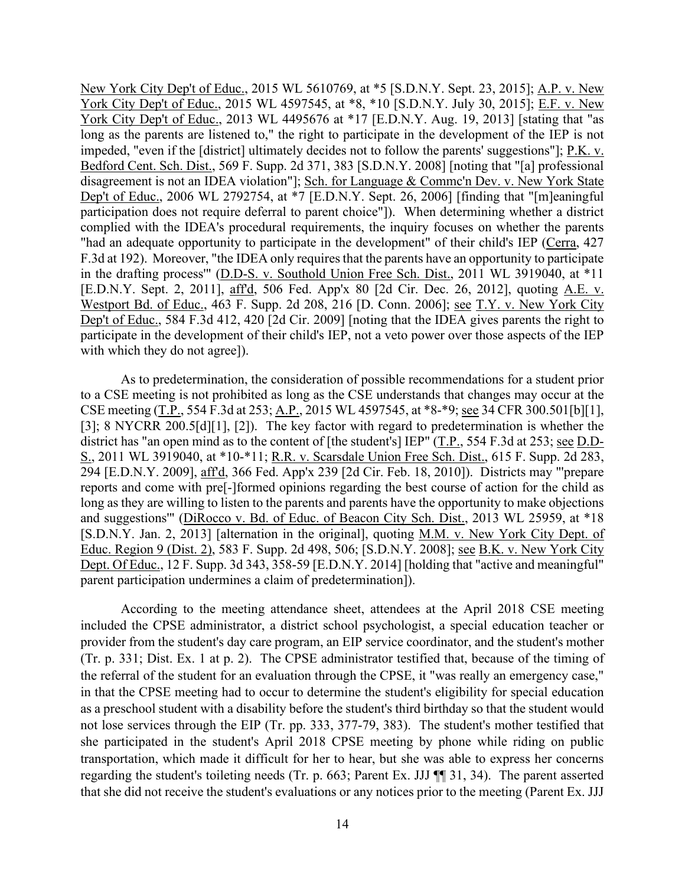New York City Dep't of Educ., 2015 WL 5610769, at *5 [S.D.N.Y. Sept. 23, 2015]; A.P. v. New York City Dep't of Educ., 2015 WL 4597545, at *8, *10 [S.D.N.Y. July 30, 2015]; E.F. v. New York City Dep't of Educ., 2013 WL 4495676 at *17 [E.D.N.Y. Aug. 19, 2013] [stating that "as long as the parents are listened to," the right to participate in the development of the IEP is not impeded, "even if the [district] ultimately decides not to follow the parents' suggestions"]; P.K. v. Bedford Cent. Sch. Dist., 569 F. Supp. 2d 371, 383 [S.D.N.Y. 2008] [noting that "[a] professional disagreement is not an IDEA violation"]; Sch. for Language & Commc'n Dev. v. New York State Dep't of Educ., 2006 WL 2792754, at *7 [E.D.N.Y. Sept. 26, 2006] [finding that "[m]eaningful participation does not require deferral to parent choice"]). When determining whether a district complied with the IDEA's procedural requirements, the inquiry focuses on whether the parents "had an adequate opportunity to participate in the development" of their child's IEP (Cerra, 427 F.3d at 192). Moreover, "the IDEA only requires that the parents have an opportunity to participate in the drafting process'" (D.D-S. v. Southold Union Free Sch. Dist., 2011 WL 3919040, at *11 [E.D.N.Y. Sept. 2, 2011], aff'd, 506 Fed. App'x 80 [2d Cir. Dec. 26, 2012], quoting A.E. v. Westport Bd. of Educ., 463 F. Supp. 2d 208, 216 [D. Conn. 2006]; see T.Y. v. New York City Dep't of Educ., 584 F.3d 412, 420 [2d Cir. 2009] [noting that the IDEA gives parents the right to participate in the development of their child's IEP, not a veto power over those aspects of the IEP with which they do not agree]).

As to predetermination, the consideration of possible recommendations for a student prior to a CSE meeting is not prohibited as long as the CSE understands that changes may occur at the CSE meeting (T.P., 554 F.3d at 253; A.P., 2015 WL 4597545, at *8-*9; see 34 CFR 300.501[b][1], [3]; 8 NYCRR 200.5[d][1], [2]). The key factor with regard to predetermination is whether the district has "an open mind as to the content of [the student's] IEP" (T.P., 554 F.3d at 253; see D.D-S., 2011 WL 3919040, at *10-*11; R.R. v. Scarsdale Union Free Sch. Dist., 615 F. Supp. 2d 283, 294 [E.D.N.Y. 2009], aff'd, 366 Fed. App'x 239 [2d Cir. Feb. 18, 2010]). Districts may "'prepare reports and come with pre[-]formed opinions regarding the best course of action for the child as long as they are willing to listen to the parents and parents have the opportunity to make objections and suggestions'" (DiRocco v. Bd. of Educ. of Beacon City Sch. Dist., 2013 WL 25959, at *18 [S.D.N.Y. Jan. 2, 2013] [alternation in the original], quoting M.M. v. New York City Dept. of Educ. Region 9 (Dist. 2), 583 F. Supp. 2d 498, 506; [S.D.N.Y. 2008]; see B.K. v. New York City Dept. Of Educ., 12 F. Supp. 3d 343, 358-59 [E.D.N.Y. 2014] [holding that "active and meaningful" parent participation undermines a claim of predetermination]).

According to the meeting attendance sheet, attendees at the April 2018 CSE meeting included the CPSE administrator, a district school psychologist, a special education teacher or provider from the student's day care program, an EIP service coordinator, and the student's mother (Tr. p. 331; Dist. Ex. 1 at p. 2). The CPSE administrator testified that, because of the timing of the referral of the student for an evaluation through the CPSE, it "was really an emergency case," in that the CPSE meeting had to occur to determine the student's eligibility for special education as a preschool student with a disability before the student's third birthday so that the student would not lose services through the EIP (Tr. pp. 333, 377-79, 383). The student's mother testified that she participated in the student's April 2018 CPSE meeting by phone while riding on public transportation, which made it difficult for her to hear, but she was able to express her concerns regarding the student's toileting needs (Tr. p. 663; Parent Ex. JJJ ¶¶ 31, 34). The parent asserted that she did not receive the student's evaluations or any notices prior to the meeting (Parent Ex. JJJ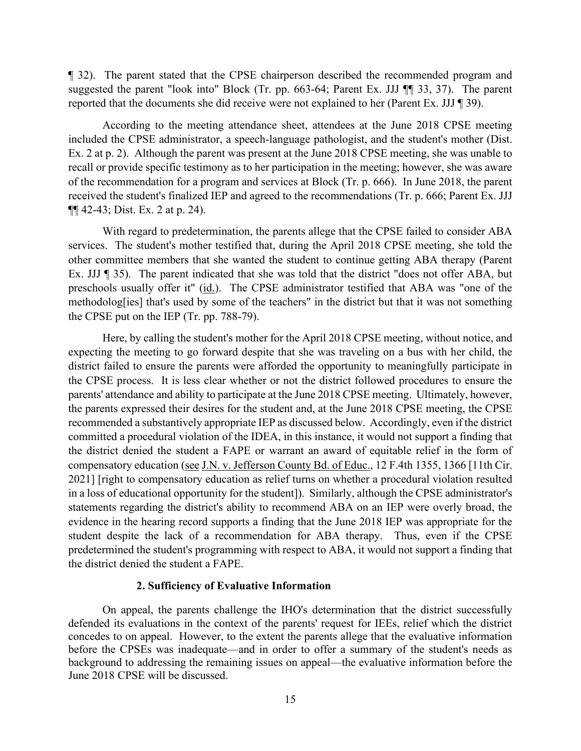¶ 32). The parent stated that the CPSE chairperson described the recommended program and suggested the parent "look into" Block (Tr. pp. 663-64; Parent Ex. JJJ ¶¶ 33, 37). The parent reported that the documents she did receive were not explained to her (Parent Ex. JJJ ¶ 39).

According to the meeting attendance sheet, attendees at the June 2018 CPSE meeting included the CPSE administrator, a speech-language pathologist, and the student's mother (Dist. Ex. 2 at p. 2). Although the parent was present at the June 2018 CPSE meeting, she was unable to recall or provide specific testimony as to her participation in the meeting; however, she was aware of the recommendation for a program and services at Block (Tr. p. 666). In June 2018, the parent received the student's finalized IEP and agreed to the recommendations (Tr. p. 666; Parent Ex. JJJ ¶¶ 42-43; Dist. Ex. 2 at p. 24).

With regard to predetermination, the parents allege that the CPSE failed to consider ABA services. The student's mother testified that, during the April 2018 CPSE meeting, she told the other committee members that she wanted the student to continue getting ABA therapy (Parent Ex. JJJ ¶ 35). The parent indicated that she was told that the district "does not offer ABA, but preschools usually offer it" (id.). The CPSE administrator testified that ABA was "one of the methodolog[ies] that's used by some of the teachers" in the district but that it was not something the CPSE put on the IEP (Tr. pp. 788-79).

Here, by calling the student's mother for the April 2018 CPSE meeting, without notice, and expecting the meeting to go forward despite that she was traveling on a bus with her child, the district failed to ensure the parents were afforded the opportunity to meaningfully participate in the CPSE process. It is less clear whether or not the district followed procedures to ensure the parents' attendance and ability to participate at the June 2018 CPSE meeting. Ultimately, however, the parents expressed their desires for the student and, at the June 2018 CPSE meeting, the CPSE recommended a substantively appropriate IEP as discussed below. Accordingly, even if the district committed a procedural violation of the IDEA, in this instance, it would not support a finding that the district denied the student a FAPE or warrant an award of equitable relief in the form of compensatory education (see J.N. v. Jefferson County Bd. of Educ., 12 F.4th 1355, 1366 [11th Cir. 2021] [right to compensatory education as relief turns on whether a procedural violation resulted in a loss of educational opportunity for the student]). Similarly, although the CPSE administrator's statements regarding the district's ability to recommend ABA on an IEP were overly broad, the evidence in the hearing record supports a finding that the June 2018 IEP was appropriate for the student despite the lack of a recommendation for ABA therapy. Thus, even if the CPSE predetermined the student's programming with respect to ABA, it would not support a finding that the district denied the student a FAPE.

#### 2. Sufficiency of Evaluative Information

On appeal, the parents challenge the IHO's determination that the district successfully defended its evaluations in the context of the parents' request for IEEs, relief which the district concedes to on appeal. However, to the extent the parents allege that the evaluative information before the CPSEs was inadequate—and in order to offer a summary of the student's needs as background to addressing the remaining issues on appeal—the evaluative information before the June 2018 CPSE will be discussed.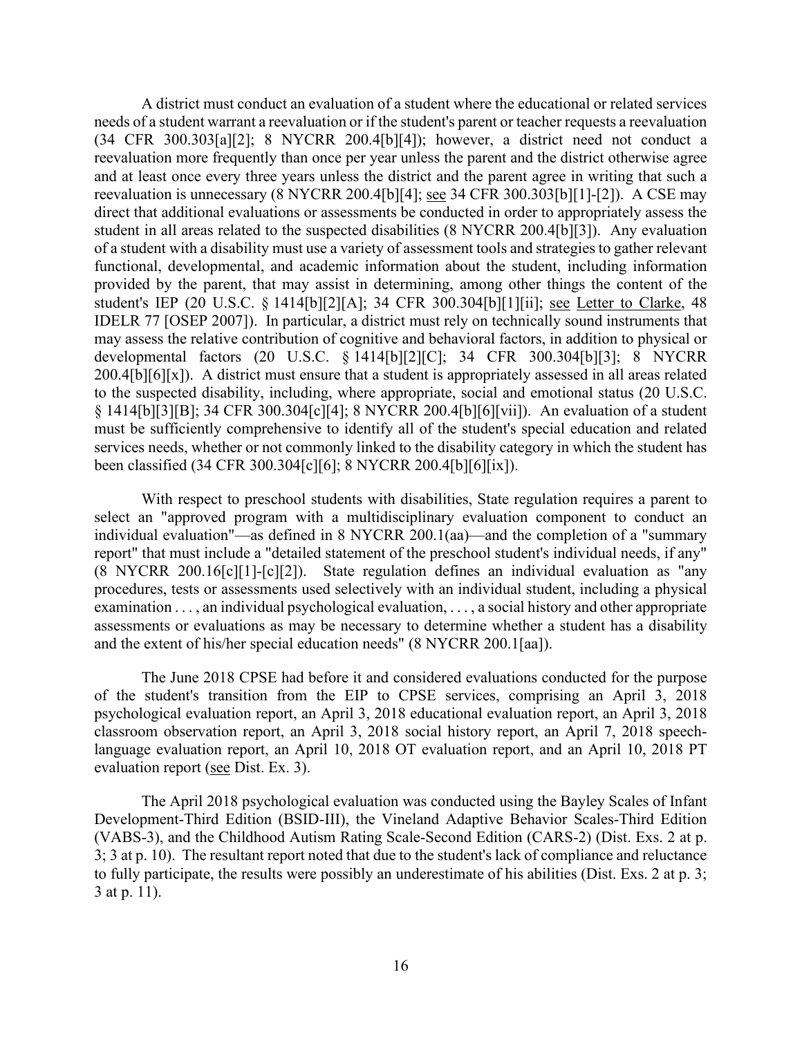A district must conduct an evaluation of a student where the educational or related services needs of a student warrant a reevaluation or if the student's parent or teacher requests a reevaluation (34 CFR 300.303[a][2]; 8 NYCRR 200.4[b][4]); however, a district need not conduct a reevaluation more frequently than once per year unless the parent and the district otherwise agree and at least once every three years unless the district and the parent agree in writing that such a reevaluation is unnecessary (8 NYCRR 200.4[b][4]; see 34 CFR 300.303[b][1]-[2]). A CSE may direct that additional evaluations or assessments be conducted in order to appropriately assess the student in all areas related to the suspected disabilities (8 NYCRR 200.4[b][3]). Any evaluation of a student with a disability must use a variety of assessment tools and strategies to gather relevant functional, developmental, and academic information about the student, including information provided by the parent, that may assist in determining, among other things the content of the student's IEP (20 U.S.C. § 1414[b][2][A]; 34 CFR 300.304[b][1][ii]; see Letter to Clarke, 48 IDELR 77 [OSEP 2007]). In particular, a district must rely on technically sound instruments that may assess the relative contribution of cognitive and behavioral factors, in addition to physical or developmental factors (20 U.S.C. § 1414[b][2][C]; 34 CFR 300.304[b][3]; 8 NYCRR 200.4[b][6][x]). A district must ensure that a student is appropriately assessed in all areas related to the suspected disability, including, where appropriate, social and emotional status (20 U.S.C. § 1414[b][3][B]; 34 CFR 300.304[c][4]; 8 NYCRR 200.4[b][6][vii]). An evaluation of a student must be sufficiently comprehensive to identify all of the student's special education and related services needs, whether or not commonly linked to the disability category in which the student has been classified (34 CFR 300.304[c][6]; 8 NYCRR 200.4[b][6][ix]).

With respect to preschool students with disabilities, State regulation requires a parent to select an "approved program with a multidisciplinary evaluation component to conduct an individual evaluation"—as defined in 8 NYCRR 200.1(aa)—and the completion of a "summary report" that must include a "detailed statement of the preschool student's individual needs, if any" (8 NYCRR 200.16[c][1]-[c][2]). State regulation defines an individual evaluation as "any procedures, tests or assessments used selectively with an individual student, including a physical examination . . . , an individual psychological evaluation, . . . , a social history and other appropriate assessments or evaluations as may be necessary to determine whether a student has a disability and the extent of his/her special education needs" (8 NYCRR 200.1[aa]).

The June 2018 CPSE had before it and considered evaluations conducted for the purpose of the student's transition from the EIP to CPSE services, comprising an April 3, 2018 psychological evaluation report, an April 3, 2018 educational evaluation report, an April 3, 2018 classroom observation report, an April 3, 2018 social history report, an April 7, 2018 speech-language evaluation report, an April 10, 2018 OT evaluation report, and an April 10, 2018 PT evaluation report (see Dist. Ex. 3).

The April 2018 psychological evaluation was conducted using the Bayley Scales of Infant Development-Third Edition (BSID-III), the Vineland Adaptive Behavior Scales-Third Edition (VABS-3), and the Childhood Autism Rating Scale-Second Edition (CARS-2) (Dist. Exs. 2 at p. 3; 3 at p. 10). The resultant report noted that due to the student's lack of compliance and reluctance to fully participate, the results were possibly an underestimate of his abilities (Dist. Exs. 2 at p. 3; 3 at p. 11).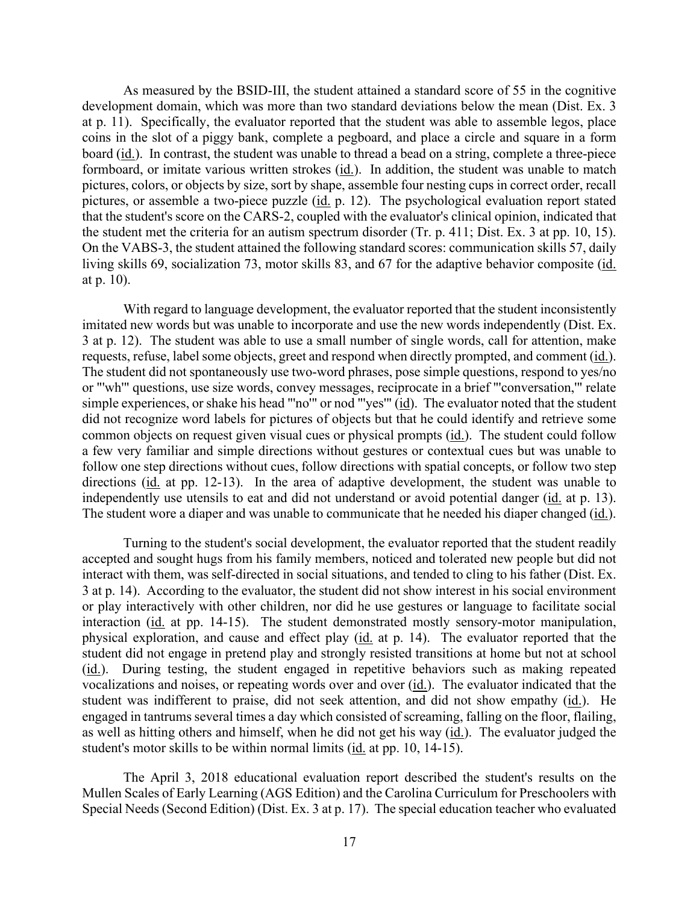As measured by the BSID-III, the student attained a standard score of 55 in the cognitive development domain, which was more than two standard deviations below the mean (Dist. Ex. 3 at p. 11). Specifically, the evaluator reported that the student was able to assemble legos, place coins in the slot of a piggy bank, complete a pegboard, and place a circle and square in a form board (id.). In contrast, the student was unable to thread a bead on a string, complete a three-piece formboard, or imitate various written strokes (id.). In addition, the student was unable to match pictures, colors, or objects by size, sort by shape, assemble four nesting cups in correct order, recall pictures, or assemble a two-piece puzzle (id. p. 12). The psychological evaluation report stated that the student's score on the CARS-2, coupled with the evaluator's clinical opinion, indicated that the student met the criteria for an autism spectrum disorder (Tr. p. 411; Dist. Ex. 3 at pp. 10, 15). On the VABS-3, the student attained the following standard scores: communication skills 57, daily living skills 69, socialization 73, motor skills 83, and 67 for the adaptive behavior composite (id. at p. 10).

With regard to language development, the evaluator reported that the student inconsistently imitated new words but was unable to incorporate and use the new words independently (Dist. Ex. 3 at p. 12). The student was able to use a small number of single words, call for attention, make requests, refuse, label some objects, greet and respond when directly prompted, and comment (id.). The student did not spontaneously use two-word phrases, pose simple questions, respond to yes/no or "'wh'" questions, use size words, convey messages, reciprocate in a brief "'conversation,'" relate simple experiences, or shake his head "'no'" or nod "'yes'" (id). The evaluator noted that the student did not recognize word labels for pictures of objects but that he could identify and retrieve some common objects on request given visual cues or physical prompts (id.). The student could follow a few very familiar and simple directions without gestures or contextual cues but was unable to follow one step directions without cues, follow directions with spatial concepts, or follow two step directions (id. at pp. 12-13). In the area of adaptive development, the student was unable to independently use utensils to eat and did not understand or avoid potential danger (id. at p. 13). The student wore a diaper and was unable to communicate that he needed his diaper changed (id.).

Turning to the student's social development, the evaluator reported that the student readily accepted and sought hugs from his family members, noticed and tolerated new people but did not interact with them, was self-directed in social situations, and tended to cling to his father (Dist. Ex. 3 at p. 14). According to the evaluator, the student did not show interest in his social environment or play interactively with other children, nor did he use gestures or language to facilitate social interaction (id. at pp. 14-15). The student demonstrated mostly sensory-motor manipulation, physical exploration, and cause and effect play (id. at p. 14). The evaluator reported that the student did not engage in pretend play and strongly resisted transitions at home but not at school (id.). During testing, the student engaged in repetitive behaviors such as making repeated vocalizations and noises, or repeating words over and over (id.). The evaluator indicated that the student was indifferent to praise, did not seek attention, and did not show empathy (id.). He engaged in tantrums several times a day which consisted of screaming, falling on the floor, flailing, as well as hitting others and himself, when he did not get his way (id.). The evaluator judged the student's motor skills to be within normal limits (id. at pp. 10, 14-15).

The April 3, 2018 educational evaluation report described the student's results on the Mullen Scales of Early Learning (AGS Edition) and the Carolina Curriculum for Preschoolers with Special Needs (Second Edition) (Dist. Ex. 3 at p. 17). The special education teacher who evaluated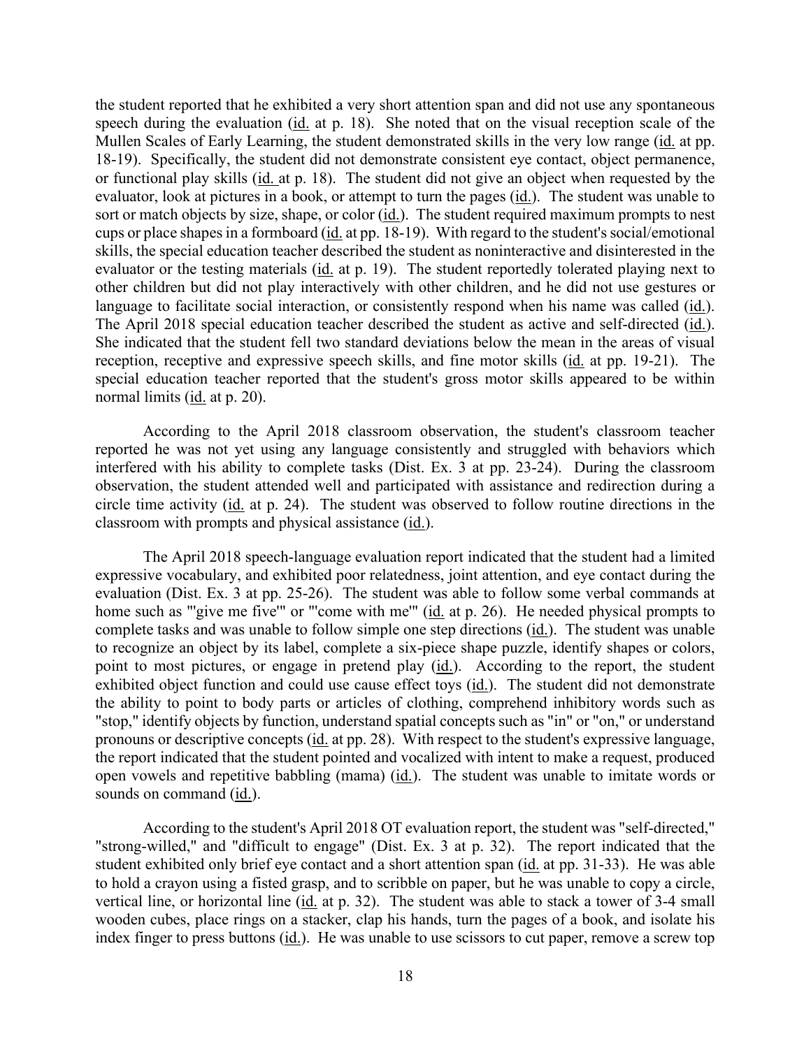the student reported that he exhibited a very short attention span and did not use any spontaneous speech during the evaluation (id. at p. 18). She noted that on the visual reception scale of the Mullen Scales of Early Learning, the student demonstrated skills in the very low range (id. at pp. 18-19). Specifically, the student did not demonstrate consistent eye contact, object permanence, or functional play skills (id. at p. 18). The student did not give an object when requested by the evaluator, look at pictures in a book, or attempt to turn the pages (id.). The student was unable to sort or match objects by size, shape, or color (id.). The student required maximum prompts to nest cups or place shapes in a formboard (id. at pp. 18-19). With regard to the student's social/emotional skills, the special education teacher described the student as noninteractive and disinterested in the evaluator or the testing materials (id. at p. 19). The student reportedly tolerated playing next to other children but did not play interactively with other children, and he did not use gestures or language to facilitate social interaction, or consistently respond when his name was called (id.). The April 2018 special education teacher described the student as active and self-directed (id.). She indicated that the student fell two standard deviations below the mean in the areas of visual reception, receptive and expressive speech skills, and fine motor skills (id. at pp. 19-21). The special education teacher reported that the student's gross motor skills appeared to be within normal limits (id. at p. 20).

According to the April 2018 classroom observation, the student's classroom teacher reported he was not yet using any language consistently and struggled with behaviors which interfered with his ability to complete tasks (Dist. Ex. 3 at pp. 23-24). During the classroom observation, the student attended well and participated with assistance and redirection during a circle time activity (id. at p. 24). The student was observed to follow routine directions in the classroom with prompts and physical assistance (id.).

The April 2018 speech-language evaluation report indicated that the student had a limited expressive vocabulary, and exhibited poor relatedness, joint attention, and eye contact during the evaluation (Dist. Ex. 3 at pp. 25-26). The student was able to follow some verbal commands at home such as "'give me five'" or "'come with me'" (id. at p. 26). He needed physical prompts to complete tasks and was unable to follow simple one step directions (id.). The student was unable to recognize an object by its label, complete a six-piece shape puzzle, identify shapes or colors, point to most pictures, or engage in pretend play (id.). According to the report, the student exhibited object function and could use cause effect toys (id.). The student did not demonstrate the ability to point to body parts or articles of clothing, comprehend inhibitory words such as "stop," identify objects by function, understand spatial concepts such as "in" or "on," or understand pronouns or descriptive concepts (id. at pp. 28). With respect to the student's expressive language, the report indicated that the student pointed and vocalized with intent to make a request, produced open vowels and repetitive babbling (mama) (id.). The student was unable to imitate words or sounds on command (id.).

According to the student's April 2018 OT evaluation report, the student was "self-directed," "strong-willed," and "difficult to engage" (Dist. Ex. 3 at p. 32). The report indicated that the student exhibited only brief eye contact and a short attention span (id. at pp. 31-33). He was able to hold a crayon using a fisted grasp, and to scribble on paper, but he was unable to copy a circle, vertical line, or horizontal line (id. at p. 32). The student was able to stack a tower of 3-4 small wooden cubes, place rings on a stacker, clap his hands, turn the pages of a book, and isolate his index finger to press buttons (id.). He was unable to use scissors to cut paper, remove a screw top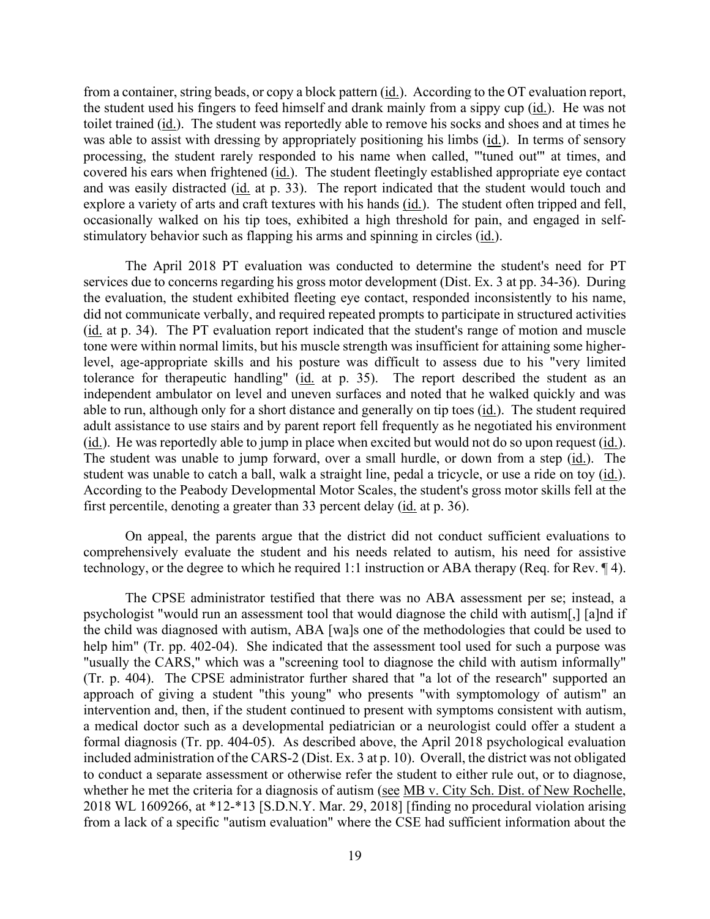from a container, string beads, or copy a block pattern (id.). According to the OT evaluation report, the student used his fingers to feed himself and drank mainly from a sippy cup (id.). He was not toilet trained (id.). The student was reportedly able to remove his socks and shoes and at times he was able to assist with dressing by appropriately positioning his limbs (id.). In terms of sensory processing, the student rarely responded to his name when called, "'tuned out'" at times, and covered his ears when frightened (id.). The student fleetingly established appropriate eye contact and was easily distracted (id. at p. 33). The report indicated that the student would touch and explore a variety of arts and craft textures with his hands (id.). The student often tripped and fell, occasionally walked on his tip toes, exhibited a high threshold for pain, and engaged in self-stimulatory behavior such as flapping his arms and spinning in circles (id.).

The April 2018 PT evaluation was conducted to determine the student's need for PT services due to concerns regarding his gross motor development (Dist. Ex. 3 at pp. 34-36). During the evaluation, the student exhibited fleeting eye contact, responded inconsistently to his name, did not communicate verbally, and required repeated prompts to participate in structured activities (id. at p. 34). The PT evaluation report indicated that the student's range of motion and muscle tone were within normal limits, but his muscle strength was insufficient for attaining some higher-level, age-appropriate skills and his posture was difficult to assess due to his "very limited tolerance for therapeutic handling" (id. at p. 35). The report described the student as an independent ambulator on level and uneven surfaces and noted that he walked quickly and was able to run, although only for a short distance and generally on tip toes (id.). The student required adult assistance to use stairs and by parent report fell frequently as he negotiated his environment (id.). He was reportedly able to jump in place when excited but would not do so upon request (id.). The student was unable to jump forward, over a small hurdle, or down from a step (id.). The student was unable to catch a ball, walk a straight line, pedal a tricycle, or use a ride on toy (id.). According to the Peabody Developmental Motor Scales, the student's gross motor skills fell at the first percentile, denoting a greater than 33 percent delay (id. at p. 36).

On appeal, the parents argue that the district did not conduct sufficient evaluations to comprehensively evaluate the student and his needs related to autism, his need for assistive technology, or the degree to which he required 1:1 instruction or ABA therapy (Req. for Rev. ¶ 4).

The CPSE administrator testified that there was no ABA assessment per se; instead, a psychologist "would run an assessment tool that would diagnose the child with autism[,] [a]nd if the child was diagnosed with autism, ABA [wa]s one of the methodologies that could be used to help him" (Tr. pp. 402-04). She indicated that the assessment tool used for such a purpose was "usually the CARS," which was a "screening tool to diagnose the child with autism informally" (Tr. p. 404). The CPSE administrator further shared that "a lot of the research" supported an approach of giving a student "this young" who presents "with symptomology of autism" an intervention and, then, if the student continued to present with symptoms consistent with autism, a medical doctor such as a developmental pediatrician or a neurologist could offer a student a formal diagnosis (Tr. pp. 404-05). As described above, the April 2018 psychological evaluation included administration of the CARS-2 (Dist. Ex. 3 at p. 10). Overall, the district was not obligated to conduct a separate assessment or otherwise refer the student to either rule out, or to diagnose, whether he met the criteria for a diagnosis of autism (see MB v. City Sch. Dist. of New Rochelle, 2018 WL 1609266, at *12-*13 [S.D.N.Y. Mar. 29, 2018] [finding no procedural violation arising from a lack of a specific "autism evaluation" where the CSE had sufficient information about the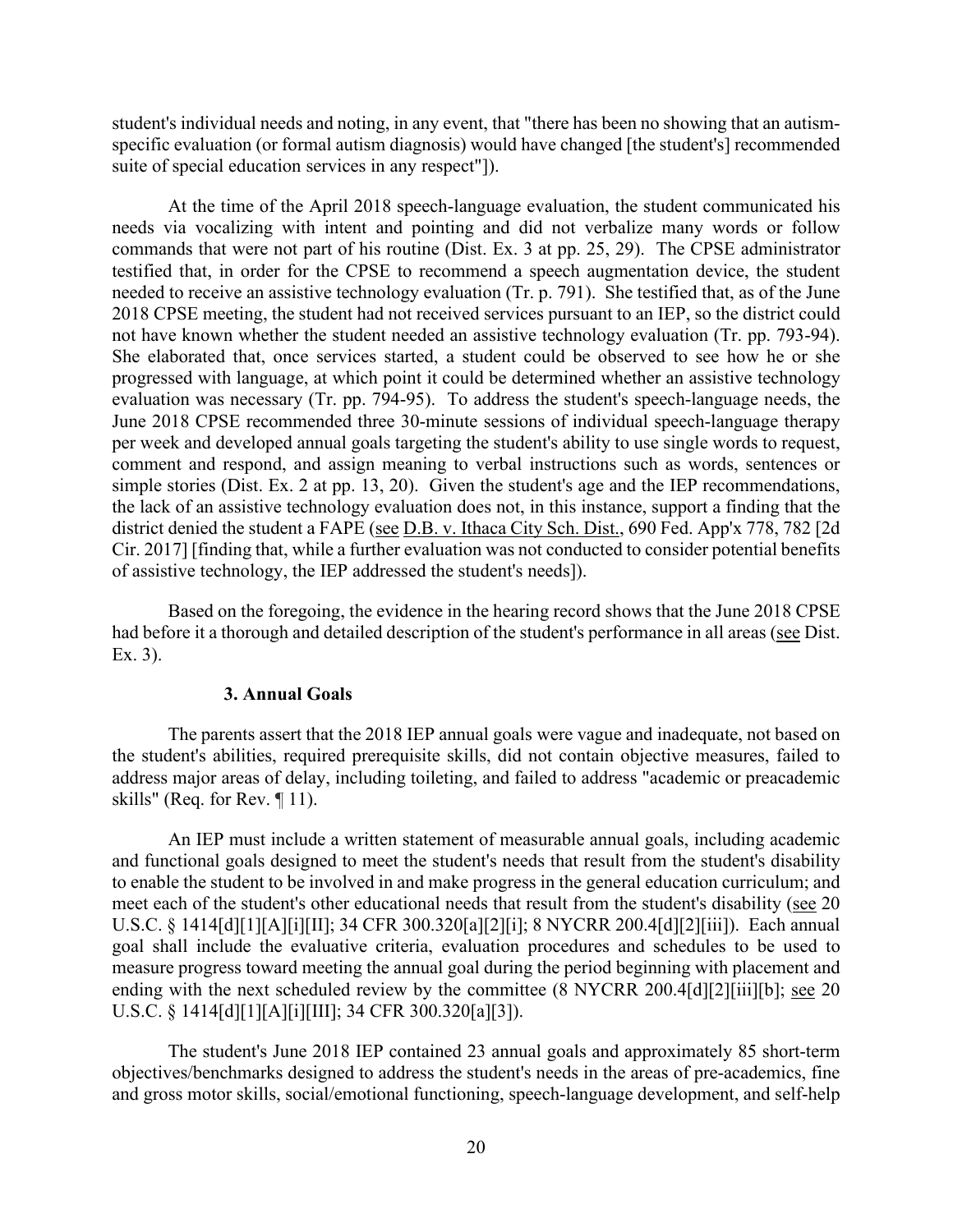student's individual needs and noting, in any event, that "there has been no showing that an autism-specific evaluation (or formal autism diagnosis) would have changed [the student's] recommended suite of special education services in any respect"]).

At the time of the April 2018 speech-language evaluation, the student communicated his needs via vocalizing with intent and pointing and did not verbalize many words or follow commands that were not part of his routine (Dist. Ex. 3 at pp. 25, 29). The CPSE administrator testified that, in order for the CPSE to recommend a speech augmentation device, the student needed to receive an assistive technology evaluation (Tr. p. 791). She testified that, as of the June 2018 CPSE meeting, the student had not received services pursuant to an IEP, so the district could not have known whether the student needed an assistive technology evaluation (Tr. pp. 793-94). She elaborated that, once services started, a student could be observed to see how he or she progressed with language, at which point it could be determined whether an assistive technology evaluation was necessary (Tr. pp. 794-95). To address the student's speech-language needs, the June 2018 CPSE recommended three 30-minute sessions of individual speech-language therapy per week and developed annual goals targeting the student's ability to use single words to request, comment and respond, and assign meaning to verbal instructions such as words, sentences or simple stories (Dist. Ex. 2 at pp. 13, 20). Given the student's age and the IEP recommendations, the lack of an assistive technology evaluation does not, in this instance, support a finding that the district denied the student a FAPE (see D.B. v. Ithaca City Sch. Dist., 690 Fed. App'x 778, 782 [2d Cir. 2017] [finding that, while a further evaluation was not conducted to consider potential benefits of assistive technology, the IEP addressed the student's needs]).

Based on the foregoing, the evidence in the hearing record shows that the June 2018 CPSE had before it a thorough and detailed description of the student's performance in all areas (see Dist. Ex. 3).

### 3. Annual Goals

The parents assert that the 2018 IEP annual goals were vague and inadequate, not based on the student's abilities, required prerequisite skills, did not contain objective measures, failed to address major areas of delay, including toileting, and failed to address "academic or preacademic skills" (Req. for Rev. ¶ 11).

An IEP must include a written statement of measurable annual goals, including academic and functional goals designed to meet the student's needs that result from the student's disability to enable the student to be involved in and make progress in the general education curriculum; and meet each of the student's other educational needs that result from the student's disability (see 20 U.S.C. § 1414[d][1][A][i][II]; 34 CFR 300.320[a][2][i]; 8 NYCRR 200.4[d][2][iii]). Each annual goal shall include the evaluative criteria, evaluation procedures and schedules to be used to measure progress toward meeting the annual goal during the period beginning with placement and ending with the next scheduled review by the committee (8 NYCRR 200.4[d][2][iii][b]; see 20 U.S.C. § 1414[d][1][A][i][III]; 34 CFR 300.320[a][3]).

The student's June 2018 IEP contained 23 annual goals and approximately 85 short-term objectives/benchmarks designed to address the student's needs in the areas of pre-academics, fine and gross motor skills, social/emotional functioning, speech-language development, and self-help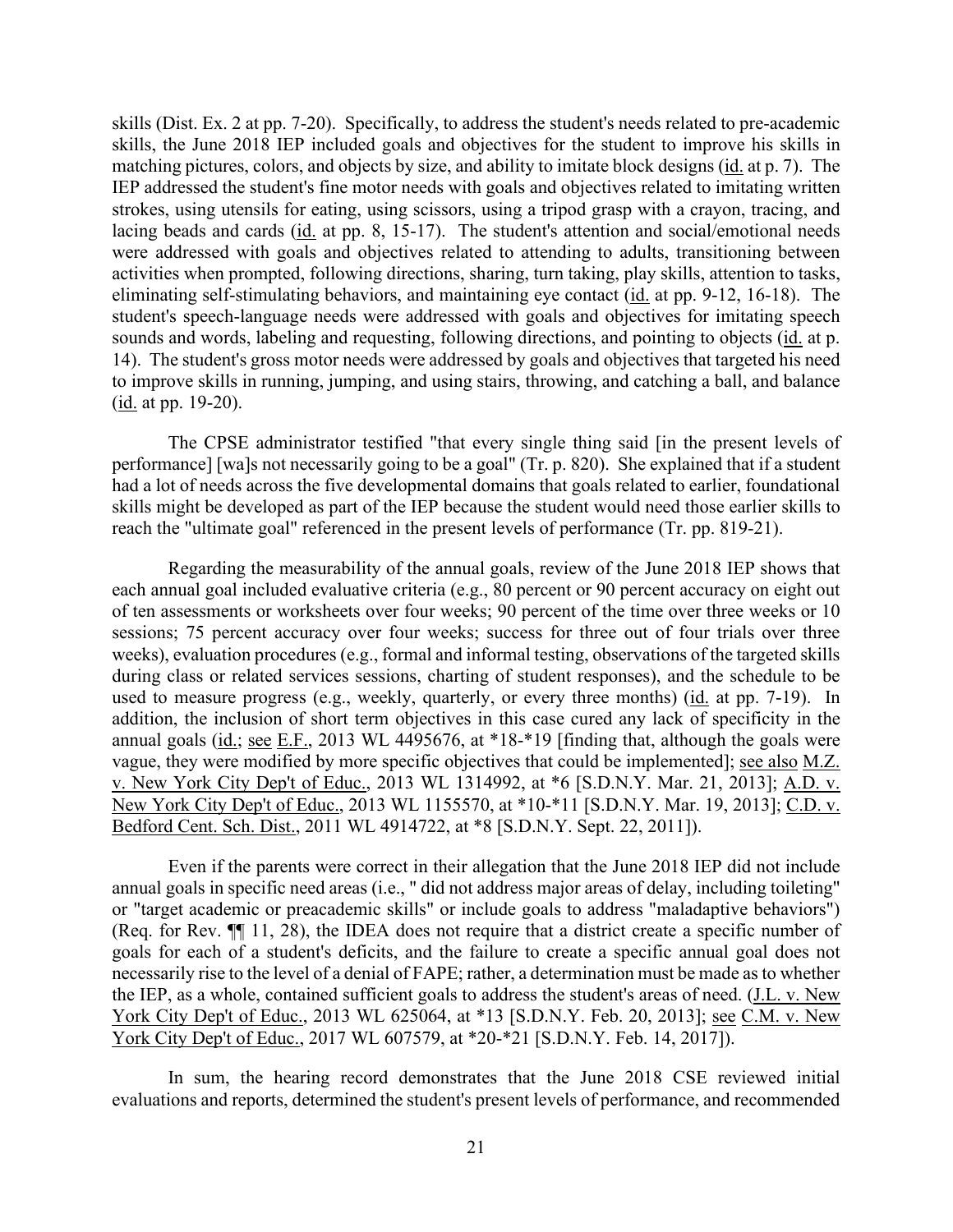skills (Dist. Ex. 2 at pp. 7-20). Specifically, to address the student's needs related to pre-academic skills, the June 2018 IEP included goals and objectives for the student to improve his skills in matching pictures, colors, and objects by size, and ability to imitate block designs (id. at p. 7). The IEP addressed the student's fine motor needs with goals and objectives related to imitating written strokes, using utensils for eating, using scissors, using a tripod grasp with a crayon, tracing, and lacing beads and cards (id. at pp. 8, 15-17). The student's attention and social/emotional needs were addressed with goals and objectives related to attending to adults, transitioning between activities when prompted, following directions, sharing, turn taking, play skills, attention to tasks, eliminating self-stimulating behaviors, and maintaining eye contact (id. at pp. 9-12, 16-18). The student's speech-language needs were addressed with goals and objectives for imitating speech sounds and words, labeling and requesting, following directions, and pointing to objects (id. at p. 14). The student's gross motor needs were addressed by goals and objectives that targeted his need to improve skills in running, jumping, and using stairs, throwing, and catching a ball, and balance (id. at pp. 19-20).

The CPSE administrator testified "that every single thing said [in the present levels of performance] [wa]s not necessarily going to be a goal" (Tr. p. 820). She explained that if a student had a lot of needs across the five developmental domains that goals related to earlier, foundational skills might be developed as part of the IEP because the student would need those earlier skills to reach the "ultimate goal" referenced in the present levels of performance (Tr. pp. 819-21).

Regarding the measurability of the annual goals, review of the June 2018 IEP shows that each annual goal included evaluative criteria (e.g., 80 percent or 90 percent accuracy on eight out of ten assessments or worksheets over four weeks; 90 percent of the time over three weeks or 10 sessions; 75 percent accuracy over four weeks; success for three out of four trials over three weeks), evaluation procedures (e.g., formal and informal testing, observations of the targeted skills during class or related services sessions, charting of student responses), and the schedule to be used to measure progress (e.g., weekly, quarterly, or every three months) (id. at pp. 7-19). In addition, the inclusion of short term objectives in this case cured any lack of specificity in the annual goals (id.; see E.F., 2013 WL 4495676, at *18-*19 [finding that, although the goals were vague, they were modified by more specific objectives that could be implemented]; see also M.Z. v. New York City Dep't of Educ., 2013 WL 1314992, at *6 [S.D.N.Y. Mar. 21, 2013]; A.D. v. New York City Dep't of Educ., 2013 WL 1155570, at *10-*11 [S.D.N.Y. Mar. 19, 2013]; C.D. v. Bedford Cent. Sch. Dist., 2011 WL 4914722, at *8 [S.D.N.Y. Sept. 22, 2011]).

Even if the parents were correct in their allegation that the June 2018 IEP did not include annual goals in specific need areas (i.e., " did not address major areas of delay, including toileting" or "target academic or preacademic skills" or include goals to address "maladaptive behaviors") (Req. for Rev. ¶¶ 11, 28), the IDEA does not require that a district create a specific number of goals for each of a student's deficits, and the failure to create a specific annual goal does not necessarily rise to the level of a denial of FAPE; rather, a determination must be made as to whether the IEP, as a whole, contained sufficient goals to address the student's areas of need. (J.L. v. New York City Dep't of Educ., 2013 WL 625064, at *13 [S.D.N.Y. Feb. 20, 2013]; see C.M. v. New York City Dep't of Educ., 2017 WL 607579, at *20-*21 [S.D.N.Y. Feb. 14, 2017]).

In sum, the hearing record demonstrates that the June 2018 CSE reviewed initial evaluations and reports, determined the student's present levels of performance, and recommended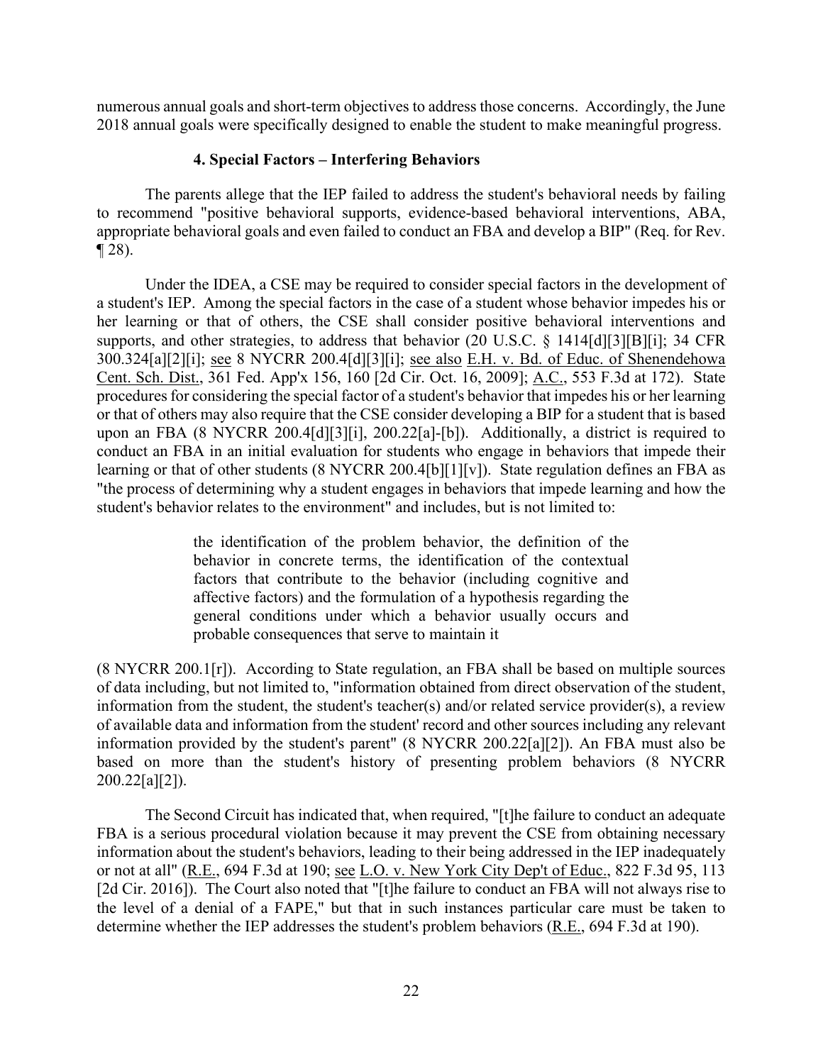numerous annual goals and short-term objectives to address those concerns. Accordingly, the June 2018 annual goals were specifically designed to enable the student to make meaningful progress.

#### 4. Special Factors – Interfering Behaviors

The parents allege that the IEP failed to address the student's behavioral needs by failing to recommend "positive behavioral supports, evidence-based behavioral interventions, ABA, appropriate behavioral goals and even failed to conduct an FBA and develop a BIP" (Req. for Rev. ¶ 28).

Under the IDEA, a CSE may be required to consider special factors in the development of a student's IEP. Among the special factors in the case of a student whose behavior impedes his or her learning or that of others, the CSE shall consider positive behavioral interventions and supports, and other strategies, to address that behavior (20 U.S.C. § 1414[d][3][B][i]; 34 CFR 300.324[a][2][i]; see 8 NYCRR 200.4[d][3][i]; see also E.H. v. Bd. of Educ. of Shenendehowa Cent. Sch. Dist., 361 Fed. App'x 156, 160 [2d Cir. Oct. 16, 2009]; A.C., 553 F.3d at 172). State procedures for considering the special factor of a student's behavior that impedes his or her learning or that of others may also require that the CSE consider developing a BIP for a student that is based upon an FBA (8 NYCRR 200.4[d][3][i], 200.22[a]-[b]). Additionally, a district is required to conduct an FBA in an initial evaluation for students who engage in behaviors that impede their learning or that of other students (8 NYCRR 200.4[b][1][v]). State regulation defines an FBA as "the process of determining why a student engages in behaviors that impede learning and how the student's behavior relates to the environment" and includes, but is not limited to:

> the identification of the problem behavior, the definition of the behavior in concrete terms, the identification of the contextual factors that contribute to the behavior (including cognitive and affective factors) and the formulation of a hypothesis regarding the general conditions under which a behavior usually occurs and probable consequences that serve to maintain it

(8 NYCRR 200.1[r]). According to State regulation, an FBA shall be based on multiple sources of data including, but not limited to, "information obtained from direct observation of the student, information from the student, the student's teacher(s) and/or related service provider(s), a review of available data and information from the student' record and other sources including any relevant information provided by the student's parent" (8 NYCRR 200.22[a][2]). An FBA must also be based on more than the student's history of presenting problem behaviors (8 NYCRR 200.22[a][2]).

The Second Circuit has indicated that, when required, "[t]he failure to conduct an adequate FBA is a serious procedural violation because it may prevent the CSE from obtaining necessary information about the student's behaviors, leading to their being addressed in the IEP inadequately or not at all" (R.E., 694 F.3d at 190; see L.O. v. New York City Dep't of Educ., 822 F.3d 95, 113 [2d Cir. 2016]). The Court also noted that "[t]he failure to conduct an FBA will not always rise to the level of a denial of a FAPE," but that in such instances particular care must be taken to determine whether the IEP addresses the student's problem behaviors (R.E., 694 F.3d at 190).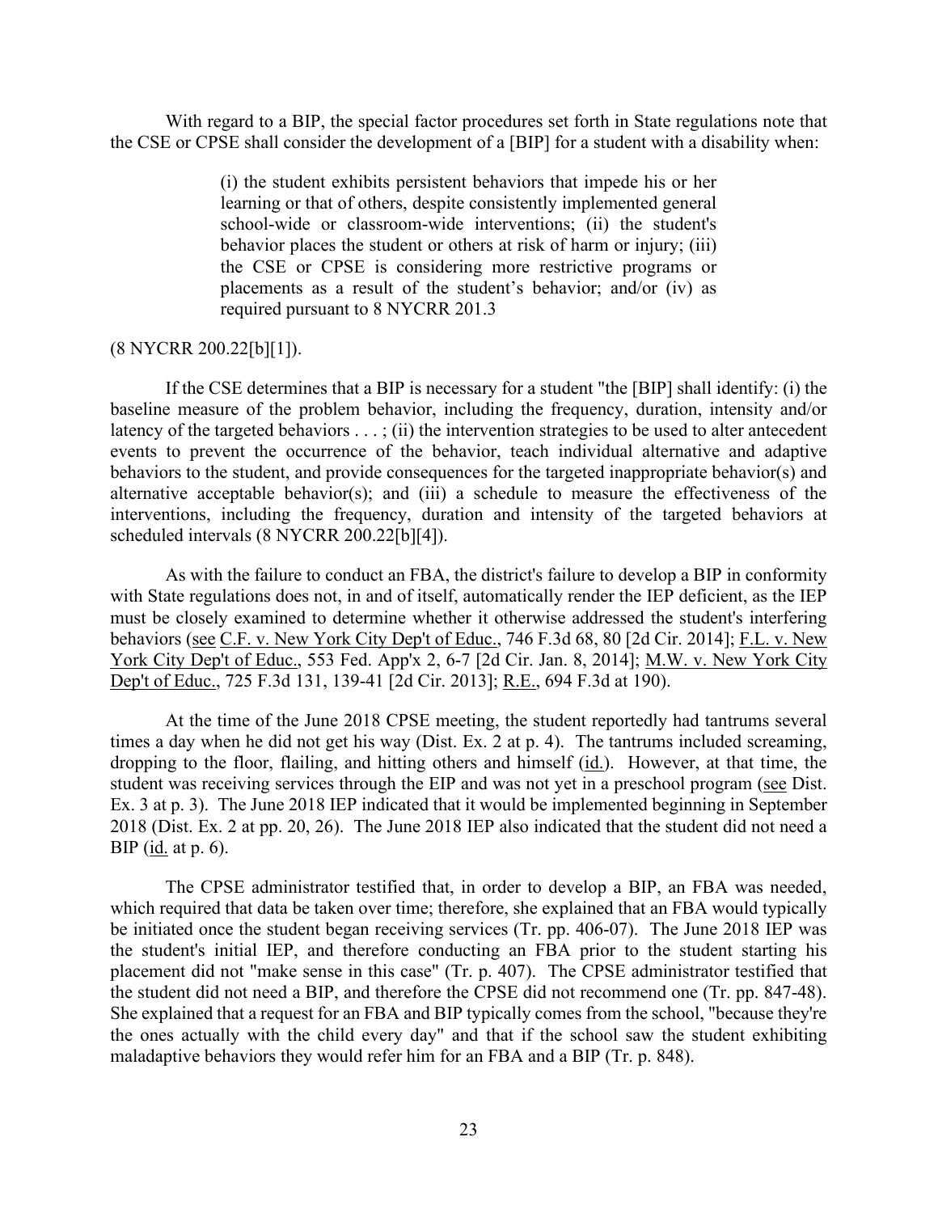With regard to a BIP, the special factor procedures set forth in State regulations note that the CSE or CPSE shall consider the development of a [BIP] for a student with a disability when:

> (i) the student exhibits persistent behaviors that impede his or her learning or that of others, despite consistently implemented general school-wide or classroom-wide interventions; (ii) the student's behavior places the student or others at risk of harm or injury; (iii) the CSE or CPSE is considering more restrictive programs or placements as a result of the student's behavior; and/or (iv) as required pursuant to 8 NYCRR 201.3

(8 NYCRR 200.22[b][1]).

If the CSE determines that a BIP is necessary for a student "the [BIP] shall identify: (i) the baseline measure of the problem behavior, including the frequency, duration, intensity and/or latency of the targeted behaviors . . . ; (ii) the intervention strategies to be used to alter antecedent events to prevent the occurrence of the behavior, teach individual alternative and adaptive behaviors to the student, and provide consequences for the targeted inappropriate behavior(s) and alternative acceptable behavior(s); and (iii) a schedule to measure the effectiveness of the interventions, including the frequency, duration and intensity of the targeted behaviors at scheduled intervals (8 NYCRR 200.22[b][4]).

As with the failure to conduct an FBA, the district's failure to develop a BIP in conformity with State regulations does not, in and of itself, automatically render the IEP deficient, as the IEP must be closely examined to determine whether it otherwise addressed the student's interfering behaviors (see C.F. v. New York City Dep't of Educ., 746 F.3d 68, 80 [2d Cir. 2014]; F.L. v. New York City Dep't of Educ., 553 Fed. App'x 2, 6-7 [2d Cir. Jan. 8, 2014]; M.W. v. New York City Dep't of Educ., 725 F.3d 131, 139-41 [2d Cir. 2013]; R.E., 694 F.3d at 190).

At the time of the June 2018 CPSE meeting, the student reportedly had tantrums several times a day when he did not get his way (Dist. Ex. 2 at p. 4). The tantrums included screaming, dropping to the floor, flailing, and hitting others and himself (id.). However, at that time, the student was receiving services through the EIP and was not yet in a preschool program (see Dist. Ex. 3 at p. 3). The June 2018 IEP indicated that it would be implemented beginning in September 2018 (Dist. Ex. 2 at pp. 20, 26). The June 2018 IEP also indicated that the student did not need a BIP (id. at p. 6).

The CPSE administrator testified that, in order to develop a BIP, an FBA was needed, which required that data be taken over time; therefore, she explained that an FBA would typically be initiated once the student began receiving services (Tr. pp. 406-07). The June 2018 IEP was the student's initial IEP, and therefore conducting an FBA prior to the student starting his placement did not "make sense in this case" (Tr. p. 407). The CPSE administrator testified that the student did not need a BIP, and therefore the CPSE did not recommend one (Tr. pp. 847-48). She explained that a request for an FBA and BIP typically comes from the school, "because they're the ones actually with the child every day" and that if the school saw the student exhibiting maladaptive behaviors they would refer him for an FBA and a BIP (Tr. p. 848).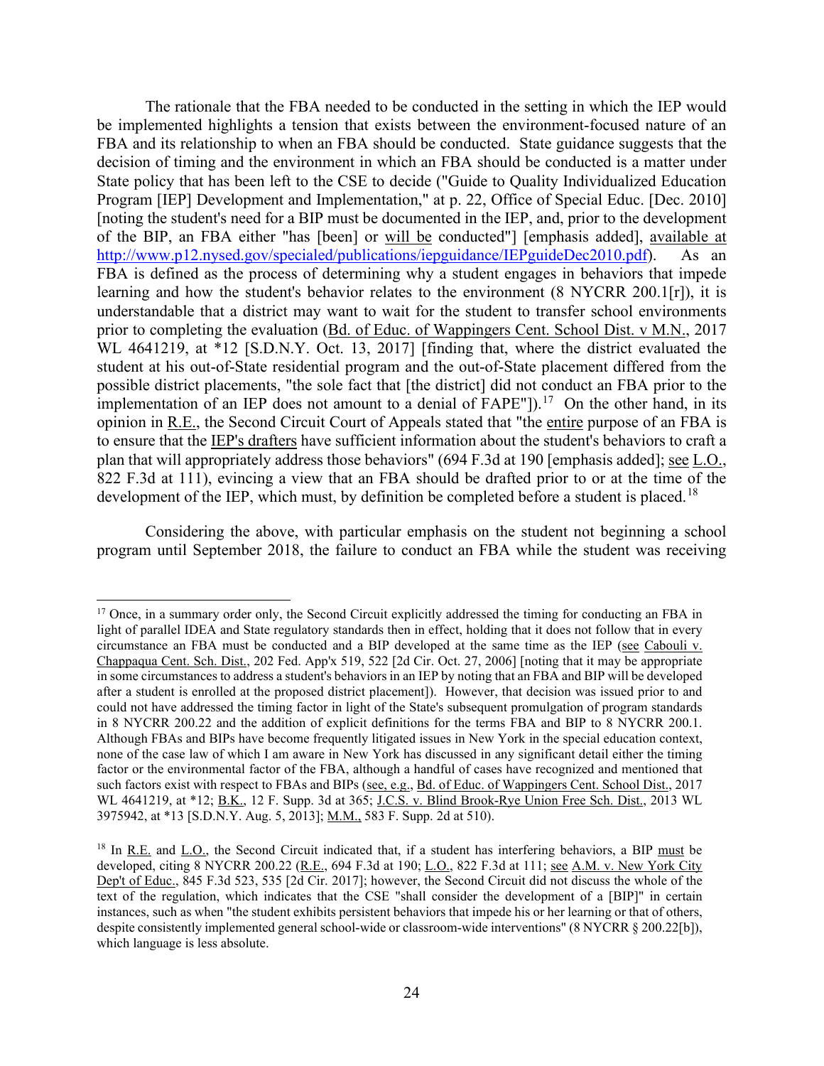The rationale that the FBA needed to be conducted in the setting in which the IEP would be implemented highlights a tension that exists between the environment-focused nature of an FBA and its relationship to when an FBA should be conducted. State guidance suggests that the decision of timing and the environment in which an FBA should be conducted is a matter under State policy that has been left to the CSE to decide ("Guide to Quality Individualized Education Program [IEP] Development and Implementation," at p. 22, Office of Special Educ. [Dec. 2010] [noting the student's need for a BIP must be documented in the IEP, and, prior to the development of the BIP, an FBA either "has [been] or will be conducted"] [emphasis added], available at http://www.p12.nysed.gov/specialed/publications/iepguidance/IEPguideDec2010.pdf). As an FBA is defined as the process of determining why a student engages in behaviors that impede learning and how the student's behavior relates to the environment (8 NYCRR 200.1[r]), it is understandable that a district may want to wait for the student to transfer school environments prior to completing the evaluation (Bd. of Educ. of Wappingers Cent. School Dist. v M.N., 2017 WL 4641219, at *12 [S.D.N.Y. Oct. 13, 2017] [finding that, where the district evaluated the student at his out-of-State residential program and the out-of-State placement differed from the possible district placements, "the sole fact that [the district] did not conduct an FBA prior to the implementation of an IEP does not amount to a denial of FAPE"]).[17] On the other hand, in its opinion in R.E., the Second Circuit Court of Appeals stated that "the entire purpose of an FBA is to ensure that the IEP's drafters have sufficient information about the student's behaviors to craft a plan that will appropriately address those behaviors" (694 F.3d at 190 [emphasis added]; see L.O., 822 F.3d at 111), evincing a view that an FBA should be drafted prior to or at the time of the development of the IEP, which must, by definition be completed before a student is placed.[18]

Considering the above, with particular emphasis on the student not beginning a school program until September 2018, the failure to conduct an FBA while the student was receiving

---

[17] Once, in a summary order only, the Second Circuit explicitly addressed the timing for conducting an FBA in light of parallel IDEA and State regulatory standards then in effect, holding that it does not follow that in every circumstance an FBA must be conducted and a BIP developed at the same time as the IEP (see Cabouli v. Chappaqua Cent. Sch. Dist., 202 Fed. App'x 519, 522 [2d Cir. Oct. 27, 2006] [noting that it may be appropriate in some circumstances to address a student's behaviors in an IEP by noting that an FBA and BIP will be developed after a student is enrolled at the proposed district placement]). However, that decision was issued prior to and could not have addressed the timing factor in light of the State's subsequent promulgation of program standards in 8 NYCRR 200.22 and the addition of explicit definitions for the terms FBA and BIP to 8 NYCRR 200.1. Although FBAs and BIPs have become frequently litigated issues in New York in the special education context, none of the case law of which I am aware in New York has discussed in any significant detail either the timing factor or the environmental factor of the FBA, although a handful of cases have recognized and mentioned that such factors exist with respect to FBAs and BIPs (see, e.g., Bd. of Educ. of Wappingers Cent. School Dist., 2017 WL 4641219, at *12; B.K., 12 F. Supp. 3d at 365; J.C.S. v. Blind Brook-Rye Union Free Sch. Dist., 2013 WL 3975942, at *13 [S.D.N.Y. Aug. 5, 2013]; M.M., 583 F. Supp. 2d at 510).

[18] In R.E. and L.O., the Second Circuit indicated that, if a student has interfering behaviors, a BIP must be developed, citing 8 NYCRR 200.22 (R.E., 694 F.3d at 190; L.O., 822 F.3d at 111; see A.M. v. New York City Dep't of Educ., 845 F.3d 523, 535 [2d Cir. 2017]; however, the Second Circuit did not discuss the whole of the text of the regulation, which indicates that the CSE "shall consider the development of a [BIP]" in certain instances, such as when "the student exhibits persistent behaviors that impede his or her learning or that of others, despite consistently implemented general school-wide or classroom-wide interventions" (8 NYCRR § 200.22[b]), which language is less absolute.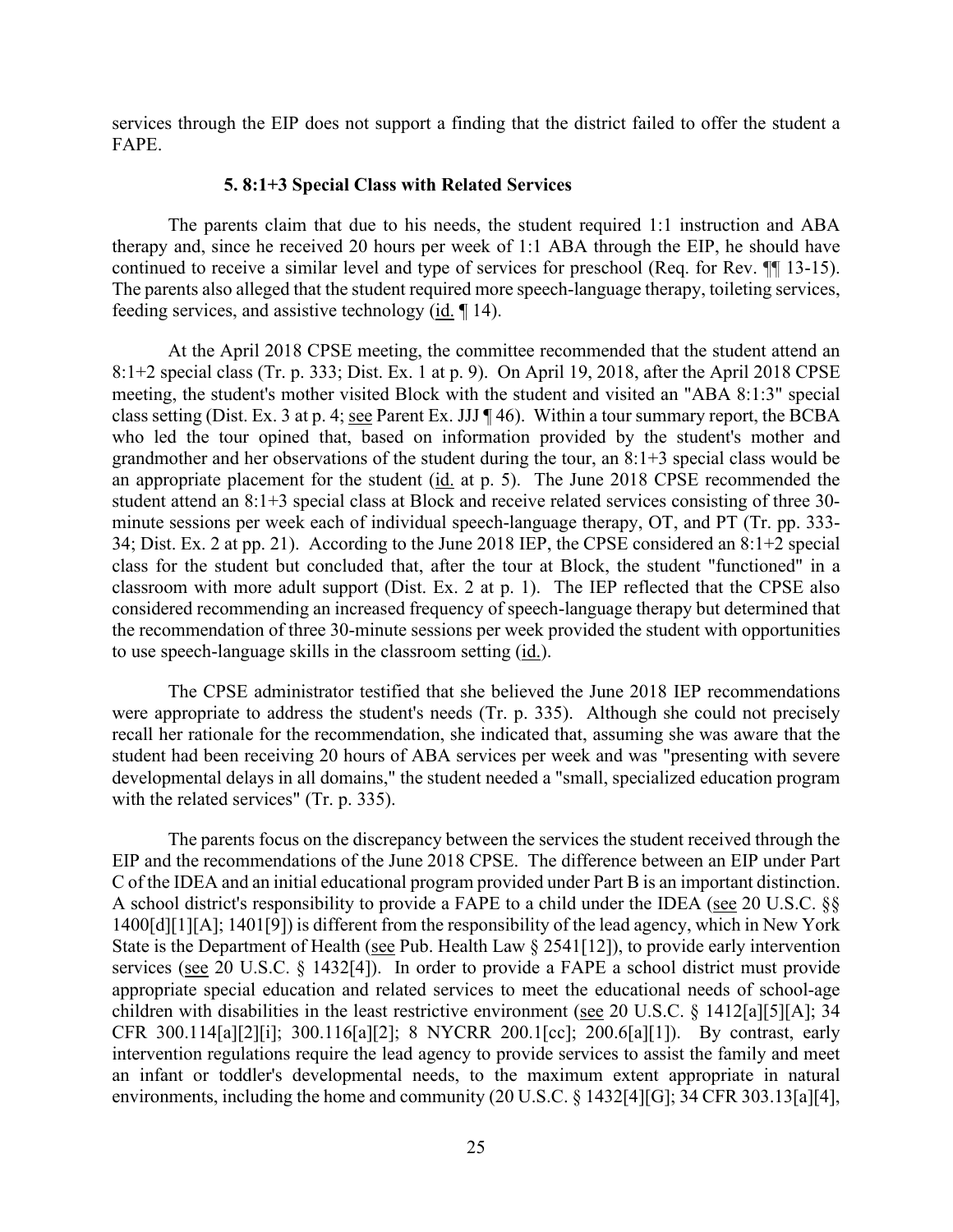services through the EIP does not support a finding that the district failed to offer the student a FAPE.

### 5. 8:1+3 Special Class with Related Services

The parents claim that due to his needs, the student required 1:1 instruction and ABA therapy and, since he received 20 hours per week of 1:1 ABA through the EIP, he should have continued to receive a similar level and type of services for preschool (Req. for Rev. ¶¶ 13-15). The parents also alleged that the student required more speech-language therapy, toileting services, feeding services, and assistive technology (id. ¶ 14).

At the April 2018 CPSE meeting, the committee recommended that the student attend an 8:1+2 special class (Tr. p. 333; Dist. Ex. 1 at p. 9). On April 19, 2018, after the April 2018 CPSE meeting, the student's mother visited Block with the student and visited an "ABA 8:1:3" special class setting (Dist. Ex. 3 at p. 4; see Parent Ex. JJJ ¶ 46). Within a tour summary report, the BCBA who led the tour opined that, based on information provided by the student's mother and grandmother and her observations of the student during the tour, an 8:1+3 special class would be an appropriate placement for the student (id. at p. 5). The June 2018 CPSE recommended the student attend an 8:1+3 special class at Block and receive related services consisting of three 30-minute sessions per week each of individual speech-language therapy, OT, and PT (Tr. pp. 333-34; Dist. Ex. 2 at pp. 21). According to the June 2018 IEP, the CPSE considered an 8:1+2 special class for the student but concluded that, after the tour at Block, the student "functioned" in a classroom with more adult support (Dist. Ex. 2 at p. 1). The IEP reflected that the CPSE also considered recommending an increased frequency of speech-language therapy but determined that the recommendation of three 30-minute sessions per week provided the student with opportunities to use speech-language skills in the classroom setting (id.).

The CPSE administrator testified that she believed the June 2018 IEP recommendations were appropriate to address the student's needs (Tr. p. 335). Although she could not precisely recall her rationale for the recommendation, she indicated that, assuming she was aware that the student had been receiving 20 hours of ABA services per week and was "presenting with severe developmental delays in all domains," the student needed a "small, specialized education program with the related services" (Tr. p. 335).

The parents focus on the discrepancy between the services the student received through the EIP and the recommendations of the June 2018 CPSE. The difference between an EIP under Part C of the IDEA and an initial educational program provided under Part B is an important distinction. A school district's responsibility to provide a FAPE to a child under the IDEA (see 20 U.S.C. §§ 1400[d][1][A]; 1401[9]) is different from the responsibility of the lead agency, which in New York State is the Department of Health (see Pub. Health Law § 2541[12]), to provide early intervention services (see 20 U.S.C. § 1432[4]). In order to provide a FAPE a school district must provide appropriate special education and related services to meet the educational needs of school-age children with disabilities in the least restrictive environment (see 20 U.S.C. § 1412[a][5][A]; 34 CFR 300.114[a][2][i]; 300.116[a][2]; 8 NYCRR 200.1[cc]; 200.6[a][1]). By contrast, early intervention regulations require the lead agency to provide services to assist the family and meet an infant or toddler's developmental needs, to the maximum extent appropriate in natural environments, including the home and community (20 U.S.C. § 1432[4][G]; 34 CFR 303.13[a][4],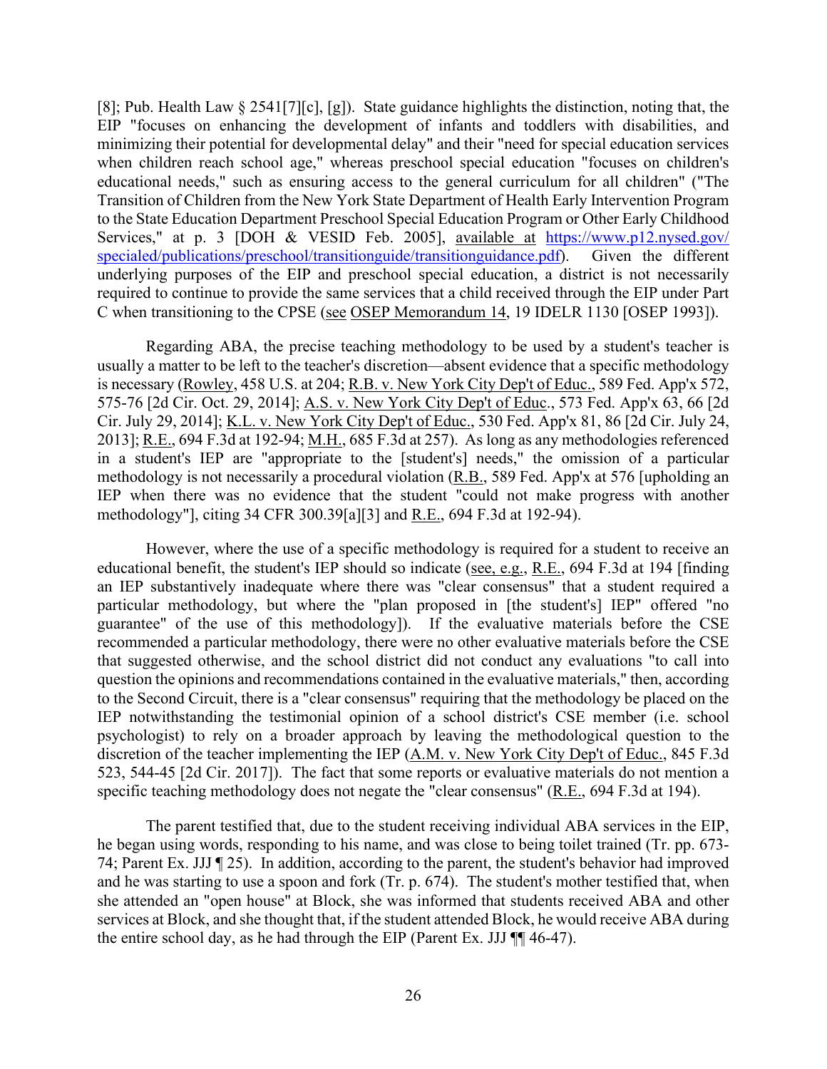[8]; Pub. Health Law § 2541[7][c], [g]). State guidance highlights the distinction, noting that, the EIP "focuses on enhancing the development of infants and toddlers with disabilities, and minimizing their potential for developmental delay" and their "need for special education services when children reach school age," whereas preschool special education "focuses on children's educational needs," such as ensuring access to the general curriculum for all children" ("The Transition of Children from the New York State Department of Health Early Intervention Program to the State Education Department Preschool Special Education Program or Other Early Childhood Services," at p. 3 [DOH & VESID Feb. 2005], available at https://www.p12.nysed.gov/specialed/publications/preschool/transitionguide/transitionguidance.pdf). Given the different underlying purposes of the EIP and preschool special education, a district is not necessarily required to continue to provide the same services that a child received through the EIP under Part C when transitioning to the CPSE (see OSEP Memorandum 14, 19 IDELR 1130 [OSEP 1993]).

Regarding ABA, the precise teaching methodology to be used by a student's teacher is usually a matter to be left to the teacher's discretion—absent evidence that a specific methodology is necessary (Rowley, 458 U.S. at 204; R.B. v. New York City Dep't of Educ., 589 Fed. App'x 572, 575-76 [2d Cir. Oct. 29, 2014]; A.S. v. New York City Dep't of Educ., 573 Fed. App'x 63, 66 [2d Cir. July 29, 2014]; K.L. v. New York City Dep't of Educ., 530 Fed. App'x 81, 86 [2d Cir. July 24, 2013]; R.E., 694 F.3d at 192-94; M.H., 685 F.3d at 257). As long as any methodologies referenced in a student's IEP are "appropriate to the [student's] needs," the omission of a particular methodology is not necessarily a procedural violation (R.B., 589 Fed. App'x at 576 [upholding an IEP when there was no evidence that the student "could not make progress with another methodology"], citing 34 CFR 300.39[a][3] and R.E., 694 F.3d at 192-94).

However, where the use of a specific methodology is required for a student to receive an educational benefit, the student's IEP should so indicate (see, e.g., R.E., 694 F.3d at 194 [finding an IEP substantively inadequate where there was "clear consensus" that a student required a particular methodology, but where the "plan proposed in [the student's] IEP" offered "no guarantee" of the use of this methodology]). If the evaluative materials before the CSE recommended a particular methodology, there were no other evaluative materials before the CSE that suggested otherwise, and the school district did not conduct any evaluations "to call into question the opinions and recommendations contained in the evaluative materials," then, according to the Second Circuit, there is a "clear consensus" requiring that the methodology be placed on the IEP notwithstanding the testimonial opinion of a school district's CSE member (i.e. school psychologist) to rely on a broader approach by leaving the methodological question to the discretion of the teacher implementing the IEP (A.M. v. New York City Dep't of Educ., 845 F.3d 523, 544-45 [2d Cir. 2017]). The fact that some reports or evaluative materials do not mention a specific teaching methodology does not negate the "clear consensus" (R.E., 694 F.3d at 194).

The parent testified that, due to the student receiving individual ABA services in the EIP, he began using words, responding to his name, and was close to being toilet trained (Tr. pp. 673-74; Parent Ex. JJJ ¶ 25). In addition, according to the parent, the student's behavior had improved and he was starting to use a spoon and fork (Tr. p. 674). The student's mother testified that, when she attended an "open house" at Block, she was informed that students received ABA and other services at Block, and she thought that, if the student attended Block, he would receive ABA during the entire school day, as he had through the EIP (Parent Ex. JJJ ¶¶ 46-47).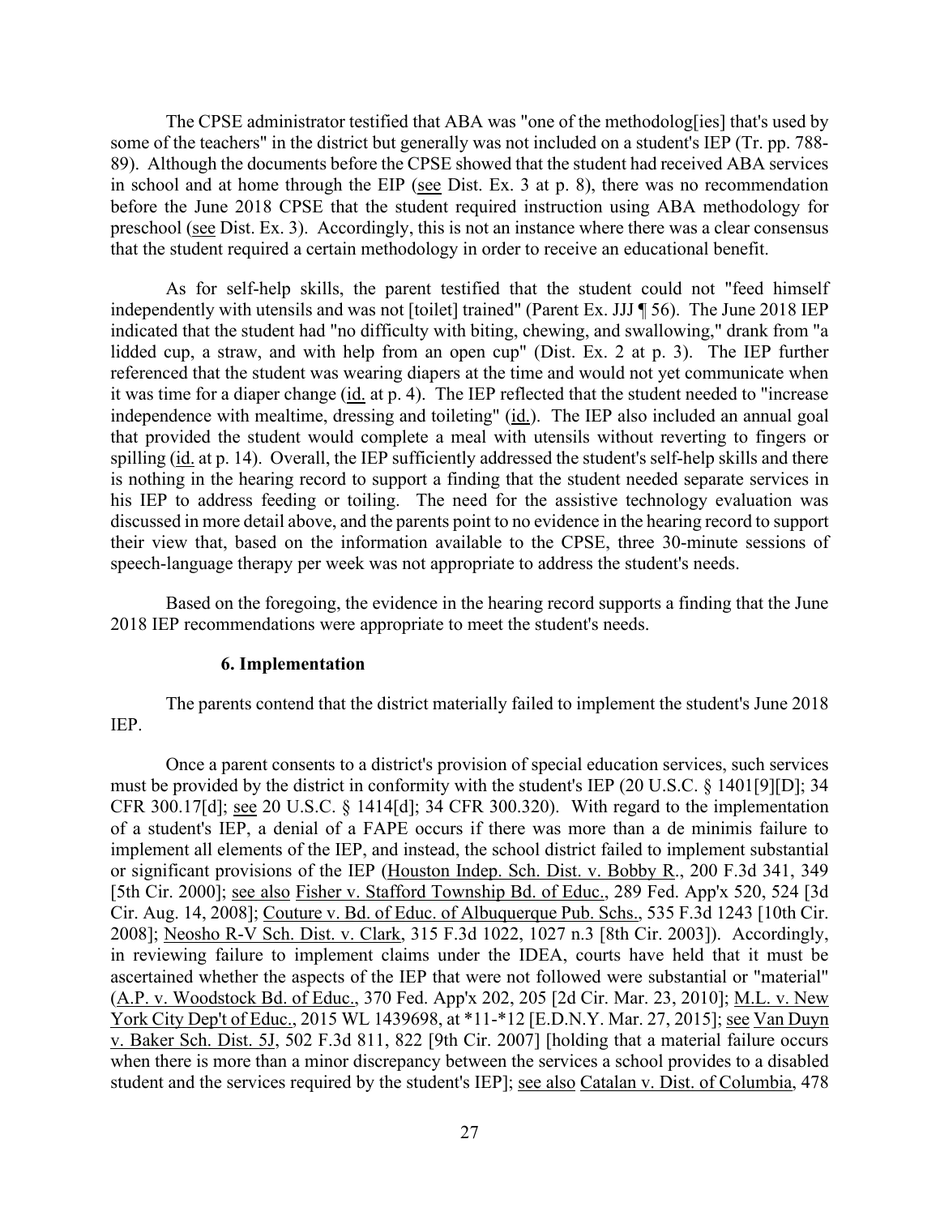The CPSE administrator testified that ABA was "one of the methodolog[ies] that's used by some of the teachers" in the district but generally was not included on a student's IEP (Tr. pp. 788-89). Although the documents before the CPSE showed that the student had received ABA services in school and at home through the EIP (see Dist. Ex. 3 at p. 8), there was no recommendation before the June 2018 CPSE that the student required instruction using ABA methodology for preschool (see Dist. Ex. 3). Accordingly, this is not an instance where there was a clear consensus that the student required a certain methodology in order to receive an educational benefit.

As for self-help skills, the parent testified that the student could not "feed himself independently with utensils and was not [toilet] trained" (Parent Ex. JJJ ¶ 56). The June 2018 IEP indicated that the student had "no difficulty with biting, chewing, and swallowing," drank from "a lidded cup, a straw, and with help from an open cup" (Dist. Ex. 2 at p. 3). The IEP further referenced that the student was wearing diapers at the time and would not yet communicate when it was time for a diaper change (id. at p. 4). The IEP reflected that the student needed to "increase independence with mealtime, dressing and toileting" (id.). The IEP also included an annual goal that provided the student would complete a meal with utensils without reverting to fingers or spilling (id. at p. 14). Overall, the IEP sufficiently addressed the student's self-help skills and there is nothing in the hearing record to support a finding that the student needed separate services in his IEP to address feeding or toiling. The need for the assistive technology evaluation was discussed in more detail above, and the parents point to no evidence in the hearing record to support their view that, based on the information available to the CPSE, three 30-minute sessions of speech-language therapy per week was not appropriate to address the student's needs.

Based on the foregoing, the evidence in the hearing record supports a finding that the June 2018 IEP recommendations were appropriate to meet the student's needs.

### 6. Implementation

The parents contend that the district materially failed to implement the student's June 2018 IEP.

Once a parent consents to a district's provision of special education services, such services must be provided by the district in conformity with the student's IEP (20 U.S.C. § 1401[9][D]; 34 CFR 300.17[d]; see 20 U.S.C. § 1414[d]; 34 CFR 300.320). With regard to the implementation of a student's IEP, a denial of a FAPE occurs if there was more than a de minimis failure to implement all elements of the IEP, and instead, the school district failed to implement substantial or significant provisions of the IEP (Houston Indep. Sch. Dist. v. Bobby R., 200 F.3d 341, 349 [5th Cir. 2000]; see also Fisher v. Stafford Township Bd. of Educ., 289 Fed. App'x 520, 524 [3d Cir. Aug. 14, 2008]; Couture v. Bd. of Educ. of Albuquerque Pub. Schs., 535 F.3d 1243 [10th Cir. 2008]; Neosho R-V Sch. Dist. v. Clark, 315 F.3d 1022, 1027 n.3 [8th Cir. 2003]). Accordingly, in reviewing failure to implement claims under the IDEA, courts have held that it must be ascertained whether the aspects of the IEP that were not followed were substantial or "material" (A.P. v. Woodstock Bd. of Educ., 370 Fed. App'x 202, 205 [2d Cir. Mar. 23, 2010]; M.L. v. New York City Dep't of Educ., 2015 WL 1439698, at *11-*12 [E.D.N.Y. Mar. 27, 2015]; see Van Duyn v. Baker Sch. Dist. 5J, 502 F.3d 811, 822 [9th Cir. 2007] [holding that a material failure occurs when there is more than a minor discrepancy between the services a school provides to a disabled student and the services required by the student's IEP]; see also Catalan v. Dist. of Columbia, 478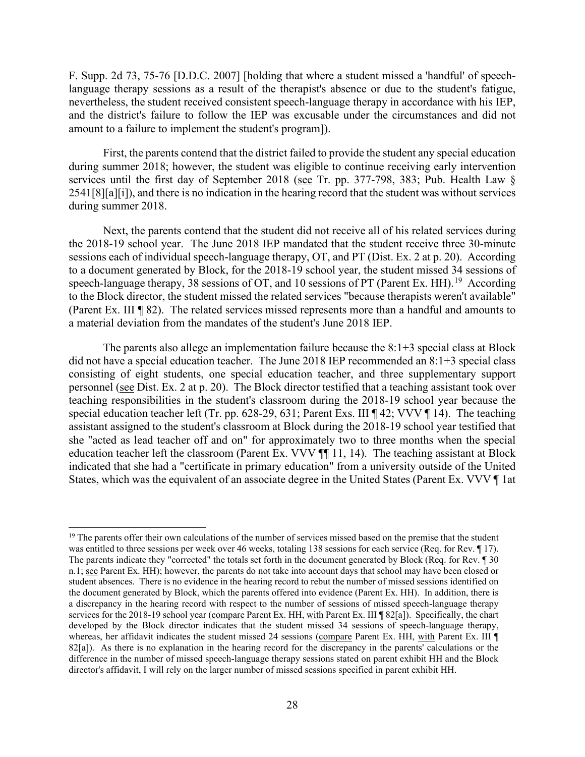F. Supp. 2d 73, 75-76 [D.D.C. 2007] [holding that where a student missed a 'handful' of speech-language therapy sessions as a result of the therapist's absence or due to the student's fatigue, nevertheless, the student received consistent speech-language therapy in accordance with his IEP, and the district's failure to follow the IEP was excusable under the circumstances and did not amount to a failure to implement the student's program]).

First, the parents contend that the district failed to provide the student any special education during summer 2018; however, the student was eligible to continue receiving early intervention services until the first day of September 2018 (see Tr. pp. 377-798, 383; Pub. Health Law § 2541[8][a][i]), and there is no indication in the hearing record that the student was without services during summer 2018.

Next, the parents contend that the student did not receive all of his related services during the 2018-19 school year. The June 2018 IEP mandated that the student receive three 30-minute sessions each of individual speech-language therapy, OT, and PT (Dist. Ex. 2 at p. 20). According to a document generated by Block, for the 2018-19 school year, the student missed 34 sessions of speech-language therapy, 38 sessions of OT, and 10 sessions of PT (Parent Ex. HH).[19] According to the Block director, the student missed the related services "because therapists weren't available" (Parent Ex. III ¶ 82). The related services missed represents more than a handful and amounts to a material deviation from the mandates of the student's June 2018 IEP.

The parents also allege an implementation failure because the 8:1+3 special class at Block did not have a special education teacher. The June 2018 IEP recommended an 8:1+3 special class consisting of eight students, one special education teacher, and three supplementary support personnel (see Dist. Ex. 2 at p. 20). The Block director testified that a teaching assistant took over teaching responsibilities in the student's classroom during the 2018-19 school year because the special education teacher left (Tr. pp. 628-29, 631; Parent Exs. III ¶ 42; VVV ¶ 14). The teaching assistant assigned to the student's classroom at Block during the 2018-19 school year testified that she "acted as lead teacher off and on" for approximately two to three months when the special education teacher left the classroom (Parent Ex. VVV ¶¶ 11, 14). The teaching assistant at Block indicated that she had a "certificate in primary education" from a university outside of the United States, which was the equivalent of an associate degree in the United States (Parent Ex. VVV ¶ 1at

---

[19] The parents offer their own calculations of the number of services missed based on the premise that the student was entitled to three sessions per week over 46 weeks, totaling 138 sessions for each service (Req. for Rev. ¶ 17). The parents indicate they "corrected" the totals set forth in the document generated by Block (Req. for Rev. ¶ 30 n.1; see Parent Ex. HH); however, the parents do not take into account days that school may have been closed or student absences. There is no evidence in the hearing record to rebut the number of missed sessions identified on the document generated by Block, which the parents offered into evidence (Parent Ex. HH). In addition, there is a discrepancy in the hearing record with respect to the number of sessions of missed speech-language therapy services for the 2018-19 school year (compare Parent Ex. HH, with Parent Ex. III ¶ 82[a]). Specifically, the chart developed by the Block director indicates that the student missed 34 sessions of speech-language therapy, whereas, her affidavit indicates the student missed 24 sessions (compare Parent Ex. HH, with Parent Ex. III ¶ 82[a]). As there is no explanation in the hearing record for the discrepancy in the parents' calculations or the difference in the number of missed speech-language therapy sessions stated on parent exhibit HH and the Block director's affidavit, I will rely on the larger number of missed sessions specified in parent exhibit HH.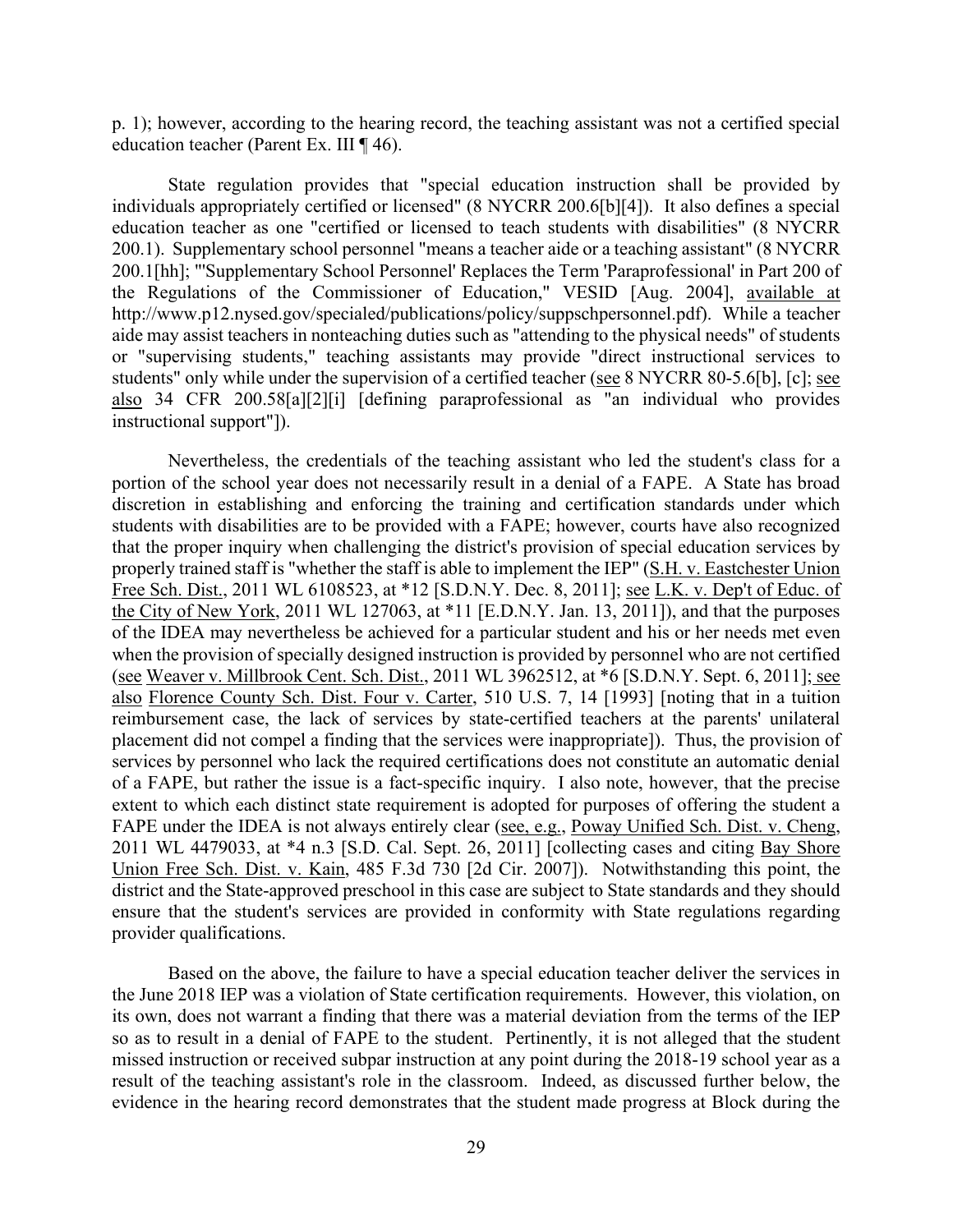p. 1); however, according to the hearing record, the teaching assistant was not a certified special education teacher (Parent Ex. III ¶ 46).

State regulation provides that "special education instruction shall be provided by individuals appropriately certified or licensed" (8 NYCRR 200.6[b][4]). It also defines a special education teacher as one "certified or licensed to teach students with disabilities" (8 NYCRR 200.1). Supplementary school personnel "means a teacher aide or a teaching assistant" (8 NYCRR 200.1[hh]; "'Supplementary School Personnel' Replaces the Term 'Paraprofessional' in Part 200 of the Regulations of the Commissioner of Education," VESID [Aug. 2004], available at http://www.p12.nysed.gov/specialed/publications/policy/suppschpersonnel.pdf). While a teacher aide may assist teachers in nonteaching duties such as "attending to the physical needs" of students or "supervising students," teaching assistants may provide "direct instructional services to students" only while under the supervision of a certified teacher (see 8 NYCRR 80-5.6[b], [c]; see also 34 CFR 200.58[a][2][i] [defining paraprofessional as "an individual who provides instructional support"]).

Nevertheless, the credentials of the teaching assistant who led the student's class for a portion of the school year does not necessarily result in a denial of a FAPE. A State has broad discretion in establishing and enforcing the training and certification standards under which students with disabilities are to be provided with a FAPE; however, courts have also recognized that the proper inquiry when challenging the district's provision of special education services by properly trained staff is "whether the staff is able to implement the IEP" (S.H. v. Eastchester Union Free Sch. Dist., 2011 WL 6108523, at *12 [S.D.N.Y. Dec. 8, 2011]; see L.K. v. Dep't of Educ. of the City of New York, 2011 WL 127063, at *11 [E.D.N.Y. Jan. 13, 2011]), and that the purposes of the IDEA may nevertheless be achieved for a particular student and his or her needs met even when the provision of specially designed instruction is provided by personnel who are not certified (see Weaver v. Millbrook Cent. Sch. Dist., 2011 WL 3962512, at *6 [S.D.N.Y. Sept. 6, 2011]; see also Florence County Sch. Dist. Four v. Carter, 510 U.S. 7, 14 [1993] [noting that in a tuition reimbursement case, the lack of services by state-certified teachers at the parents' unilateral placement did not compel a finding that the services were inappropriate]). Thus, the provision of services by personnel who lack the required certifications does not constitute an automatic denial of a FAPE, but rather the issue is a fact-specific inquiry. I also note, however, that the precise extent to which each distinct state requirement is adopted for purposes of offering the student a FAPE under the IDEA is not always entirely clear (see, e.g., Poway Unified Sch. Dist. v. Cheng, 2011 WL 4479033, at *4 n.3 [S.D. Cal. Sept. 26, 2011] [collecting cases and citing Bay Shore Union Free Sch. Dist. v. Kain, 485 F.3d 730 [2d Cir. 2007]). Notwithstanding this point, the district and the State-approved preschool in this case are subject to State standards and they should ensure that the student's services are provided in conformity with State regulations regarding provider qualifications.

Based on the above, the failure to have a special education teacher deliver the services in the June 2018 IEP was a violation of State certification requirements. However, this violation, on its own, does not warrant a finding that there was a material deviation from the terms of the IEP so as to result in a denial of FAPE to the student. Pertinently, it is not alleged that the student missed instruction or received subpar instruction at any point during the 2018-19 school year as a result of the teaching assistant's role in the classroom. Indeed, as discussed further below, the evidence in the hearing record demonstrates that the student made progress at Block during the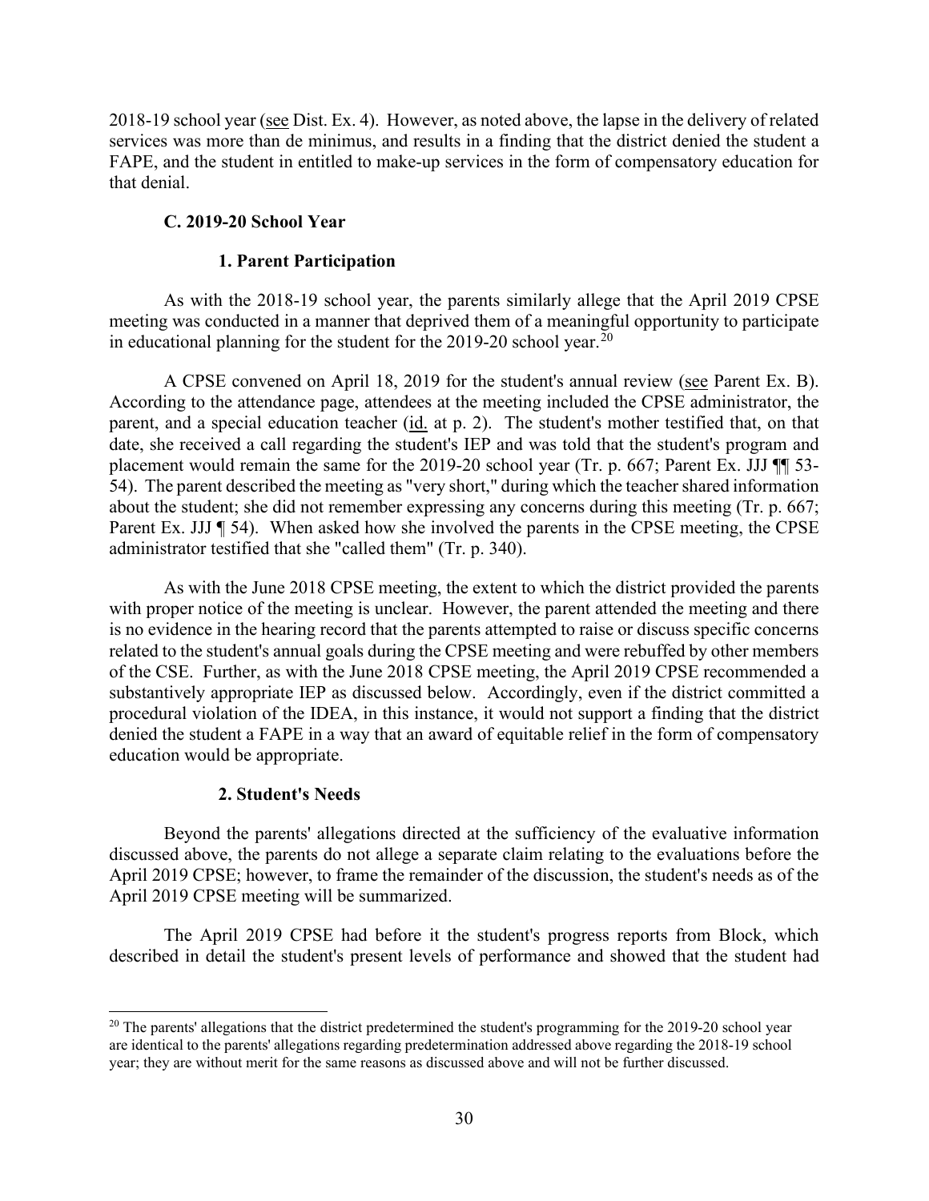2018-19 school year (see Dist. Ex. 4). However, as noted above, the lapse in the delivery of related services was more than de minimus, and results in a finding that the district denied the student a FAPE, and the student in entitled to make-up services in the form of compensatory education for that denial.

### C. 2019-20 School Year

#### 1. Parent Participation

As with the 2018-19 school year, the parents similarly allege that the April 2019 CPSE meeting was conducted in a manner that deprived them of a meaningful opportunity to participate in educational planning for the student for the 2019-20 school year.[20]

A CPSE convened on April 18, 2019 for the student's annual review (see Parent Ex. B). According to the attendance page, attendees at the meeting included the CPSE administrator, the parent, and a special education teacher (id. at p. 2). The student's mother testified that, on that date, she received a call regarding the student's IEP and was told that the student's program and placement would remain the same for the 2019-20 school year (Tr. p. 667; Parent Ex. JJJ ¶¶ 53-54). The parent described the meeting as "very short," during which the teacher shared information about the student; she did not remember expressing any concerns during this meeting (Tr. p. 667; Parent Ex. JJJ ¶ 54). When asked how she involved the parents in the CPSE meeting, the CPSE administrator testified that she "called them" (Tr. p. 340).

As with the June 2018 CPSE meeting, the extent to which the district provided the parents with proper notice of the meeting is unclear. However, the parent attended the meeting and there is no evidence in the hearing record that the parents attempted to raise or discuss specific concerns related to the student's annual goals during the CPSE meeting and were rebuffed by other members of the CSE. Further, as with the June 2018 CPSE meeting, the April 2019 CPSE recommended a substantively appropriate IEP as discussed below. Accordingly, even if the district committed a procedural violation of the IDEA, in this instance, it would not support a finding that the district denied the student a FAPE in a way that an award of equitable relief in the form of compensatory education would be appropriate.

#### 2. Student's Needs

Beyond the parents' allegations directed at the sufficiency of the evaluative information discussed above, the parents do not allege a separate claim relating to the evaluations before the April 2019 CPSE; however, to frame the remainder of the discussion, the student's needs as of the April 2019 CPSE meeting will be summarized.

The April 2019 CPSE had before it the student's progress reports from Block, which described in detail the student's present levels of performance and showed that the student had

---

[20] The parents' allegations that the district predetermined the student's programming for the 2019-20 school year are identical to the parents' allegations regarding predetermination addressed above regarding the 2018-19 school year; they are without merit for the same reasons as discussed above and will not be further discussed.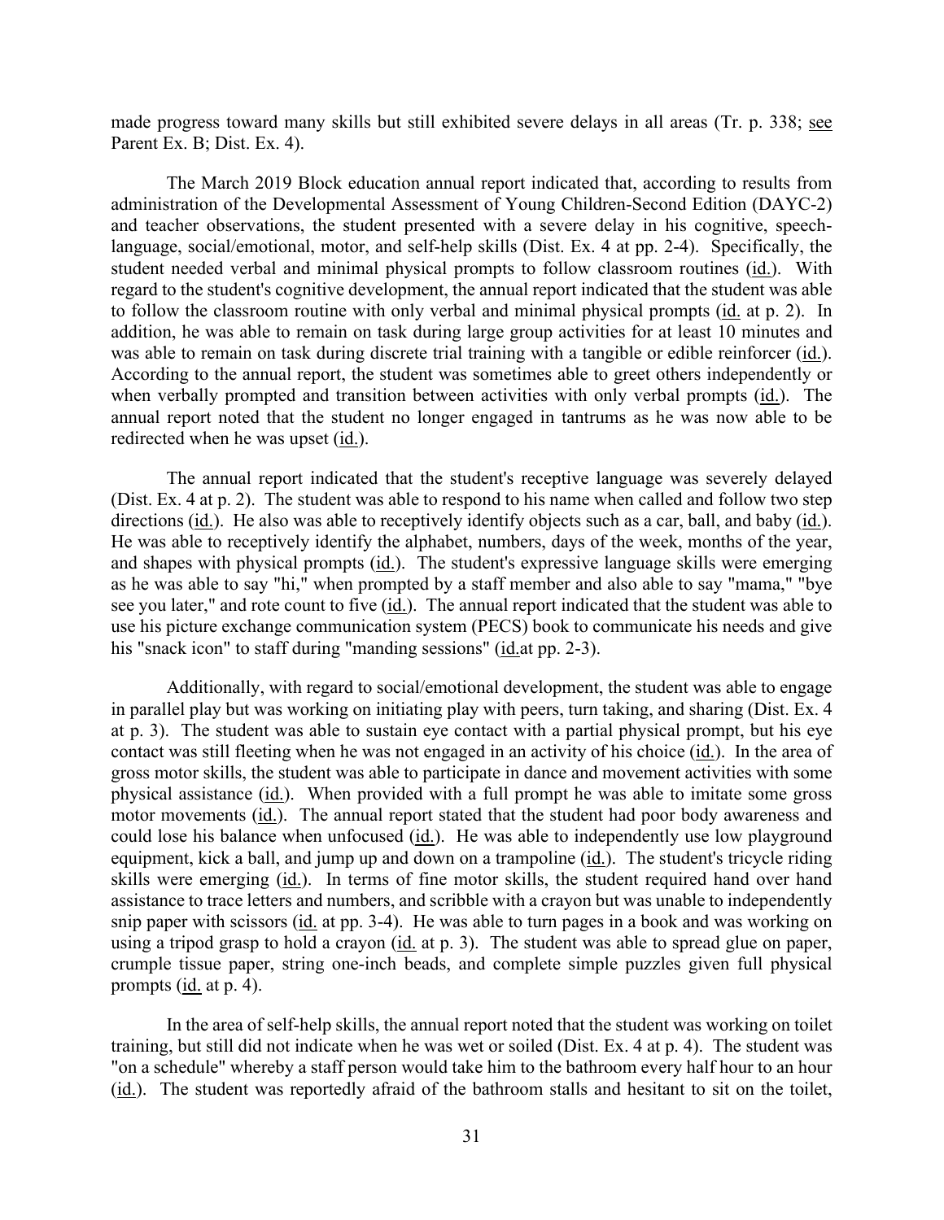made progress toward many skills but still exhibited severe delays in all areas (Tr. p. 338; see Parent Ex. B; Dist. Ex. 4).

The March 2019 Block education annual report indicated that, according to results from administration of the Developmental Assessment of Young Children-Second Edition (DAYC-2) and teacher observations, the student presented with a severe delay in his cognitive, speech-language, social/emotional, motor, and self-help skills (Dist. Ex. 4 at pp. 2-4). Specifically, the student needed verbal and minimal physical prompts to follow classroom routines (id.). With regard to the student's cognitive development, the annual report indicated that the student was able to follow the classroom routine with only verbal and minimal physical prompts (id. at p. 2). In addition, he was able to remain on task during large group activities for at least 10 minutes and was able to remain on task during discrete trial training with a tangible or edible reinforcer (id.). According to the annual report, the student was sometimes able to greet others independently or when verbally prompted and transition between activities with only verbal prompts (id.). The annual report noted that the student no longer engaged in tantrums as he was now able to be redirected when he was upset (id.).

The annual report indicated that the student's receptive language was severely delayed (Dist. Ex. 4 at p. 2). The student was able to respond to his name when called and follow two step directions (id.). He also was able to receptively identify objects such as a car, ball, and baby (id.). He was able to receptively identify the alphabet, numbers, days of the week, months of the year, and shapes with physical prompts (id.). The student's expressive language skills were emerging as he was able to say "hi," when prompted by a staff member and also able to say "mama," "bye see you later," and rote count to five (id.). The annual report indicated that the student was able to use his picture exchange communication system (PECS) book to communicate his needs and give his "snack icon" to staff during "manding sessions" (id.at pp. 2-3).

Additionally, with regard to social/emotional development, the student was able to engage in parallel play but was working on initiating play with peers, turn taking, and sharing (Dist. Ex. 4 at p. 3). The student was able to sustain eye contact with a partial physical prompt, but his eye contact was still fleeting when he was not engaged in an activity of his choice (id.). In the area of gross motor skills, the student was able to participate in dance and movement activities with some physical assistance (id.). When provided with a full prompt he was able to imitate some gross motor movements (id.). The annual report stated that the student had poor body awareness and could lose his balance when unfocused (id.). He was able to independently use low playground equipment, kick a ball, and jump up and down on a trampoline (id.). The student's tricycle riding skills were emerging (id.). In terms of fine motor skills, the student required hand over hand assistance to trace letters and numbers, and scribble with a crayon but was unable to independently snip paper with scissors (id. at pp. 3-4). He was able to turn pages in a book and was working on using a tripod grasp to hold a crayon (id. at p. 3). The student was able to spread glue on paper, crumple tissue paper, string one-inch beads, and complete simple puzzles given full physical prompts (id. at p. 4).

In the area of self-help skills, the annual report noted that the student was working on toilet training, but still did not indicate when he was wet or soiled (Dist. Ex. 4 at p. 4). The student was "on a schedule" whereby a staff person would take him to the bathroom every half hour to an hour (id.). The student was reportedly afraid of the bathroom stalls and hesitant to sit on the toilet,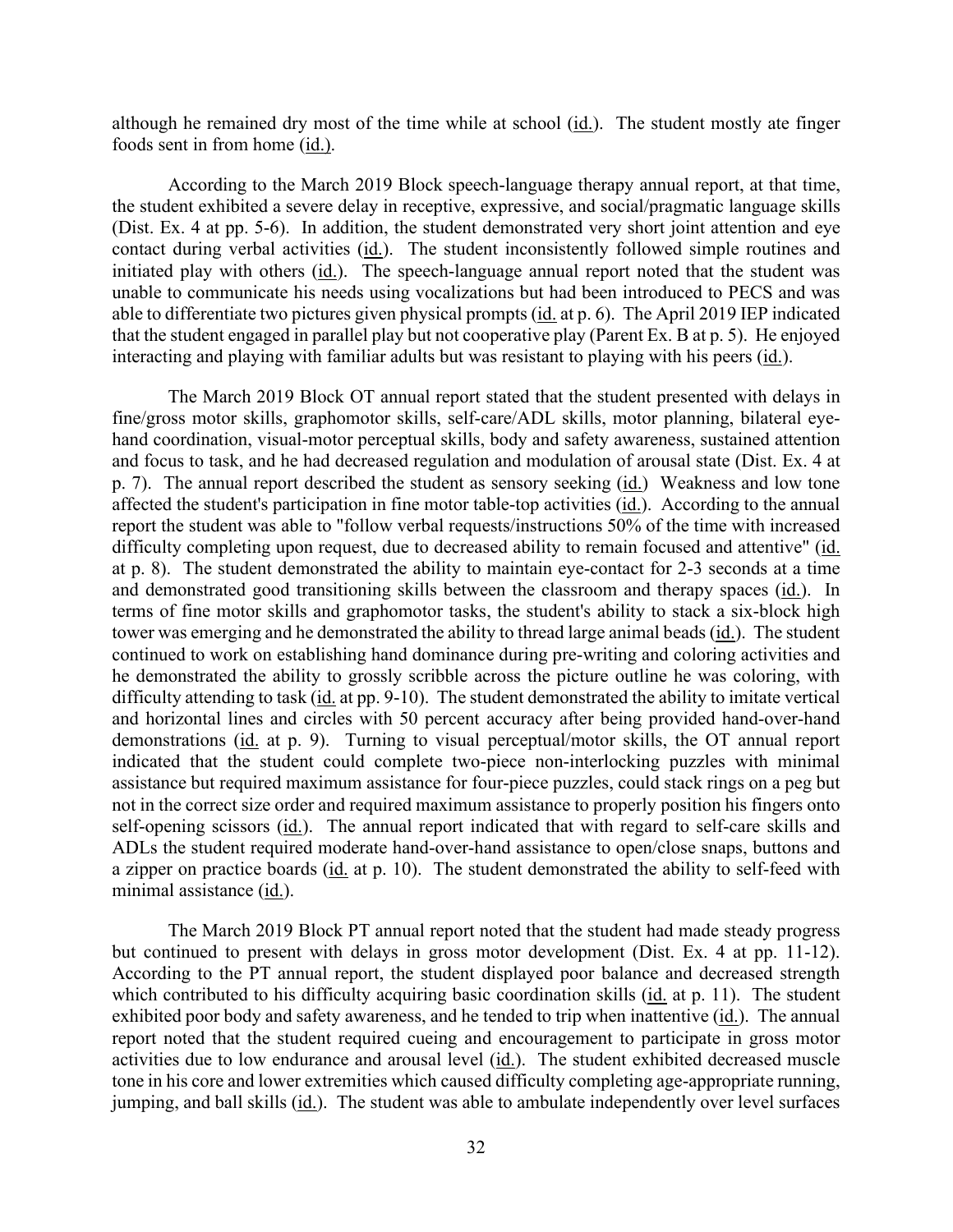although he remained dry most of the time while at school (id.). The student mostly ate finger foods sent in from home (id.).

According to the March 2019 Block speech-language therapy annual report, at that time, the student exhibited a severe delay in receptive, expressive, and social/pragmatic language skills (Dist. Ex. 4 at pp. 5-6). In addition, the student demonstrated very short joint attention and eye contact during verbal activities (id.). The student inconsistently followed simple routines and initiated play with others (id.). The speech-language annual report noted that the student was unable to communicate his needs using vocalizations but had been introduced to PECS and was able to differentiate two pictures given physical prompts (id. at p. 6). The April 2019 IEP indicated that the student engaged in parallel play but not cooperative play (Parent Ex. B at p. 5). He enjoyed interacting and playing with familiar adults but was resistant to playing with his peers (id.).

The March 2019 Block OT annual report stated that the student presented with delays in fine/gross motor skills, graphomotor skills, self-care/ADL skills, motor planning, bilateral eye-hand coordination, visual-motor perceptual skills, body and safety awareness, sustained attention and focus to task, and he had decreased regulation and modulation of arousal state (Dist. Ex. 4 at p. 7). The annual report described the student as sensory seeking (id.) Weakness and low tone affected the student's participation in fine motor table-top activities (id.). According to the annual report the student was able to "follow verbal requests/instructions 50% of the time with increased difficulty completing upon request, due to decreased ability to remain focused and attentive" (id. at p. 8). The student demonstrated the ability to maintain eye-contact for 2-3 seconds at a time and demonstrated good transitioning skills between the classroom and therapy spaces (id.). In terms of fine motor skills and graphomotor tasks, the student's ability to stack a six-block high tower was emerging and he demonstrated the ability to thread large animal beads (id.). The student continued to work on establishing hand dominance during pre-writing and coloring activities and he demonstrated the ability to grossly scribble across the picture outline he was coloring, with difficulty attending to task (id. at pp. 9-10). The student demonstrated the ability to imitate vertical and horizontal lines and circles with 50 percent accuracy after being provided hand-over-hand demonstrations (id. at p. 9). Turning to visual perceptual/motor skills, the OT annual report indicated that the student could complete two-piece non-interlocking puzzles with minimal assistance but required maximum assistance for four-piece puzzles, could stack rings on a peg but not in the correct size order and required maximum assistance to properly position his fingers onto self-opening scissors (id.). The annual report indicated that with regard to self-care skills and ADLs the student required moderate hand-over-hand assistance to open/close snaps, buttons and a zipper on practice boards (id. at p. 10). The student demonstrated the ability to self-feed with minimal assistance (id.).

The March 2019 Block PT annual report noted that the student had made steady progress but continued to present with delays in gross motor development (Dist. Ex. 4 at pp. 11-12). According to the PT annual report, the student displayed poor balance and decreased strength which contributed to his difficulty acquiring basic coordination skills (id. at p. 11). The student exhibited poor body and safety awareness, and he tended to trip when inattentive (id.). The annual report noted that the student required cueing and encouragement to participate in gross motor activities due to low endurance and arousal level (id.). The student exhibited decreased muscle tone in his core and lower extremities which caused difficulty completing age-appropriate running, jumping, and ball skills (id.). The student was able to ambulate independently over level surfaces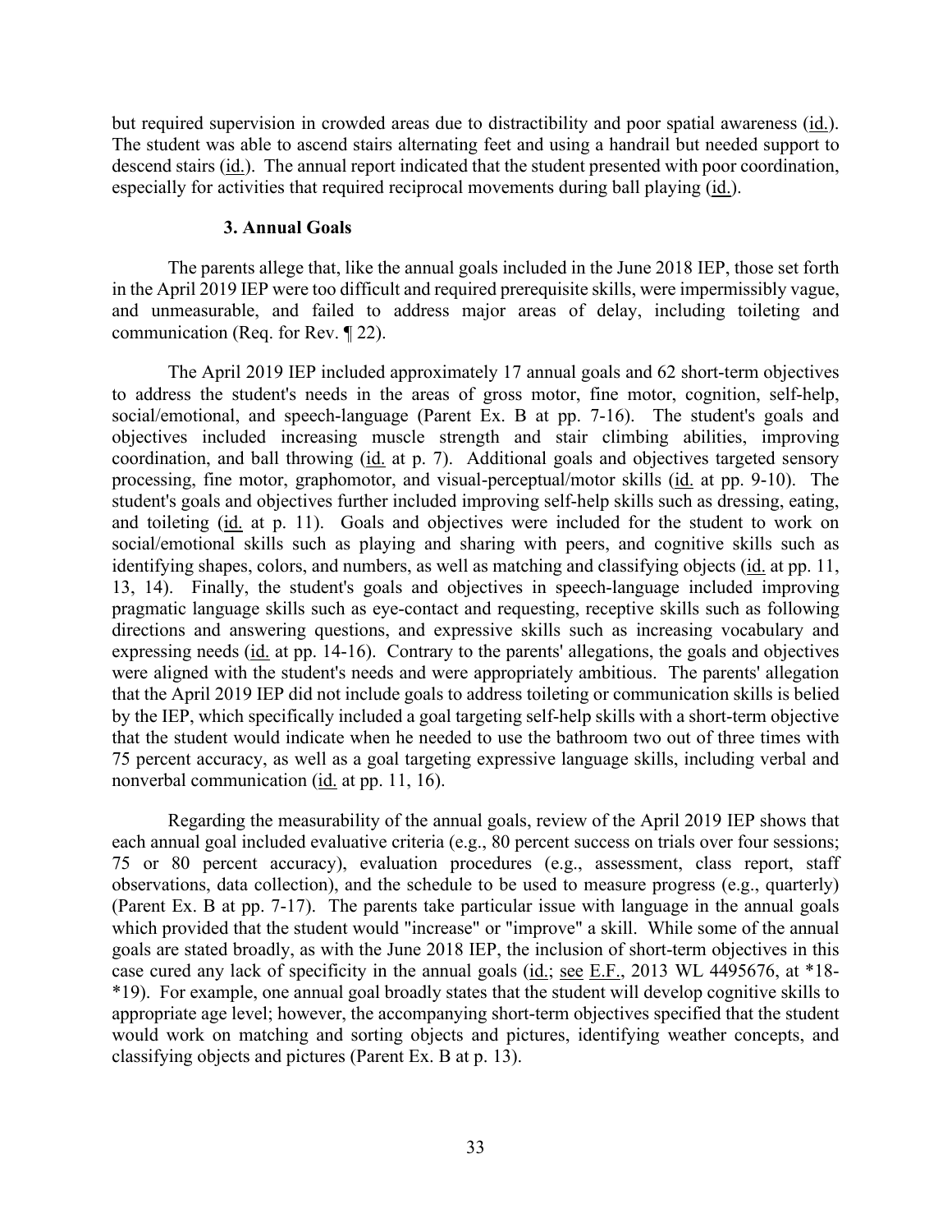but required supervision in crowded areas due to distractibility and poor spatial awareness (id.). The student was able to ascend stairs alternating feet and using a handrail but needed support to descend stairs (id.). The annual report indicated that the student presented with poor coordination, especially for activities that required reciprocal movements during ball playing (id.).

### 3. Annual Goals

The parents allege that, like the annual goals included in the June 2018 IEP, those set forth in the April 2019 IEP were too difficult and required prerequisite skills, were impermissibly vague, and unmeasurable, and failed to address major areas of delay, including toileting and communication (Req. for Rev. ¶ 22).

The April 2019 IEP included approximately 17 annual goals and 62 short-term objectives to address the student's needs in the areas of gross motor, fine motor, cognition, self-help, social/emotional, and speech-language (Parent Ex. B at pp. 7-16). The student's goals and objectives included increasing muscle strength and stair climbing abilities, improving coordination, and ball throwing (id. at p. 7). Additional goals and objectives targeted sensory processing, fine motor, graphomotor, and visual-perceptual/motor skills (id. at pp. 9-10). The student's goals and objectives further included improving self-help skills such as dressing, eating, and toileting (id. at p. 11). Goals and objectives were included for the student to work on social/emotional skills such as playing and sharing with peers, and cognitive skills such as identifying shapes, colors, and numbers, as well as matching and classifying objects (id. at pp. 11, 13, 14). Finally, the student's goals and objectives in speech-language included improving pragmatic language skills such as eye-contact and requesting, receptive skills such as following directions and answering questions, and expressive skills such as increasing vocabulary and expressing needs (id. at pp. 14-16). Contrary to the parents' allegations, the goals and objectives were aligned with the student's needs and were appropriately ambitious. The parents' allegation that the April 2019 IEP did not include goals to address toileting or communication skills is belied by the IEP, which specifically included a goal targeting self-help skills with a short-term objective that the student would indicate when he needed to use the bathroom two out of three times with 75 percent accuracy, as well as a goal targeting expressive language skills, including verbal and nonverbal communication (id. at pp. 11, 16).

Regarding the measurability of the annual goals, review of the April 2019 IEP shows that each annual goal included evaluative criteria (e.g., 80 percent success on trials over four sessions; 75 or 80 percent accuracy), evaluation procedures (e.g., assessment, class report, staff observations, data collection), and the schedule to be used to measure progress (e.g., quarterly) (Parent Ex. B at pp. 7-17). The parents take particular issue with language in the annual goals which provided that the student would "increase" or "improve" a skill. While some of the annual goals are stated broadly, as with the June 2018 IEP, the inclusion of short-term objectives in this case cured any lack of specificity in the annual goals (id.; see E.F., 2013 WL 4495676, at *18-*19). For example, one annual goal broadly states that the student will develop cognitive skills to appropriate age level; however, the accompanying short-term objectives specified that the student would work on matching and sorting objects and pictures, identifying weather concepts, and classifying objects and pictures (Parent Ex. B at p. 13).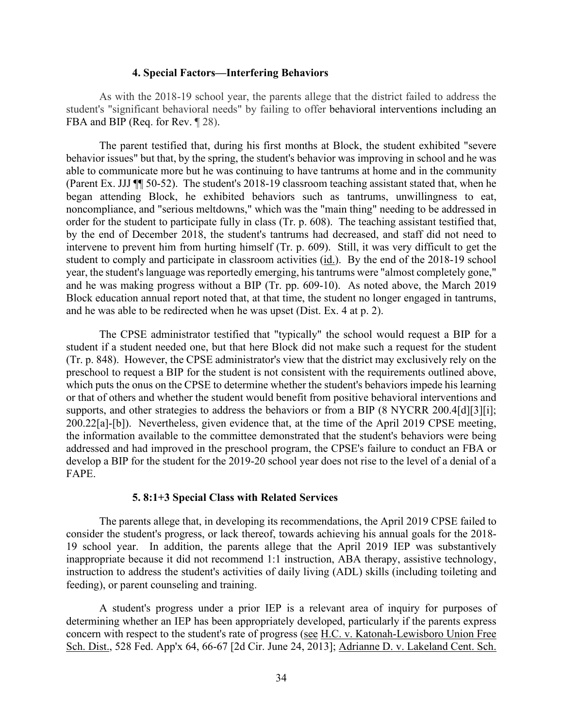#### 4. Special Factors—Interfering Behaviors

As with the 2018-19 school year, the parents allege that the district failed to address the student's "significant behavioral needs" by failing to offer behavioral interventions including an FBA and BIP (Req. for Rev. ¶ 28).

The parent testified that, during his first months at Block, the student exhibited "severe behavior issues" but that, by the spring, the student's behavior was improving in school and he was able to communicate more but he was continuing to have tantrums at home and in the community (Parent Ex. JJJ ¶¶ 50-52). The student's 2018-19 classroom teaching assistant stated that, when he began attending Block, he exhibited behaviors such as tantrums, unwillingness to eat, noncompliance, and "serious meltdowns," which was the "main thing" needing to be addressed in order for the student to participate fully in class (Tr. p. 608). The teaching assistant testified that, by the end of December 2018, the student's tantrums had decreased, and staff did not need to intervene to prevent him from hurting himself (Tr. p. 609). Still, it was very difficult to get the student to comply and participate in classroom activities (id.). By the end of the 2018-19 school year, the student's language was reportedly emerging, his tantrums were "almost completely gone," and he was making progress without a BIP (Tr. pp. 609-10). As noted above, the March 2019 Block education annual report noted that, at that time, the student no longer engaged in tantrums, and he was able to be redirected when he was upset (Dist. Ex. 4 at p. 2).

The CPSE administrator testified that "typically" the school would request a BIP for a student if a student needed one, but that here Block did not make such a request for the student (Tr. p. 848). However, the CPSE administrator's view that the district may exclusively rely on the preschool to request a BIP for the student is not consistent with the requirements outlined above, which puts the onus on the CPSE to determine whether the student's behaviors impede his learning or that of others and whether the student would benefit from positive behavioral interventions and supports, and other strategies to address the behaviors or from a BIP (8 NYCRR 200.4[d][3][i]; 200.22[a]-[b]). Nevertheless, given evidence that, at the time of the April 2019 CPSE meeting, the information available to the committee demonstrated that the student's behaviors were being addressed and had improved in the preschool program, the CPSE's failure to conduct an FBA or develop a BIP for the student for the 2019-20 school year does not rise to the level of a denial of a FAPE.

#### 5. 8:1+3 Special Class with Related Services

The parents allege that, in developing its recommendations, the April 2019 CPSE failed to consider the student's progress, or lack thereof, towards achieving his annual goals for the 2018-19 school year. In addition, the parents allege that the April 2019 IEP was substantively inappropriate because it did not recommend 1:1 instruction, ABA therapy, assistive technology, instruction to address the student's activities of daily living (ADL) skills (including toileting and feeding), or parent counseling and training.

A student's progress under a prior IEP is a relevant area of inquiry for purposes of determining whether an IEP has been appropriately developed, particularly if the parents express concern with respect to the student's rate of progress (see H.C. v. Katonah-Lewisboro Union Free Sch. Dist., 528 Fed. App'x 64, 66-67 [2d Cir. June 24, 2013]; Adrianne D. v. Lakeland Cent. Sch.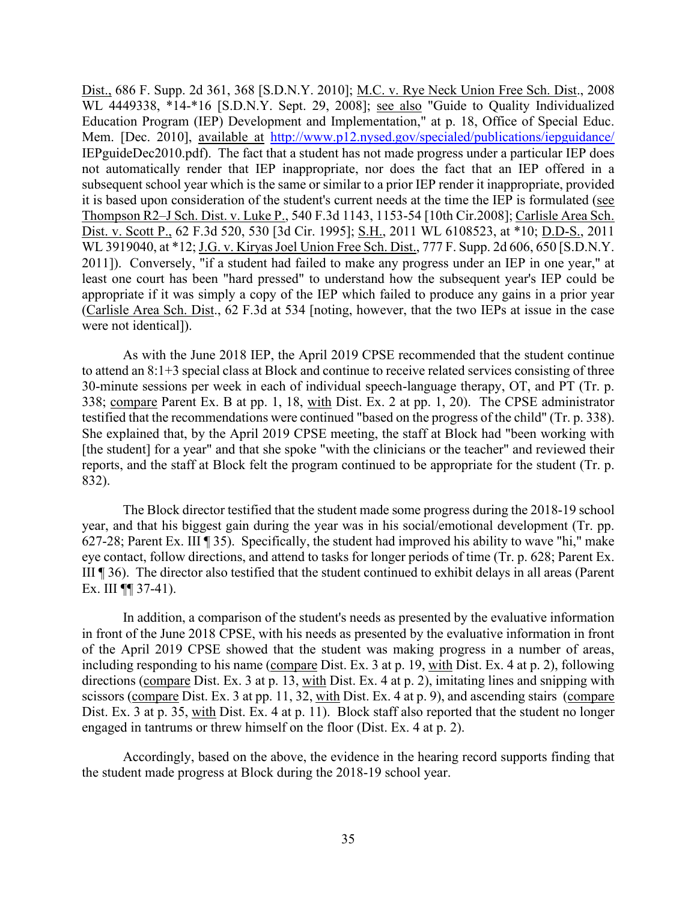Dist., 686 F. Supp. 2d 361, 368 [S.D.N.Y. 2010]; M.C. v. Rye Neck Union Free Sch. Dist., 2008 WL 4449338, *14-*16 [S.D.N.Y. Sept. 29, 2008]; see also "Guide to Quality Individualized Education Program (IEP) Development and Implementation," at p. 18, Office of Special Educ. Mem. [Dec. 2010], available at http://www.p12.nysed.gov/specialed/publications/iepguidance/IEPguideDec2010.pdf). The fact that a student has not made progress under a particular IEP does not automatically render that IEP inappropriate, nor does the fact that an IEP offered in a subsequent school year which is the same or similar to a prior IEP render it inappropriate, provided it is based upon consideration of the student's current needs at the time the IEP is formulated (see Thompson R2–J Sch. Dist. v. Luke P., 540 F.3d 1143, 1153-54 [10th Cir.2008]; Carlisle Area Sch. Dist. v. Scott P., 62 F.3d 520, 530 [3d Cir. 1995]; S.H., 2011 WL 6108523, at *10; D.D-S., 2011 WL 3919040, at *12; J.G. v. Kiryas Joel Union Free Sch. Dist., 777 F. Supp. 2d 606, 650 [S.D.N.Y. 2011]). Conversely, "if a student had failed to make any progress under an IEP in one year," at least one court has been "hard pressed" to understand how the subsequent year's IEP could be appropriate if it was simply a copy of the IEP which failed to produce any gains in a prior year (Carlisle Area Sch. Dist., 62 F.3d at 534 [noting, however, that the two IEPs at issue in the case were not identical]).

As with the June 2018 IEP, the April 2019 CPSE recommended that the student continue to attend an 8:1+3 special class at Block and continue to receive related services consisting of three 30-minute sessions per week in each of individual speech-language therapy, OT, and PT (Tr. p. 338; compare Parent Ex. B at pp. 1, 18, with Dist. Ex. 2 at pp. 1, 20). The CPSE administrator testified that the recommendations were continued "based on the progress of the child" (Tr. p. 338). She explained that, by the April 2019 CPSE meeting, the staff at Block had "been working with [the student] for a year" and that she spoke "with the clinicians or the teacher" and reviewed their reports, and the staff at Block felt the program continued to be appropriate for the student (Tr. p. 832).

The Block director testified that the student made some progress during the 2018-19 school year, and that his biggest gain during the year was in his social/emotional development (Tr. pp. 627-28; Parent Ex. III ¶ 35). Specifically, the student had improved his ability to wave "hi," make eye contact, follow directions, and attend to tasks for longer periods of time (Tr. p. 628; Parent Ex. III ¶ 36). The director also testified that the student continued to exhibit delays in all areas (Parent Ex. III ¶¶ 37-41).

In addition, a comparison of the student's needs as presented by the evaluative information in front of the June 2018 CPSE, with his needs as presented by the evaluative information in front of the April 2019 CPSE showed that the student was making progress in a number of areas, including responding to his name (compare Dist. Ex. 3 at p. 19, with Dist. Ex. 4 at p. 2), following directions (compare Dist. Ex. 3 at p. 13, with Dist. Ex. 4 at p. 2), imitating lines and snipping with scissors (compare Dist. Ex. 3 at pp. 11, 32, with Dist. Ex. 4 at p. 9), and ascending stairs (compare Dist. Ex. 3 at p. 35, with Dist. Ex. 4 at p. 11). Block staff also reported that the student no longer engaged in tantrums or threw himself on the floor (Dist. Ex. 4 at p. 2).

Accordingly, based on the above, the evidence in the hearing record supports finding that the student made progress at Block during the 2018-19 school year.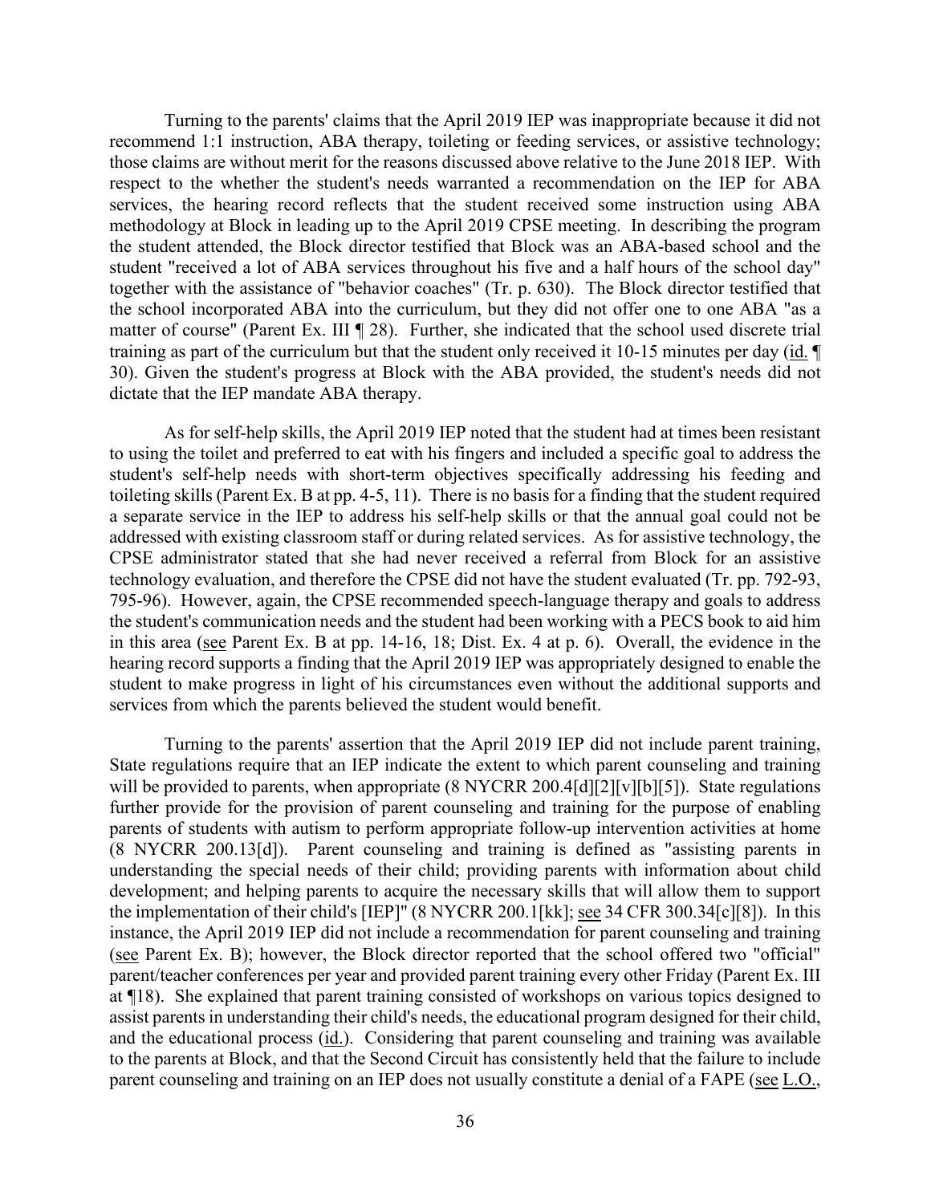Turning to the parents' claims that the April 2019 IEP was inappropriate because it did not recommend 1:1 instruction, ABA therapy, toileting or feeding services, or assistive technology; those claims are without merit for the reasons discussed above relative to the June 2018 IEP. With respect to the whether the student's needs warranted a recommendation on the IEP for ABA services, the hearing record reflects that the student received some instruction using ABA methodology at Block in leading up to the April 2019 CPSE meeting. In describing the program the student attended, the Block director testified that Block was an ABA-based school and the student "received a lot of ABA services throughout his five and a half hours of the school day" together with the assistance of "behavior coaches" (Tr. p. 630). The Block director testified that the school incorporated ABA into the curriculum, but they did not offer one to one ABA "as a matter of course" (Parent Ex. III ¶ 28). Further, she indicated that the school used discrete trial training as part of the curriculum but that the student only received it 10-15 minutes per day (id. ¶ 30). Given the student's progress at Block with the ABA provided, the student's needs did not dictate that the IEP mandate ABA therapy.

As for self-help skills, the April 2019 IEP noted that the student had at times been resistant to using the toilet and preferred to eat with his fingers and included a specific goal to address the student's self-help needs with short-term objectives specifically addressing his feeding and toileting skills (Parent Ex. B at pp. 4-5, 11). There is no basis for a finding that the student required a separate service in the IEP to address his self-help skills or that the annual goal could not be addressed with existing classroom staff or during related services. As for assistive technology, the CPSE administrator stated that she had never received a referral from Block for an assistive technology evaluation, and therefore the CPSE did not have the student evaluated (Tr. pp. 792-93, 795-96). However, again, the CPSE recommended speech-language therapy and goals to address the student's communication needs and the student had been working with a PECS book to aid him in this area (see Parent Ex. B at pp. 14-16, 18; Dist. Ex. 4 at p. 6). Overall, the evidence in the hearing record supports a finding that the April 2019 IEP was appropriately designed to enable the student to make progress in light of his circumstances even without the additional supports and services from which the parents believed the student would benefit.

Turning to the parents' assertion that the April 2019 IEP did not include parent training, State regulations require that an IEP indicate the extent to which parent counseling and training will be provided to parents, when appropriate (8 NYCRR 200.4[d][2][v][b][5]). State regulations further provide for the provision of parent counseling and training for the purpose of enabling parents of students with autism to perform appropriate follow-up intervention activities at home (8 NYCRR 200.13[d]). Parent counseling and training is defined as "assisting parents in understanding the special needs of their child; providing parents with information about child development; and helping parents to acquire the necessary skills that will allow them to support the implementation of their child's [IEP]" (8 NYCRR 200.1[kk]; see 34 CFR 300.34[c][8]). In this instance, the April 2019 IEP did not include a recommendation for parent counseling and training (see Parent Ex. B); however, the Block director reported that the school offered two "official" parent/teacher conferences per year and provided parent training every other Friday (Parent Ex. III at ¶18). She explained that parent training consisted of workshops on various topics designed to assist parents in understanding their child's needs, the educational program designed for their child, and the educational process (id.). Considering that parent counseling and training was available to the parents at Block, and that the Second Circuit has consistently held that the failure to include parent counseling and training on an IEP does not usually constitute a denial of a FAPE (see L.O.,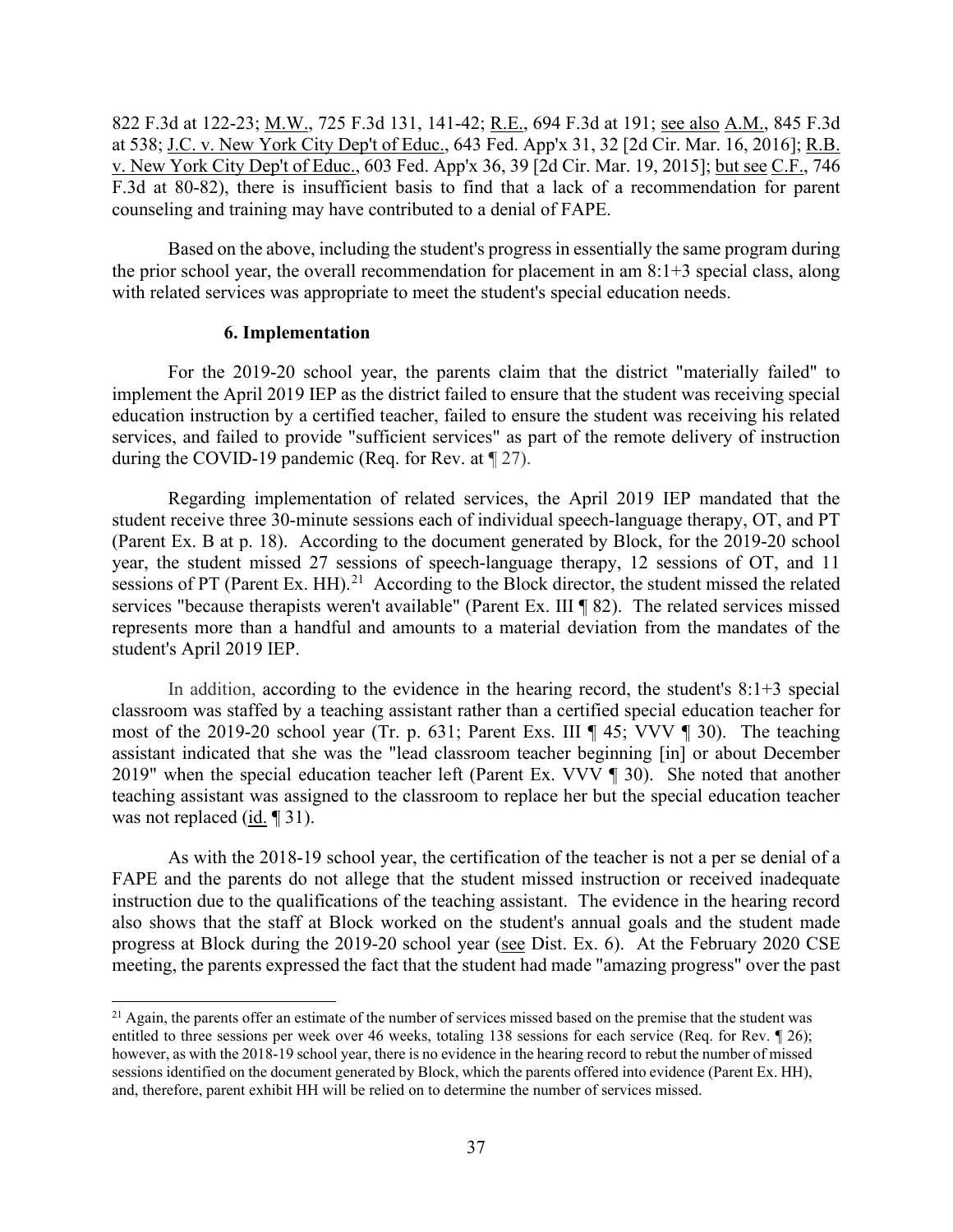822 F.3d at 122-23; M.W., 725 F.3d 131, 141-42; R.E., 694 F.3d at 191; see also A.M., 845 F.3d at 538; J.C. v. New York City Dep't of Educ., 643 Fed. App'x 31, 32 [2d Cir. Mar. 16, 2016]; R.B. v. New York City Dep't of Educ., 603 Fed. App'x 36, 39 [2d Cir. Mar. 19, 2015]; but see C.F., 746 F.3d at 80-82), there is insufficient basis to find that a lack of a recommendation for parent counseling and training may have contributed to a denial of FAPE.

Based on the above, including the student's progress in essentially the same program during the prior school year, the overall recommendation for placement in am 8:1+3 special class, along with related services was appropriate to meet the student's special education needs.

### 6. Implementation

For the 2019-20 school year, the parents claim that the district "materially failed" to implement the April 2019 IEP as the district failed to ensure that the student was receiving special education instruction by a certified teacher, failed to ensure the student was receiving his related services, and failed to provide "sufficient services" as part of the remote delivery of instruction during the COVID-19 pandemic (Req. for Rev. at ¶ 27).

Regarding implementation of related services, the April 2019 IEP mandated that the student receive three 30-minute sessions each of individual speech-language therapy, OT, and PT (Parent Ex. B at p. 18). According to the document generated by Block, for the 2019-20 school year, the student missed 27 sessions of speech-language therapy, 12 sessions of OT, and 11 sessions of PT (Parent Ex. HH).[21] According to the Block director, the student missed the related services "because therapists weren't available" (Parent Ex. III ¶ 82). The related services missed represents more than a handful and amounts to a material deviation from the mandates of the student's April 2019 IEP.

In addition, according to the evidence in the hearing record, the student's 8:1+3 special classroom was staffed by a teaching assistant rather than a certified special education teacher for most of the 2019-20 school year (Tr. p. 631; Parent Exs. III ¶ 45; VVV ¶ 30). The teaching assistant indicated that she was the "lead classroom teacher beginning [in] or about December 2019" when the special education teacher left (Parent Ex. VVV ¶ 30). She noted that another teaching assistant was assigned to the classroom to replace her but the special education teacher was not replaced (id. ¶ 31).

As with the 2018-19 school year, the certification of the teacher is not a per se denial of a FAPE and the parents do not allege that the student missed instruction or received inadequate instruction due to the qualifications of the teaching assistant. The evidence in the hearing record also shows that the staff at Block worked on the student's annual goals and the student made progress at Block during the 2019-20 school year (see Dist. Ex. 6). At the February 2020 CSE meeting, the parents expressed the fact that the student had made "amazing progress" over the past

[21] Again, the parents offer an estimate of the number of services missed based on the premise that the student was entitled to three sessions per week over 46 weeks, totaling 138 sessions for each service (Req. for Rev. ¶ 26); however, as with the 2018-19 school year, there is no evidence in the hearing record to rebut the number of missed sessions identified on the document generated by Block, which the parents offered into evidence (Parent Ex. HH), and, therefore, parent exhibit HH will be relied on to determine the number of services missed.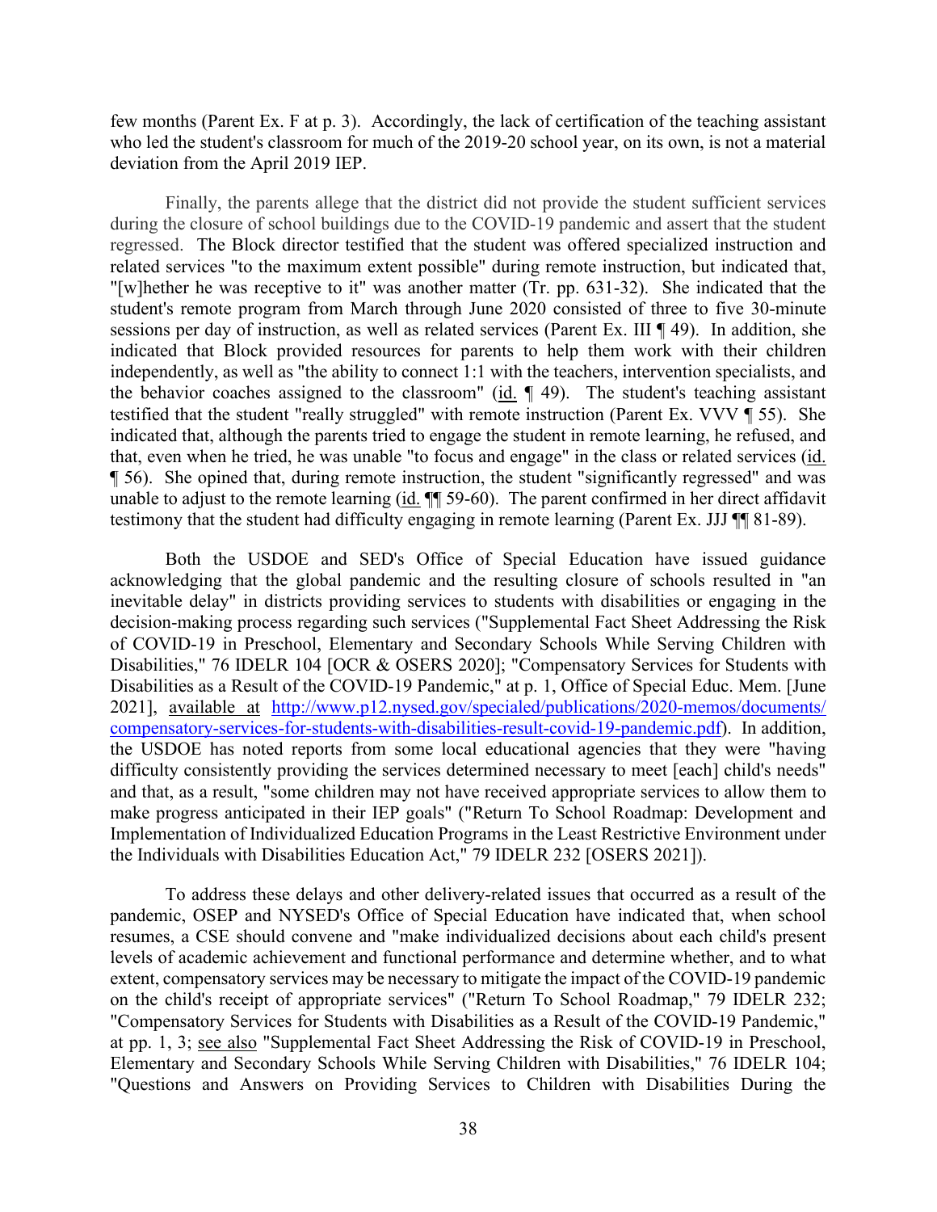few months (Parent Ex. F at p. 3). Accordingly, the lack of certification of the teaching assistant who led the student's classroom for much of the 2019-20 school year, on its own, is not a material deviation from the April 2019 IEP.

Finally, the parents allege that the district did not provide the student sufficient services during the closure of school buildings due to the COVID-19 pandemic and assert that the student regressed. The Block director testified that the student was offered specialized instruction and related services "to the maximum extent possible" during remote instruction, but indicated that, "[w]hether he was receptive to it" was another matter (Tr. pp. 631-32). She indicated that the student's remote program from March through June 2020 consisted of three to five 30-minute sessions per day of instruction, as well as related services (Parent Ex. III ¶ 49). In addition, she indicated that Block provided resources for parents to help them work with their children independently, as well as "the ability to connect 1:1 with the teachers, intervention specialists, and the behavior coaches assigned to the classroom" (id. ¶ 49). The student's teaching assistant testified that the student "really struggled" with remote instruction (Parent Ex. VVV ¶ 55). She indicated that, although the parents tried to engage the student in remote learning, he refused, and that, even when he tried, he was unable "to focus and engage" in the class or related services (id. ¶ 56). She opined that, during remote instruction, the student "significantly regressed" and was unable to adjust to the remote learning (id. ¶¶ 59-60). The parent confirmed in her direct affidavit testimony that the student had difficulty engaging in remote learning (Parent Ex. JJJ ¶¶ 81-89).

Both the USDOE and SED's Office of Special Education have issued guidance acknowledging that the global pandemic and the resulting closure of schools resulted in "an inevitable delay" in districts providing services to students with disabilities or engaging in the decision-making process regarding such services ("Supplemental Fact Sheet Addressing the Risk of COVID-19 in Preschool, Elementary and Secondary Schools While Serving Children with Disabilities," 76 IDELR 104 [OCR & OSERS 2020]; "Compensatory Services for Students with Disabilities as a Result of the COVID-19 Pandemic," at p. 1, Office of Special Educ. Mem. [June 2021], available at http://www.p12.nysed.gov/specialed/publications/2020-memos/documents/compensatory-services-for-students-with-disabilities-result-covid-19-pandemic.pdf). In addition, the USDOE has noted reports from some local educational agencies that they were "having difficulty consistently providing the services determined necessary to meet [each] child's needs" and that, as a result, "some children may not have received appropriate services to allow them to make progress anticipated in their IEP goals" ("Return To School Roadmap: Development and Implementation of Individualized Education Programs in the Least Restrictive Environment under the Individuals with Disabilities Education Act," 79 IDELR 232 [OSERS 2021]).

To address these delays and other delivery-related issues that occurred as a result of the pandemic, OSEP and NYSED's Office of Special Education have indicated that, when school resumes, a CSE should convene and "make individualized decisions about each child's present levels of academic achievement and functional performance and determine whether, and to what extent, compensatory services may be necessary to mitigate the impact of the COVID-19 pandemic on the child's receipt of appropriate services" ("Return To School Roadmap," 79 IDELR 232; "Compensatory Services for Students with Disabilities as a Result of the COVID-19 Pandemic," at pp. 1, 3; see also "Supplemental Fact Sheet Addressing the Risk of COVID-19 in Preschool, Elementary and Secondary Schools While Serving Children with Disabilities," 76 IDELR 104; "Questions and Answers on Providing Services to Children with Disabilities During the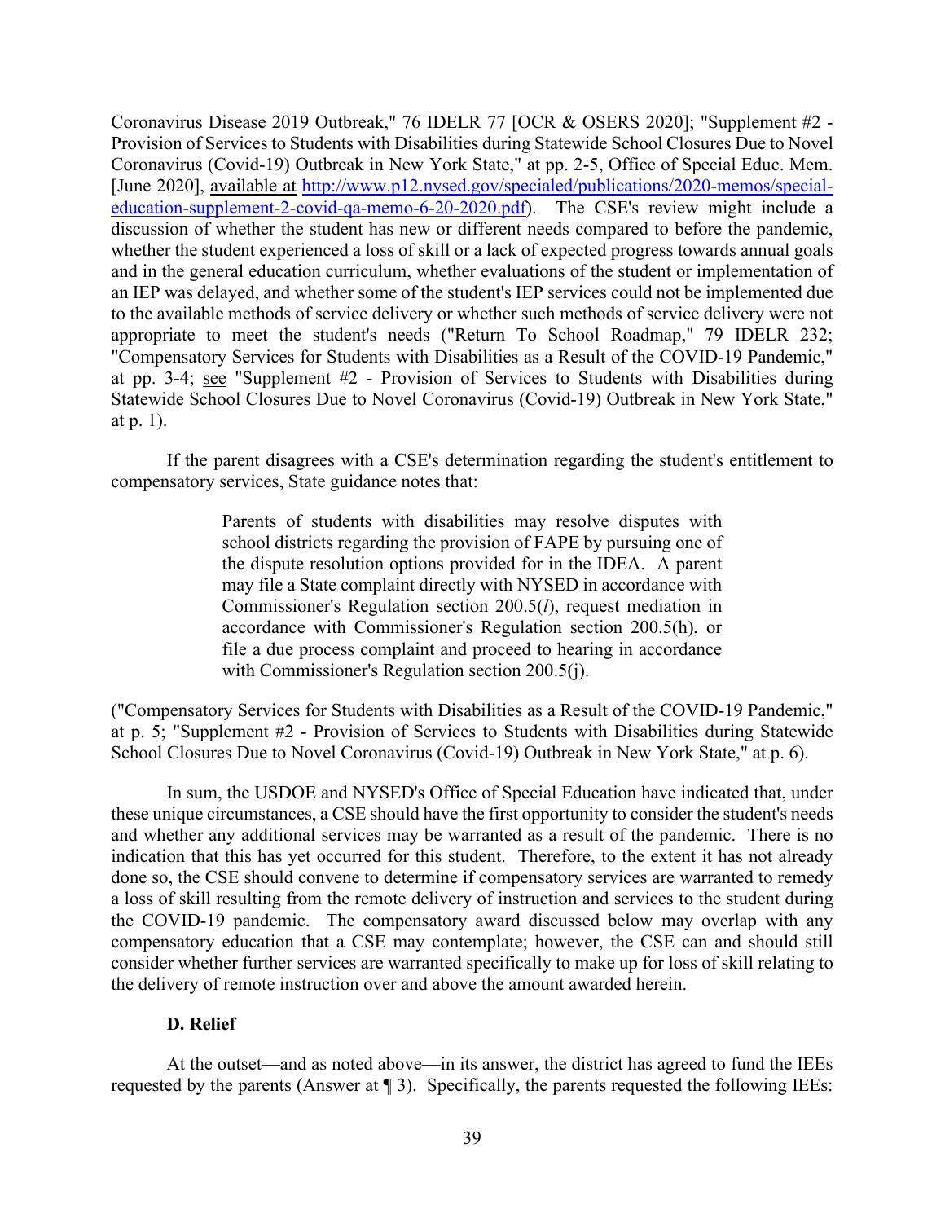Coronavirus Disease 2019 Outbreak," 76 IDELR 77 [OCR & OSERS 2020]; "Supplement #2 - Provision of Services to Students with Disabilities during Statewide School Closures Due to Novel Coronavirus (Covid-19) Outbreak in New York State," at pp. 2-5, Office of Special Educ. Mem. [June 2020], available at http://www.p12.nysed.gov/specialed/publications/2020-memos/special-education-supplement-2-covid-qa-memo-6-20-2020.pdf). The CSE's review might include a discussion of whether the student has new or different needs compared to before the pandemic, whether the student experienced a loss of skill or a lack of expected progress towards annual goals and in the general education curriculum, whether evaluations of the student or implementation of an IEP was delayed, and whether some of the student's IEP services could not be implemented due to the available methods of service delivery or whether such methods of service delivery were not appropriate to meet the student's needs ("Return To School Roadmap," 79 IDELR 232; "Compensatory Services for Students with Disabilities as a Result of the COVID-19 Pandemic," at pp. 3-4; see "Supplement #2 - Provision of Services to Students with Disabilities during Statewide School Closures Due to Novel Coronavirus (Covid-19) Outbreak in New York State," at p. 1).

If the parent disagrees with a CSE's determination regarding the student's entitlement to compensatory services, State guidance notes that:

> Parents of students with disabilities may resolve disputes with school districts regarding the provision of FAPE by pursuing one of the dispute resolution options provided for in the IDEA. A parent may file a State complaint directly with NYSED in accordance with Commissioner's Regulation section 200.5(*l*), request mediation in accordance with Commissioner's Regulation section 200.5(h), or file a due process complaint and proceed to hearing in accordance with Commissioner's Regulation section 200.5(j).

("Compensatory Services for Students with Disabilities as a Result of the COVID-19 Pandemic," at p. 5; "Supplement #2 - Provision of Services to Students with Disabilities during Statewide School Closures Due to Novel Coronavirus (Covid-19) Outbreak in New York State," at p. 6).

In sum, the USDOE and NYSED's Office of Special Education have indicated that, under these unique circumstances, a CSE should have the first opportunity to consider the student's needs and whether any additional services may be warranted as a result of the pandemic. There is no indication that this has yet occurred for this student. Therefore, to the extent it has not already done so, the CSE should convene to determine if compensatory services are warranted to remedy a loss of skill resulting from the remote delivery of instruction and services to the student during the COVID-19 pandemic. The compensatory award discussed below may overlap with any compensatory education that a CSE may contemplate; however, the CSE can and should still consider whether further services are warranted specifically to make up for loss of skill relating to the delivery of remote instruction over and above the amount awarded herein.

### D. Relief

At the outset—and as noted above—in its answer, the district has agreed to fund the IEEs requested by the parents (Answer at ¶ 3). Specifically, the parents requested the following IEEs: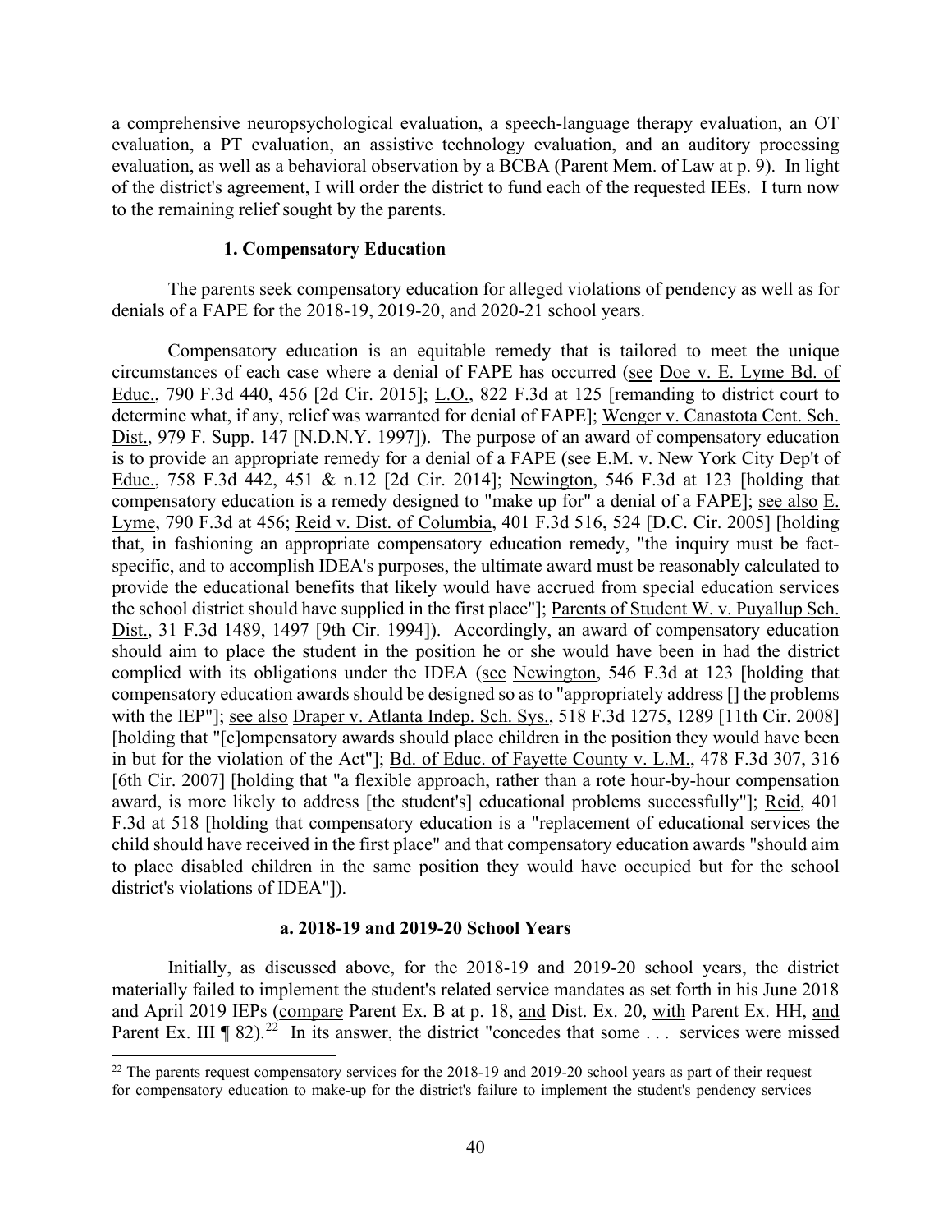a comprehensive neuropsychological evaluation, a speech-language therapy evaluation, an OT evaluation, a PT evaluation, an assistive technology evaluation, and an auditory processing evaluation, as well as a behavioral observation by a BCBA (Parent Mem. of Law at p. 9). In light of the district's agreement, I will order the district to fund each of the requested IEEs. I turn now to the remaining relief sought by the parents.

### 1. Compensatory Education

The parents seek compensatory education for alleged violations of pendency as well as for denials of a FAPE for the 2018-19, 2019-20, and 2020-21 school years.

Compensatory education is an equitable remedy that is tailored to meet the unique circumstances of each case where a denial of FAPE has occurred (see Doe v. E. Lyme Bd. of Educ., 790 F.3d 440, 456 [2d Cir. 2015]; L.O., 822 F.3d at 125 [remanding to district court to determine what, if any, relief was warranted for denial of FAPE]; Wenger v. Canastota Cent. Sch. Dist., 979 F. Supp. 147 [N.D.N.Y. 1997]). The purpose of an award of compensatory education is to provide an appropriate remedy for a denial of a FAPE (see E.M. v. New York City Dep't of Educ., 758 F.3d 442, 451 & n.12 [2d Cir. 2014]; Newington, 546 F.3d at 123 [holding that compensatory education is a remedy designed to "make up for" a denial of a FAPE]; see also E. Lyme, 790 F.3d at 456; Reid v. Dist. of Columbia, 401 F.3d 516, 524 [D.C. Cir. 2005] [holding that, in fashioning an appropriate compensatory education remedy, "the inquiry must be fact-specific, and to accomplish IDEA's purposes, the ultimate award must be reasonably calculated to provide the educational benefits that likely would have accrued from special education services the school district should have supplied in the first place"]; Parents of Student W. v. Puyallup Sch. Dist., 31 F.3d 1489, 1497 [9th Cir. 1994]). Accordingly, an award of compensatory education should aim to place the student in the position he or she would have been in had the district complied with its obligations under the IDEA (see Newington, 546 F.3d at 123 [holding that compensatory education awards should be designed so as to "appropriately address [] the problems with the IEP"]; see also Draper v. Atlanta Indep. Sch. Sys., 518 F.3d 1275, 1289 [11th Cir. 2008] [holding that "[c]ompensatory awards should place children in the position they would have been in but for the violation of the Act"]; Bd. of Educ. of Fayette County v. L.M., 478 F.3d 307, 316 [6th Cir. 2007] [holding that "a flexible approach, rather than a rote hour-by-hour compensation award, is more likely to address [the student's] educational problems successfully"]; Reid, 401 F.3d at 518 [holding that compensatory education is a "replacement of educational services the child should have received in the first place" and that compensatory education awards "should aim to place disabled children in the same position they would have occupied but for the school district's violations of IDEA"]).

#### a. 2018-19 and 2019-20 School Years

Initially, as discussed above, for the 2018-19 and 2019-20 school years, the district materially failed to implement the student's related service mandates as set forth in his June 2018 and April 2019 IEPs (compare Parent Ex. B at p. 18, and Dist. Ex. 20, with Parent Ex. HH, and Parent Ex. III ¶ 82).[22] In its answer, the district "concedes that some . . . services were missed

[22] The parents request compensatory services for the 2018-19 and 2019-20 school years as part of their request for compensatory education to make-up for the district's failure to implement the student's pendency services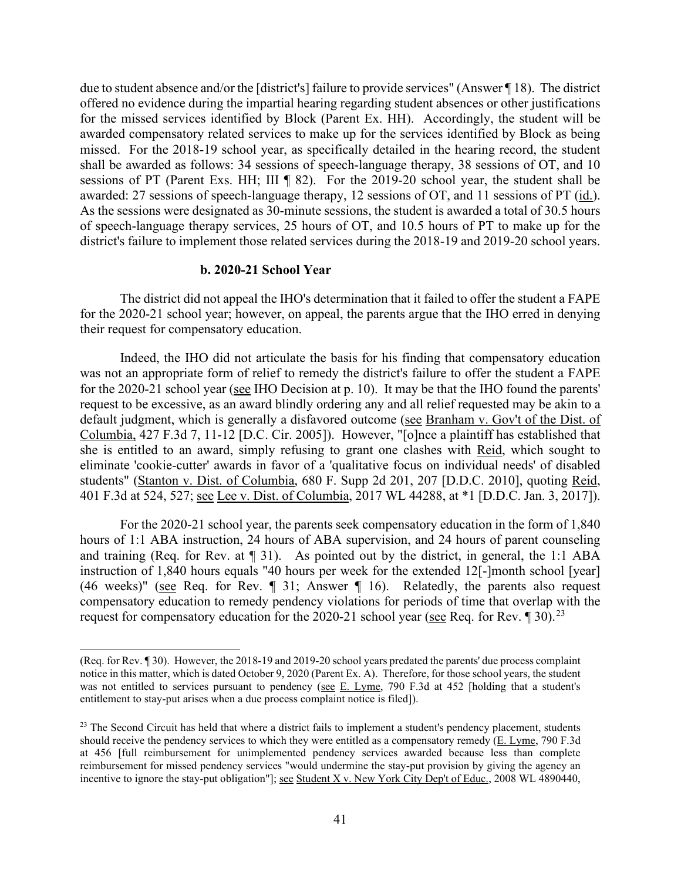due to student absence and/or the [district's] failure to provide services" (Answer ¶ 18). The district offered no evidence during the impartial hearing regarding student absences or other justifications for the missed services identified by Block (Parent Ex. HH). Accordingly, the student will be awarded compensatory related services to make up for the services identified by Block as being missed. For the 2018-19 school year, as specifically detailed in the hearing record, the student shall be awarded as follows: 34 sessions of speech-language therapy, 38 sessions of OT, and 10 sessions of PT (Parent Exs. HH; III ¶ 82). For the 2019-20 school year, the student shall be awarded: 27 sessions of speech-language therapy, 12 sessions of OT, and 11 sessions of PT (id.). As the sessions were designated as 30-minute sessions, the student is awarded a total of 30.5 hours of speech-language therapy services, 25 hours of OT, and 10.5 hours of PT to make up for the district's failure to implement those related services during the 2018-19 and 2019-20 school years.

**b. 2020-21 School Year**

The district did not appeal the IHO's determination that it failed to offer the student a FAPE for the 2020-21 school year; however, on appeal, the parents argue that the IHO erred in denying their request for compensatory education.

Indeed, the IHO did not articulate the basis for his finding that compensatory education was not an appropriate form of relief to remedy the district's failure to offer the student a FAPE for the 2020-21 school year (see IHO Decision at p. 10). It may be that the IHO found the parents' request to be excessive, as an award blindly ordering any and all relief requested may be akin to a default judgment, which is generally a disfavored outcome (see Branham v. Gov't of the Dist. of Columbia, 427 F.3d 7, 11-12 [D.C. Cir. 2005]). However, "[o]nce a plaintiff has established that she is entitled to an award, simply refusing to grant one clashes with Reid, which sought to eliminate 'cookie-cutter' awards in favor of a 'qualitative focus on individual needs' of disabled students" (Stanton v. Dist. of Columbia, 680 F. Supp 2d 201, 207 [D.D.C. 2010], quoting Reid, 401 F.3d at 524, 527; see Lee v. Dist. of Columbia, 2017 WL 44288, at *1 [D.D.C. Jan. 3, 2017]).

For the 2020-21 school year, the parents seek compensatory education in the form of 1,840 hours of 1:1 ABA instruction, 24 hours of ABA supervision, and 24 hours of parent counseling and training (Req. for Rev. at ¶ 31). As pointed out by the district, in general, the 1:1 ABA instruction of 1,840 hours equals "40 hours per week for the extended 12[-]month school [year] (46 weeks)" (see Req. for Rev. ¶ 31; Answer ¶ 16). Relatedly, the parents also request compensatory education to remedy pendency violations for periods of time that overlap with the request for compensatory education for the 2020-21 school year (see Req. for Rev. ¶ 30).[23]

---

(Req. for Rev. ¶ 30). However, the 2018-19 and 2019-20 school years predated the parents' due process complaint notice in this matter, which is dated October 9, 2020 (Parent Ex. A). Therefore, for those school years, the student was not entitled to services pursuant to pendency (see E. Lyme, 790 F.3d at 452 [holding that a student's entitlement to stay-put arises when a due process complaint notice is filed]).

[23] The Second Circuit has held that where a district fails to implement a student's pendency placement, students should receive the pendency services to which they were entitled as a compensatory remedy (E. Lyme, 790 F.3d at 456 [full reimbursement for unimplemented pendency services awarded because less than complete reimbursement for missed pendency services "would undermine the stay-put provision by giving the agency an incentive to ignore the stay-put obligation"]; see Student X v. New York City Dep't of Educ., 2008 WL 4890440,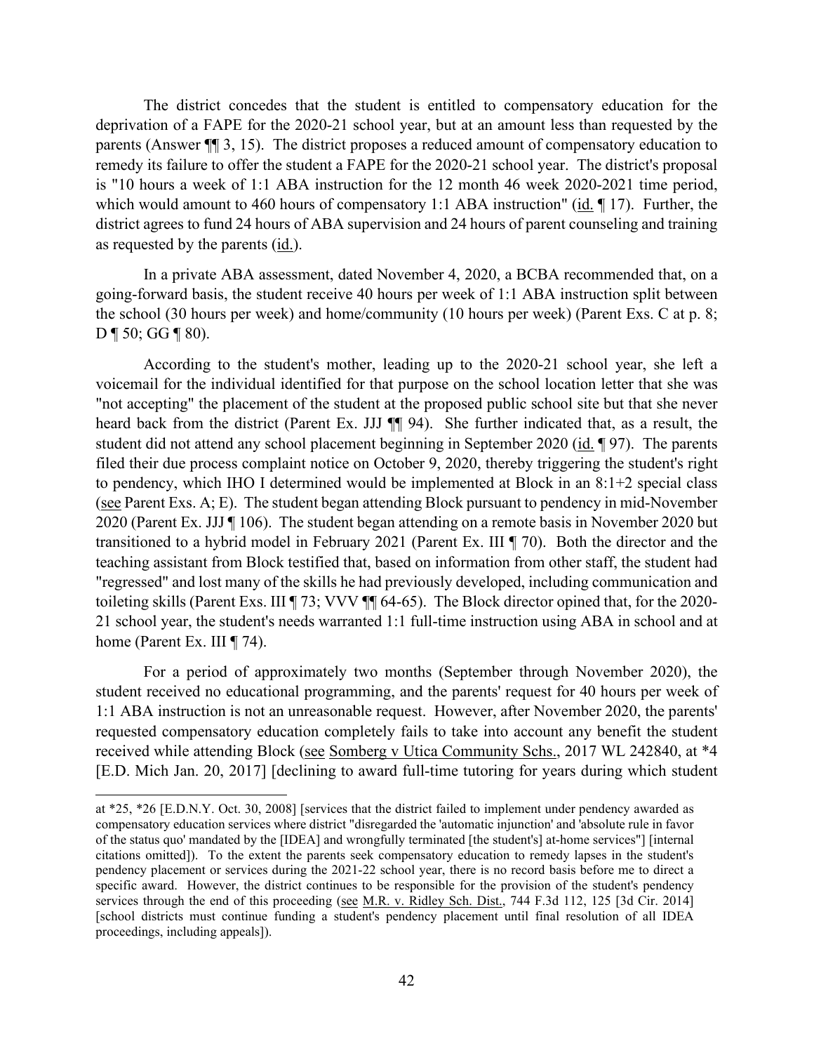The district concedes that the student is entitled to compensatory education for the deprivation of a FAPE for the 2020-21 school year, but at an amount less than requested by the parents (Answer ¶¶ 3, 15). The district proposes a reduced amount of compensatory education to remedy its failure to offer the student a FAPE for the 2020-21 school year. The district's proposal is "10 hours a week of 1:1 ABA instruction for the 12 month 46 week 2020-2021 time period, which would amount to 460 hours of compensatory 1:1 ABA instruction" (id. ¶ 17). Further, the district agrees to fund 24 hours of ABA supervision and 24 hours of parent counseling and training as requested by the parents (id.).

In a private ABA assessment, dated November 4, 2020, a BCBA recommended that, on a going-forward basis, the student receive 40 hours per week of 1:1 ABA instruction split between the school (30 hours per week) and home/community (10 hours per week) (Parent Exs. C at p. 8; D ¶ 50; GG ¶ 80).

According to the student's mother, leading up to the 2020-21 school year, she left a voicemail for the individual identified for that purpose on the school location letter that she was "not accepting" the placement of the student at the proposed public school site but that she never heard back from the district (Parent Ex. JJJ ¶¶ 94). She further indicated that, as a result, the student did not attend any school placement beginning in September 2020 (id. ¶ 97). The parents filed their due process complaint notice on October 9, 2020, thereby triggering the student's right to pendency, which IHO I determined would be implemented at Block in an 8:1+2 special class (see Parent Exs. A; E). The student began attending Block pursuant to pendency in mid-November 2020 (Parent Ex. JJJ ¶ 106). The student began attending on a remote basis in November 2020 but transitioned to a hybrid model in February 2021 (Parent Ex. III ¶ 70). Both the director and the teaching assistant from Block testified that, based on information from other staff, the student had "regressed" and lost many of the skills he had previously developed, including communication and toileting skills (Parent Exs. III ¶ 73; VVV ¶¶ 64-65). The Block director opined that, for the 2020-21 school year, the student's needs warranted 1:1 full-time instruction using ABA in school and at home (Parent Ex. III ¶ 74).

For a period of approximately two months (September through November 2020), the student received no educational programming, and the parents' request for 40 hours per week of 1:1 ABA instruction is not an unreasonable request. However, after November 2020, the parents' requested compensatory education completely fails to take into account any benefit the student received while attending Block (see Somberg v Utica Community Schs., 2017 WL 242840, at *4 [E.D. Mich Jan. 20, 2017] [declining to award full-time tutoring for years during which student

---

at *25, *26 [E.D.N.Y. Oct. 30, 2008] [services that the district failed to implement under pendency awarded as compensatory education services where district "disregarded the 'automatic injunction' and 'absolute rule in favor of the status quo' mandated by the [IDEA] and wrongfully terminated [the student's] at-home services"] [internal citations omitted]). To the extent the parents seek compensatory education to remedy lapses in the student's pendency placement or services during the 2021-22 school year, there is no record basis before me to direct a specific award. However, the district continues to be responsible for the provision of the student's pendency services through the end of this proceeding (see M.R. v. Ridley Sch. Dist., 744 F.3d 112, 125 [3d Cir. 2014] [school districts must continue funding a student's pendency placement until final resolution of all IDEA proceedings, including appeals]).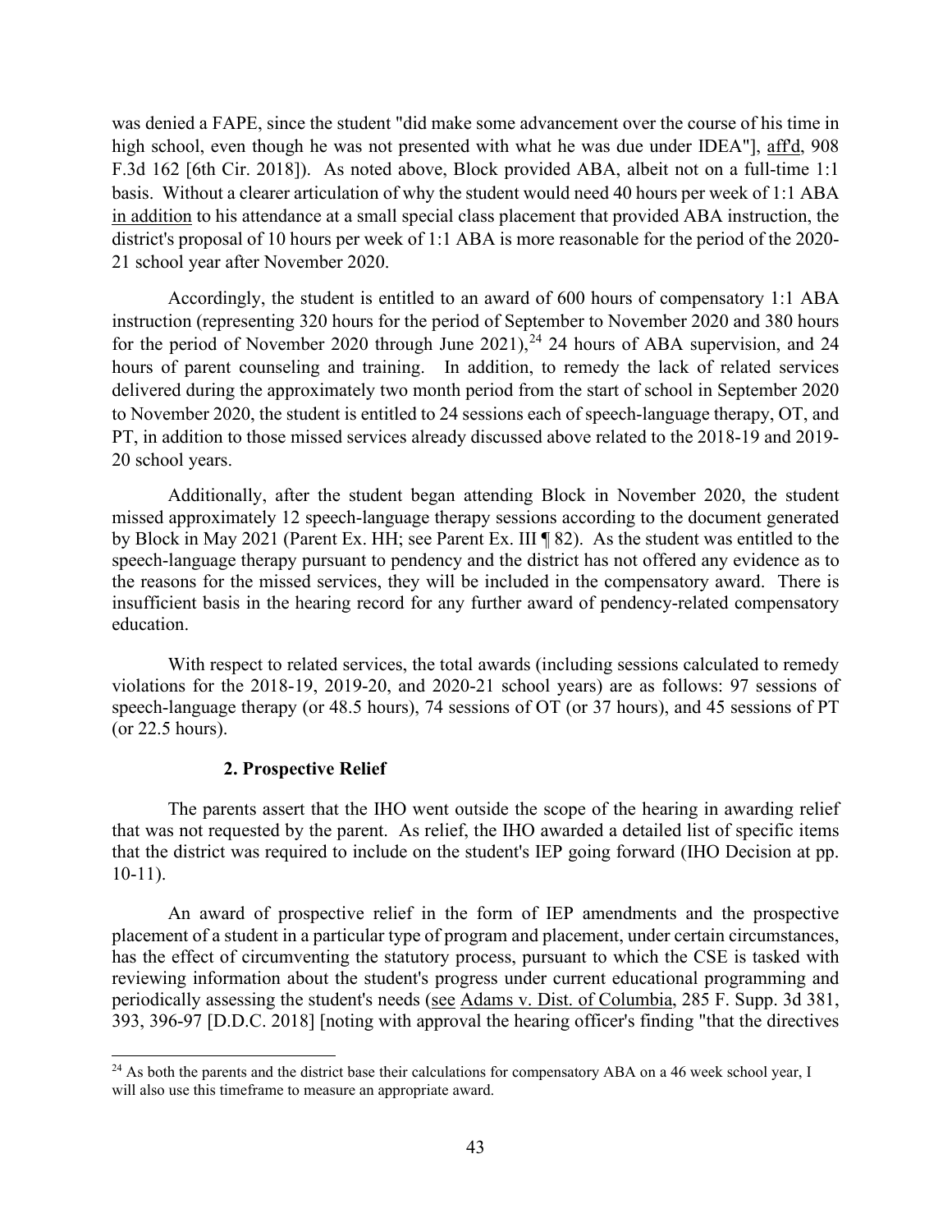was denied a FAPE, since the student "did make some advancement over the course of his time in high school, even though he was not presented with what he was due under IDEA"], aff'd, 908 F.3d 162 [6th Cir. 2018]). As noted above, Block provided ABA, albeit not on a full-time 1:1 basis. Without a clearer articulation of why the student would need 40 hours per week of 1:1 ABA in addition to his attendance at a small special class placement that provided ABA instruction, the district's proposal of 10 hours per week of 1:1 ABA is more reasonable for the period of the 2020-21 school year after November 2020.

Accordingly, the student is entitled to an award of 600 hours of compensatory 1:1 ABA instruction (representing 320 hours for the period of September to November 2020 and 380 hours for the period of November 2020 through June 2021),[24] 24 hours of ABA supervision, and 24 hours of parent counseling and training. In addition, to remedy the lack of related services delivered during the approximately two month period from the start of school in September 2020 to November 2020, the student is entitled to 24 sessions each of speech-language therapy, OT, and PT, in addition to those missed services already discussed above related to the 2018-19 and 2019-20 school years.

Additionally, after the student began attending Block in November 2020, the student missed approximately 12 speech-language therapy sessions according to the document generated by Block in May 2021 (Parent Ex. HH; see Parent Ex. III ¶ 82). As the student was entitled to the speech-language therapy pursuant to pendency and the district has not offered any evidence as to the reasons for the missed services, they will be included in the compensatory award. There is insufficient basis in the hearing record for any further award of pendency-related compensatory education.

With respect to related services, the total awards (including sessions calculated to remedy violations for the 2018-19, 2019-20, and 2020-21 school years) are as follows: 97 sessions of speech-language therapy (or 48.5 hours), 74 sessions of OT (or 37 hours), and 45 sessions of PT (or 22.5 hours).

### 2. Prospective Relief

The parents assert that the IHO went outside the scope of the hearing in awarding relief that was not requested by the parent. As relief, the IHO awarded a detailed list of specific items that the district was required to include on the student's IEP going forward (IHO Decision at pp. 10-11).

An award of prospective relief in the form of IEP amendments and the prospective placement of a student in a particular type of program and placement, under certain circumstances, has the effect of circumventing the statutory process, pursuant to which the CSE is tasked with reviewing information about the student's progress under current educational programming and periodically assessing the student's needs (see Adams v. Dist. of Columbia, 285 F. Supp. 3d 381, 393, 396-97 [D.D.C. 2018] [noting with approval the hearing officer's finding "that the directives

[24] As both the parents and the district base their calculations for compensatory ABA on a 46 week school year, I will also use this timeframe to measure an appropriate award.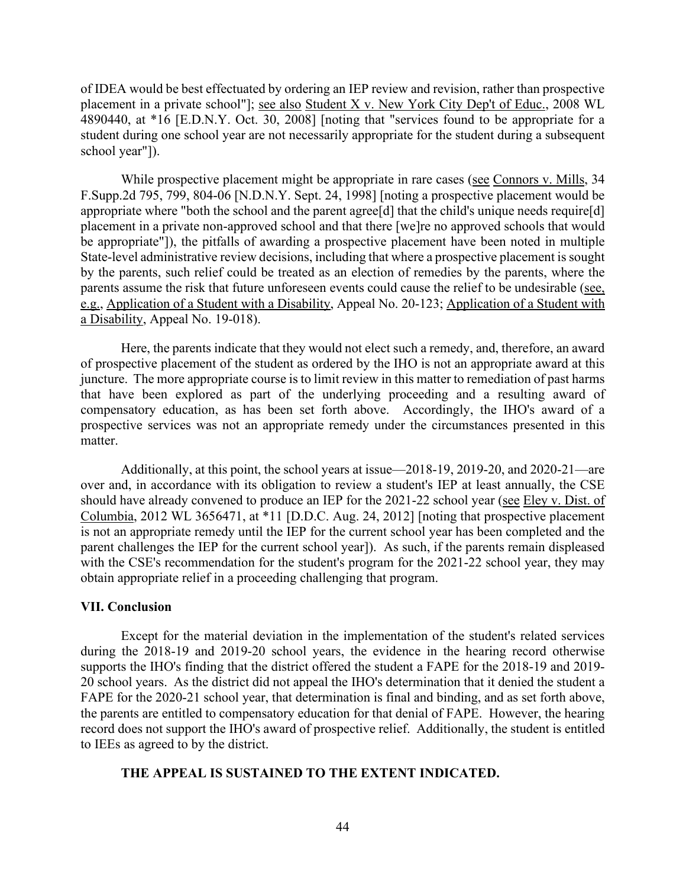of IDEA would be best effectuated by ordering an IEP review and revision, rather than prospective placement in a private school"]; see also Student X v. New York City Dep't of Educ., 2008 WL 4890440, at *16 [E.D.N.Y. Oct. 30, 2008] [noting that "services found to be appropriate for a student during one school year are not necessarily appropriate for the student during a subsequent school year"]).

While prospective placement might be appropriate in rare cases (see Connors v. Mills, 34 F.Supp.2d 795, 799, 804-06 [N.D.N.Y. Sept. 24, 1998] [noting a prospective placement would be appropriate where "both the school and the parent agree[d] that the child's unique needs require[d] placement in a private non-approved school and that there [we]re no approved schools that would be appropriate"]), the pitfalls of awarding a prospective placement have been noted in multiple State-level administrative review decisions, including that where a prospective placement is sought by the parents, such relief could be treated as an election of remedies by the parents, where the parents assume the risk that future unforeseen events could cause the relief to be undesirable (see, e.g., Application of a Student with a Disability, Appeal No. 20-123; Application of a Student with a Disability, Appeal No. 19-018).

Here, the parents indicate that they would not elect such a remedy, and, therefore, an award of prospective placement of the student as ordered by the IHO is not an appropriate award at this juncture. The more appropriate course is to limit review in this matter to remediation of past harms that have been explored as part of the underlying proceeding and a resulting award of compensatory education, as has been set forth above. Accordingly, the IHO's award of a prospective services was not an appropriate remedy under the circumstances presented in this matter.

Additionally, at this point, the school years at issue—2018-19, 2019-20, and 2020-21—are over and, in accordance with its obligation to review a student's IEP at least annually, the CSE should have already convened to produce an IEP for the 2021-22 school year (see Eley v. Dist. of Columbia, 2012 WL 3656471, at *11 [D.D.C. Aug. 24, 2012] [noting that prospective placement is not an appropriate remedy until the IEP for the current school year has been completed and the parent challenges the IEP for the current school year]). As such, if the parents remain displeased with the CSE's recommendation for the student's program for the 2021-22 school year, they may obtain appropriate relief in a proceeding challenging that program.

## VII. Conclusion

Except for the material deviation in the implementation of the student's related services during the 2018-19 and 2019-20 school years, the evidence in the hearing record otherwise supports the IHO's finding that the district offered the student a FAPE for the 2018-19 and 2019-20 school years. As the district did not appeal the IHO's determination that it denied the student a FAPE for the 2020-21 school year, that determination is final and binding, and as set forth above, the parents are entitled to compensatory education for that denial of FAPE. However, the hearing record does not support the IHO's award of prospective relief. Additionally, the student is entitled to IEEs as agreed to by the district.

**THE APPEAL IS SUSTAINED TO THE EXTENT INDICATED.**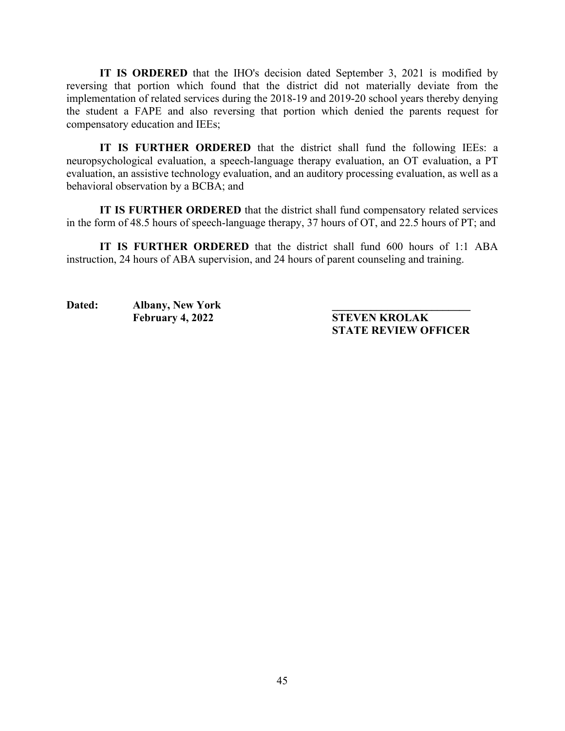**IT IS ORDERED** that the IHO's decision dated September 3, 2021 is modified by reversing that portion which found that the district did not materially deviate from the implementation of related services during the 2018-19 and 2019-20 school years thereby denying the student a FAPE and also reversing that portion which denied the parents request for compensatory education and IEEs;

**IT IS FURTHER ORDERED** that the district shall fund the following IEEs: a neuropsychological evaluation, a speech-language therapy evaluation, an OT evaluation, a PT evaluation, an assistive technology evaluation, and an auditory processing evaluation, as well as a behavioral observation by a BCBA; and

**IT IS FURTHER ORDERED** that the district shall fund compensatory related services in the form of 48.5 hours of speech-language therapy, 37 hours of OT, and 22.5 hours of PT; and

**IT IS FURTHER ORDERED** that the district shall fund 600 hours of 1:1 ABA instruction, 24 hours of ABA supervision, and 24 hours of parent counseling and training.

**Dated:** **Albany, New York**
**February 4, 2022**

\_\_\_\_\_\_\_\_\_\_\_\_\_\_\_\_\_\_\_\_\_\_\_\_\_\_
**STEVEN KROLAK**
**STATE REVIEW OFFICER**